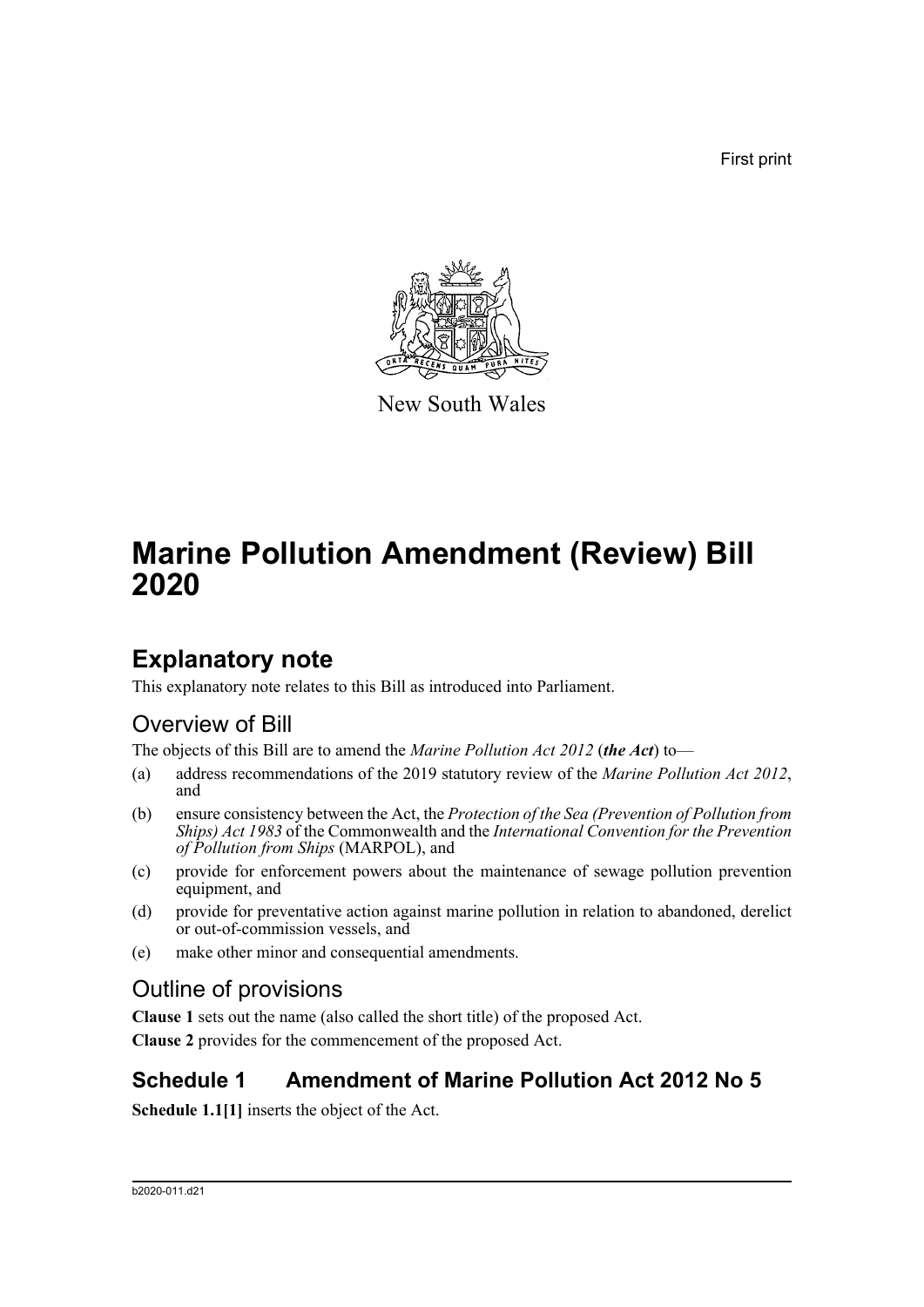First print

New South Wales

# Marine Pollution Amendment (Review) Bill 2020

## Explanatory note

This explanatory note relates to this Bill as introduced into Parliament.

### Overview of Bill

The objects of this Bill are to amend the *Marine Pollution Act 2012* (***the Act***) to—

(a) address recommendations of the 2019 statutory review of the *Marine Pollution Act 2012*, and

(b) ensure consistency between the Act, the *Protection of the Sea (Prevention of Pollution from Ships) Act 1983* of the Commonwealth and the *International Convention for the Prevention of Pollution from Ships* (MARPOL), and

(c) provide for enforcement powers about the maintenance of sewage pollution prevention equipment, and

(d) provide for preventative action against marine pollution in relation to abandoned, derelict or out-of-commission vessels, and

(e) make other minor and consequential amendments.

### Outline of provisions

**Clause 1** sets out the name (also called the short title) of the proposed Act.

**Clause 2** provides for the commencement of the proposed Act.

## Schedule 1 Amendment of Marine Pollution Act 2012 No 5

**Schedule 1.1[1]** inserts the object of the Act.

b2020-011.d21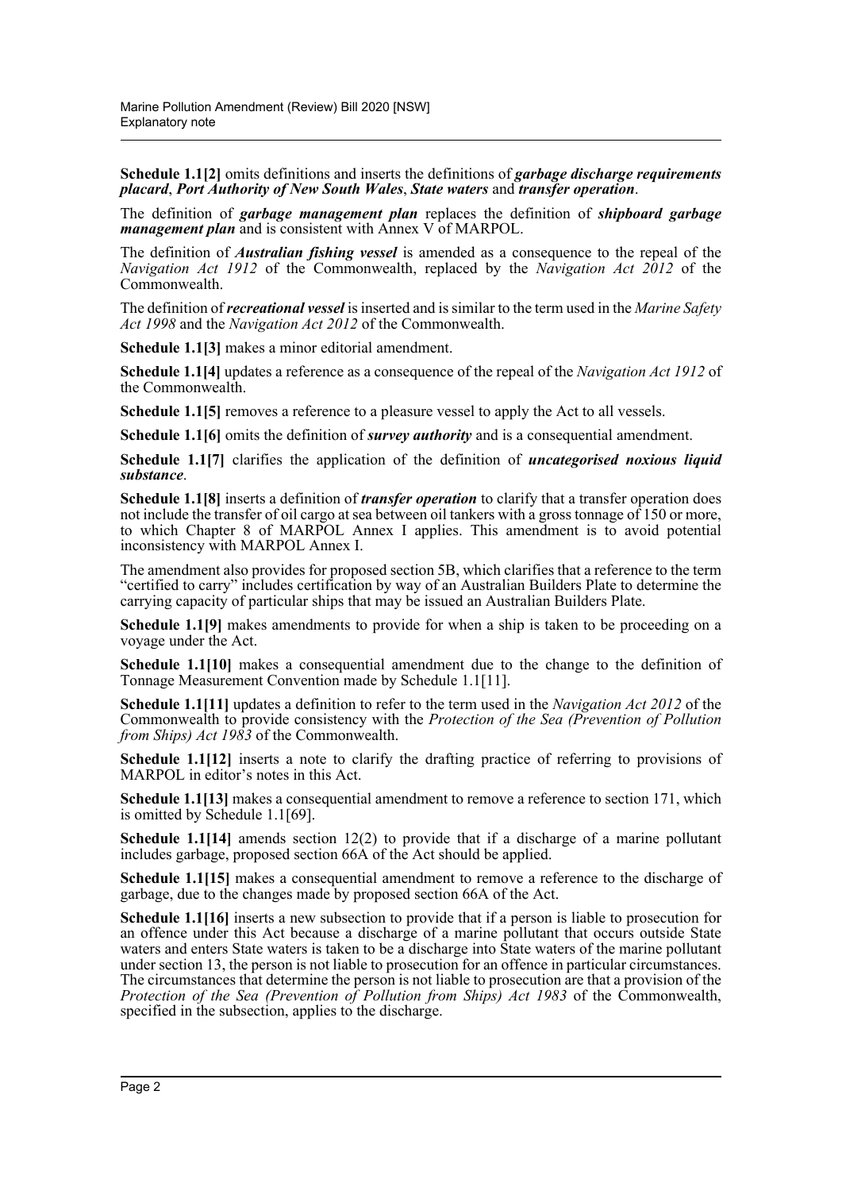**Schedule 1.1[2]** omits definitions and inserts the definitions of ***garbage discharge requirements placard***, ***Port Authority of New South Wales***, ***State waters*** and ***transfer operation***.

The definition of ***garbage management plan*** replaces the definition of ***shipboard garbage management plan*** and is consistent with Annex V of MARPOL.

The definition of ***Australian fishing vessel*** is amended as a consequence to the repeal of the *Navigation Act 1912* of the Commonwealth, replaced by the *Navigation Act 2012* of the Commonwealth.

The definition of ***recreational vessel*** is inserted and is similar to the term used in the *Marine Safety Act 1998* and the *Navigation Act 2012* of the Commonwealth.

**Schedule 1.1[3]** makes a minor editorial amendment.

**Schedule 1.1[4]** updates a reference as a consequence of the repeal of the *Navigation Act 1912* of the Commonwealth.

**Schedule 1.1[5]** removes a reference to a pleasure vessel to apply the Act to all vessels.

**Schedule 1.1[6]** omits the definition of ***survey authority*** and is a consequential amendment.

**Schedule 1.1[7]** clarifies the application of the definition of ***uncategorised noxious liquid substance***.

**Schedule 1.1[8]** inserts a definition of ***transfer operation*** to clarify that a transfer operation does not include the transfer of oil cargo at sea between oil tankers with a gross tonnage of 150 or more, to which Chapter 8 of MARPOL Annex I applies. This amendment is to avoid potential inconsistency with MARPOL Annex I.

The amendment also provides for proposed section 5B, which clarifies that a reference to the term "certified to carry" includes certification by way of an Australian Builders Plate to determine the carrying capacity of particular ships that may be issued an Australian Builders Plate.

**Schedule 1.1[9]** makes amendments to provide for when a ship is taken to be proceeding on a voyage under the Act.

**Schedule 1.1[10]** makes a consequential amendment due to the change to the definition of Tonnage Measurement Convention made by Schedule 1.1[11].

**Schedule 1.1[11]** updates a definition to refer to the term used in the *Navigation Act 2012* of the Commonwealth to provide consistency with the *Protection of the Sea (Prevention of Pollution from Ships) Act 1983* of the Commonwealth.

**Schedule 1.1[12]** inserts a note to clarify the drafting practice of referring to provisions of MARPOL in editor's notes in this Act.

**Schedule 1.1[13]** makes a consequential amendment to remove a reference to section 171, which is omitted by Schedule 1.1[69].

**Schedule 1.1[14]** amends section 12(2) to provide that if a discharge of a marine pollutant includes garbage, proposed section 66A of the Act should be applied.

**Schedule 1.1[15]** makes a consequential amendment to remove a reference to the discharge of garbage, due to the changes made by proposed section 66A of the Act.

**Schedule 1.1[16]** inserts a new subsection to provide that if a person is liable to prosecution for an offence under this Act because a discharge of a marine pollutant that occurs outside State waters and enters State waters is taken to be a discharge into State waters of the marine pollutant under section 13, the person is not liable to prosecution for an offence in particular circumstances. The circumstances that determine the person is not liable to prosecution are that a provision of the *Protection of the Sea (Prevention of Pollution from Ships) Act 1983* of the Commonwealth, specified in the subsection, applies to the discharge.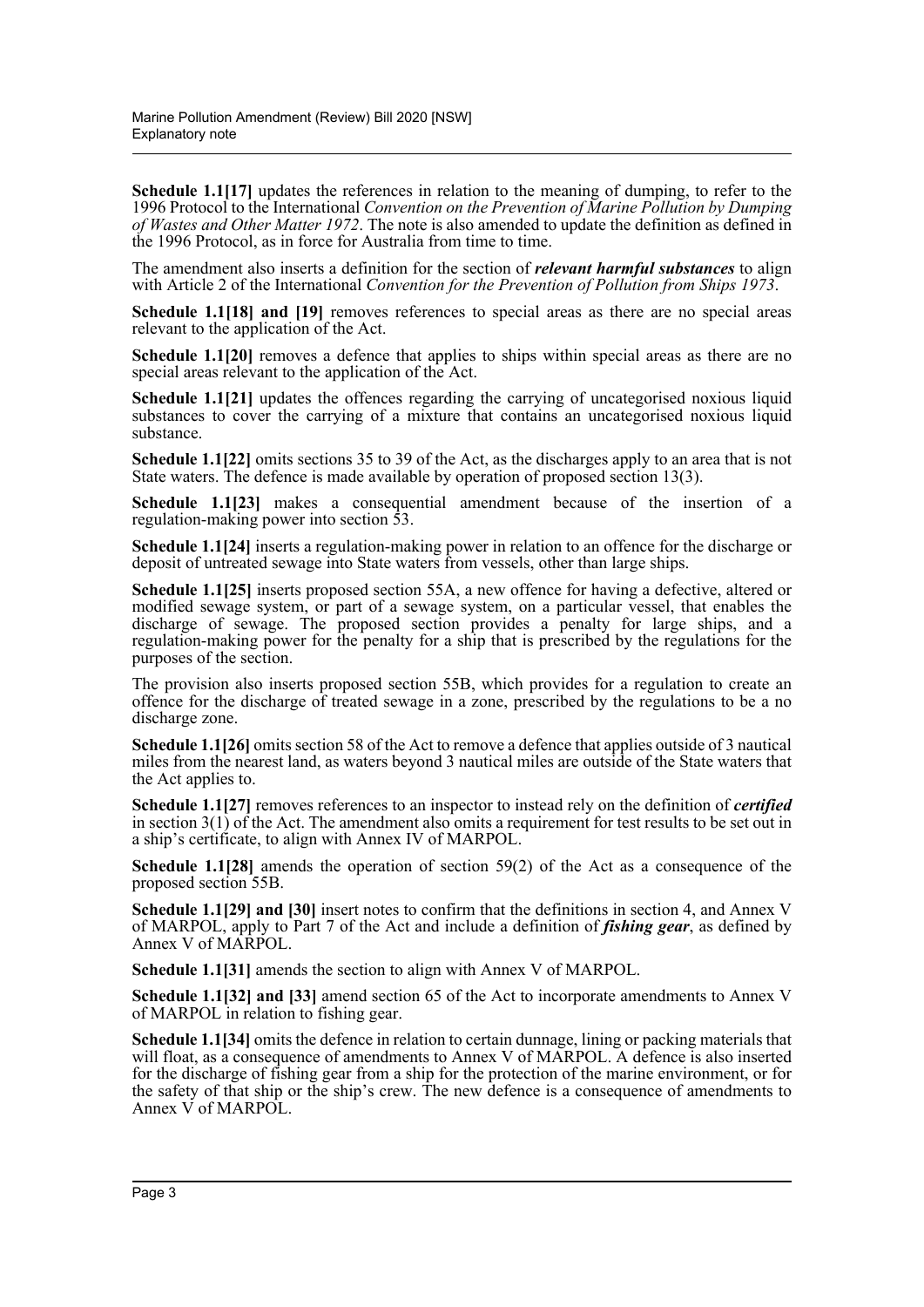**Schedule 1.1[17]** updates the references in relation to the meaning of dumping, to refer to the 1996 Protocol to the International *Convention on the Prevention of Marine Pollution by Dumping of Wastes and Other Matter 1972*. The note is also amended to update the definition as defined in the 1996 Protocol, as in force for Australia from time to time.

The amendment also inserts a definition for the section of ***relevant harmful substances*** to align with Article 2 of the International *Convention for the Prevention of Pollution from Ships 1973*.

**Schedule 1.1[18] and [19]** removes references to special areas as there are no special areas relevant to the application of the Act.

**Schedule 1.1[20]** removes a defence that applies to ships within special areas as there are no special areas relevant to the application of the Act.

**Schedule 1.1[21]** updates the offences regarding the carrying of uncategorised noxious liquid substances to cover the carrying of a mixture that contains an uncategorised noxious liquid substance.

**Schedule 1.1[22]** omits sections 35 to 39 of the Act, as the discharges apply to an area that is not State waters. The defence is made available by operation of proposed section 13(3).

**Schedule 1.1[23]** makes a consequential amendment because of the insertion of a regulation-making power into section 53.

**Schedule 1.1[24]** inserts a regulation-making power in relation to an offence for the discharge or deposit of untreated sewage into State waters from vessels, other than large ships.

**Schedule 1.1[25]** inserts proposed section 55A, a new offence for having a defective, altered or modified sewage system, or part of a sewage system, on a particular vessel, that enables the discharge of sewage. The proposed section provides a penalty for large ships, and a regulation-making power for the penalty for a ship that is prescribed by the regulations for the purposes of the section.

The provision also inserts proposed section 55B, which provides for a regulation to create an offence for the discharge of treated sewage in a zone, prescribed by the regulations to be a no discharge zone.

**Schedule 1.1[26]** omits section 58 of the Act to remove a defence that applies outside of 3 nautical miles from the nearest land, as waters beyond 3 nautical miles are outside of the State waters that the Act applies to.

**Schedule 1.1[27]** removes references to an inspector to instead rely on the definition of ***certified*** in section 3(1) of the Act. The amendment also omits a requirement for test results to be set out in a ship's certificate, to align with Annex IV of MARPOL.

**Schedule 1.1[28]** amends the operation of section 59(2) of the Act as a consequence of the proposed section 55B.

**Schedule 1.1[29] and [30]** insert notes to confirm that the definitions in section 4, and Annex V of MARPOL, apply to Part 7 of the Act and include a definition of ***fishing gear***, as defined by Annex V of MARPOL.

**Schedule 1.1[31]** amends the section to align with Annex V of MARPOL.

**Schedule 1.1[32] and [33]** amend section 65 of the Act to incorporate amendments to Annex V of MARPOL in relation to fishing gear.

**Schedule 1.1[34]** omits the defence in relation to certain dunnage, lining or packing materials that will float, as a consequence of amendments to Annex V of MARPOL. A defence is also inserted for the discharge of fishing gear from a ship for the protection of the marine environment, or for the safety of that ship or the ship's crew. The new defence is a consequence of amendments to Annex V of MARPOL.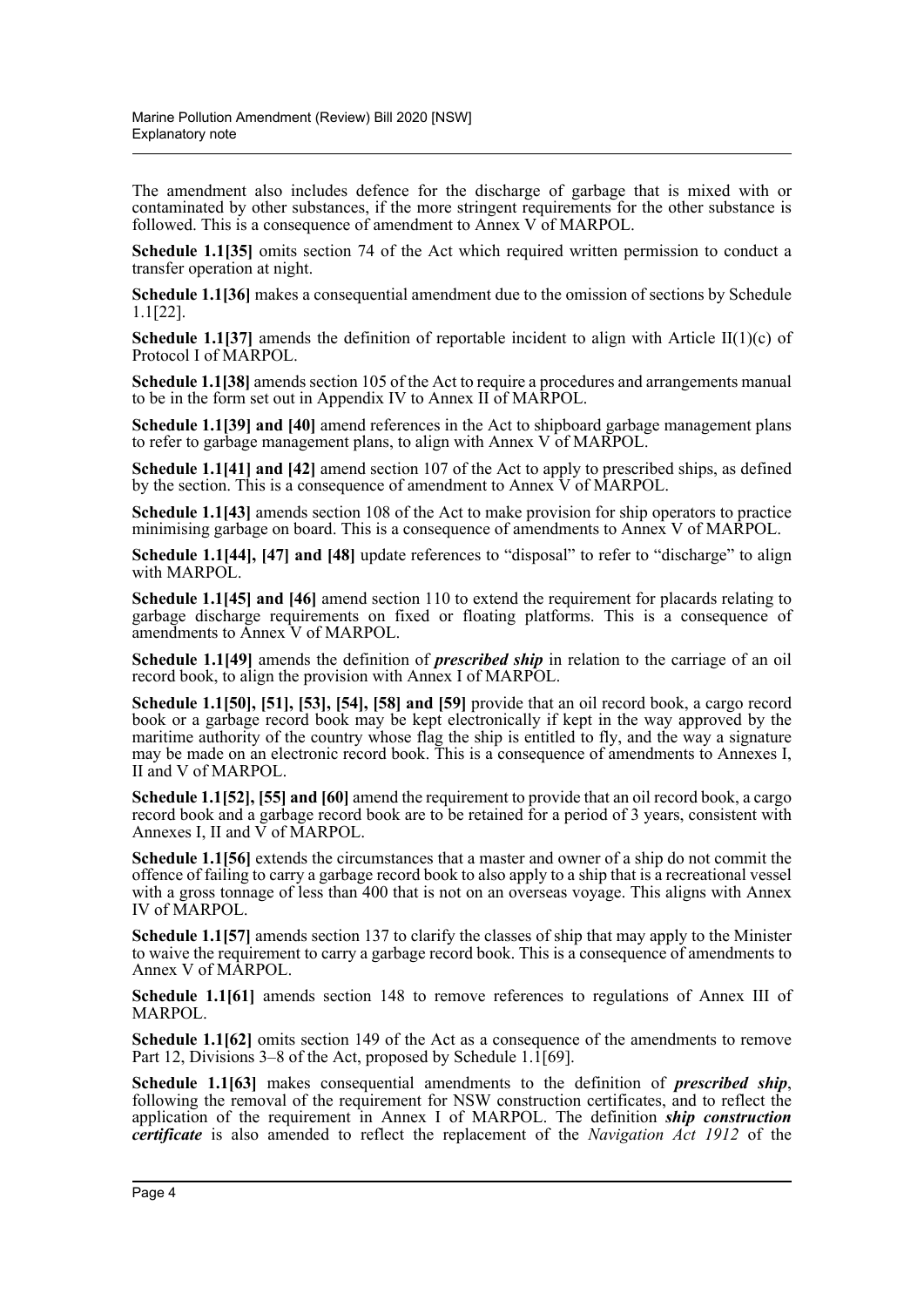The amendment also includes defence for the discharge of garbage that is mixed with or contaminated by other substances, if the more stringent requirements for the other substance is followed. This is a consequence of amendment to Annex V of MARPOL.

**Schedule 1.1[35]** omits section 74 of the Act which required written permission to conduct a transfer operation at night.

**Schedule 1.1[36]** makes a consequential amendment due to the omission of sections by Schedule 1.1[22].

**Schedule 1.1[37]** amends the definition of reportable incident to align with Article II(1)(c) of Protocol I of MARPOL.

**Schedule 1.1[38]** amends section 105 of the Act to require a procedures and arrangements manual to be in the form set out in Appendix IV to Annex II of MARPOL.

**Schedule 1.1[39] and [40]** amend references in the Act to shipboard garbage management plans to refer to garbage management plans, to align with Annex V of MARPOL.

**Schedule 1.1[41] and [42]** amend section 107 of the Act to apply to prescribed ships, as defined by the section. This is a consequence of amendment to Annex V of MARPOL.

**Schedule 1.1[43]** amends section 108 of the Act to make provision for ship operators to practice minimising garbage on board. This is a consequence of amendments to Annex V of MARPOL.

**Schedule 1.1[44], [47] and [48]** update references to "disposal" to refer to "discharge" to align with MARPOL.

**Schedule 1.1[45] and [46]** amend section 110 to extend the requirement for placards relating to garbage discharge requirements on fixed or floating platforms. This is a consequence of amendments to Annex V of MARPOL.

**Schedule 1.1[49]** amends the definition of ***prescribed ship*** in relation to the carriage of an oil record book, to align the provision with Annex I of MARPOL.

**Schedule 1.1[50], [51], [53], [54], [58] and [59]** provide that an oil record book, a cargo record book or a garbage record book may be kept electronically if kept in the way approved by the maritime authority of the country whose flag the ship is entitled to fly, and the way a signature may be made on an electronic record book. This is a consequence of amendments to Annexes I, II and V of MARPOL.

**Schedule 1.1[52], [55] and [60]** amend the requirement to provide that an oil record book, a cargo record book and a garbage record book are to be retained for a period of 3 years, consistent with Annexes I, II and V of MARPOL.

**Schedule 1.1[56]** extends the circumstances that a master and owner of a ship do not commit the offence of failing to carry a garbage record book to also apply to a ship that is a recreational vessel with a gross tonnage of less than 400 that is not on an overseas voyage. This aligns with Annex IV of MARPOL.

**Schedule 1.1[57]** amends section 137 to clarify the classes of ship that may apply to the Minister to waive the requirement to carry a garbage record book. This is a consequence of amendments to Annex V of MARPOL.

**Schedule 1.1[61]** amends section 148 to remove references to regulations of Annex III of MARPOL.

**Schedule 1.1[62]** omits section 149 of the Act as a consequence of the amendments to remove Part 12, Divisions 3–8 of the Act, proposed by Schedule 1.1[69].

**Schedule 1.1[63]** makes consequential amendments to the definition of ***prescribed ship***, following the removal of the requirement for NSW construction certificates, and to reflect the application of the requirement in Annex I of MARPOL. The definition ***ship construction certificate*** is also amended to reflect the replacement of the *Navigation Act 1912* of the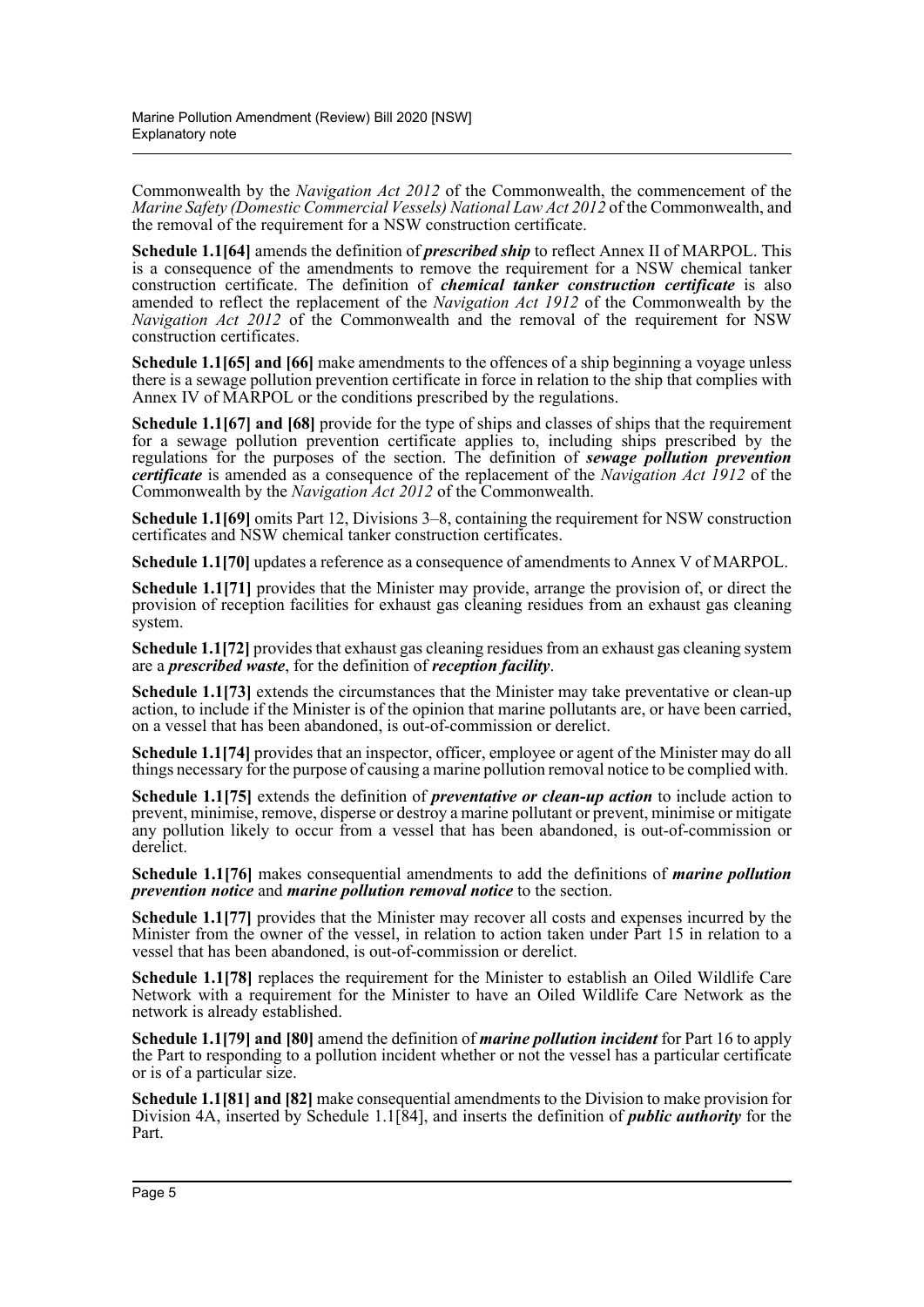Commonwealth by the *Navigation Act 2012* of the Commonwealth, the commencement of the *Marine Safety (Domestic Commercial Vessels) National Law Act 2012* of the Commonwealth, and the removal of the requirement for a NSW construction certificate.

**Schedule 1.1[64]** amends the definition of ***prescribed ship*** to reflect Annex II of MARPOL. This is a consequence of the amendments to remove the requirement for a NSW chemical tanker construction certificate. The definition of ***chemical tanker construction certificate*** is also amended to reflect the replacement of the *Navigation Act 1912* of the Commonwealth by the *Navigation Act 2012* of the Commonwealth and the removal of the requirement for NSW construction certificates.

**Schedule 1.1[65] and [66]** make amendments to the offences of a ship beginning a voyage unless there is a sewage pollution prevention certificate in force in relation to the ship that complies with Annex IV of MARPOL or the conditions prescribed by the regulations.

**Schedule 1.1[67] and [68]** provide for the type of ships and classes of ships that the requirement for a sewage pollution prevention certificate applies to, including ships prescribed by the regulations for the purposes of the section. The definition of ***sewage pollution prevention certificate*** is amended as a consequence of the replacement of the *Navigation Act 1912* of the Commonwealth by the *Navigation Act 2012* of the Commonwealth.

**Schedule 1.1[69]** omits Part 12, Divisions 3–8, containing the requirement for NSW construction certificates and NSW chemical tanker construction certificates.

**Schedule 1.1[70]** updates a reference as a consequence of amendments to Annex V of MARPOL.

**Schedule 1.1[71]** provides that the Minister may provide, arrange the provision of, or direct the provision of reception facilities for exhaust gas cleaning residues from an exhaust gas cleaning system.

**Schedule 1.1[72]** provides that exhaust gas cleaning residues from an exhaust gas cleaning system are a ***prescribed waste***, for the definition of ***reception facility***.

**Schedule 1.1[73]** extends the circumstances that the Minister may take preventative or clean-up action, to include if the Minister is of the opinion that marine pollutants are, or have been carried, on a vessel that has been abandoned, is out-of-commission or derelict.

**Schedule 1.1[74]** provides that an inspector, officer, employee or agent of the Minister may do all things necessary for the purpose of causing a marine pollution removal notice to be complied with.

**Schedule 1.1[75]** extends the definition of ***preventative or clean-up action*** to include action to prevent, minimise, remove, disperse or destroy a marine pollutant or prevent, minimise or mitigate any pollution likely to occur from a vessel that has been abandoned, is out-of-commission or derelict.

**Schedule 1.1[76]** makes consequential amendments to add the definitions of ***marine pollution prevention notice*** and ***marine pollution removal notice*** to the section.

**Schedule 1.1[77]** provides that the Minister may recover all costs and expenses incurred by the Minister from the owner of the vessel, in relation to action taken under Part 15 in relation to a vessel that has been abandoned, is out-of-commission or derelict.

**Schedule 1.1[78]** replaces the requirement for the Minister to establish an Oiled Wildlife Care Network with a requirement for the Minister to have an Oiled Wildlife Care Network as the network is already established.

**Schedule 1.1[79] and [80]** amend the definition of ***marine pollution incident*** for Part 16 to apply the Part to responding to a pollution incident whether or not the vessel has a particular certificate or is of a particular size.

**Schedule 1.1[81] and [82]** make consequential amendments to the Division to make provision for Division 4A, inserted by Schedule 1.1[84], and inserts the definition of ***public authority*** for the Part.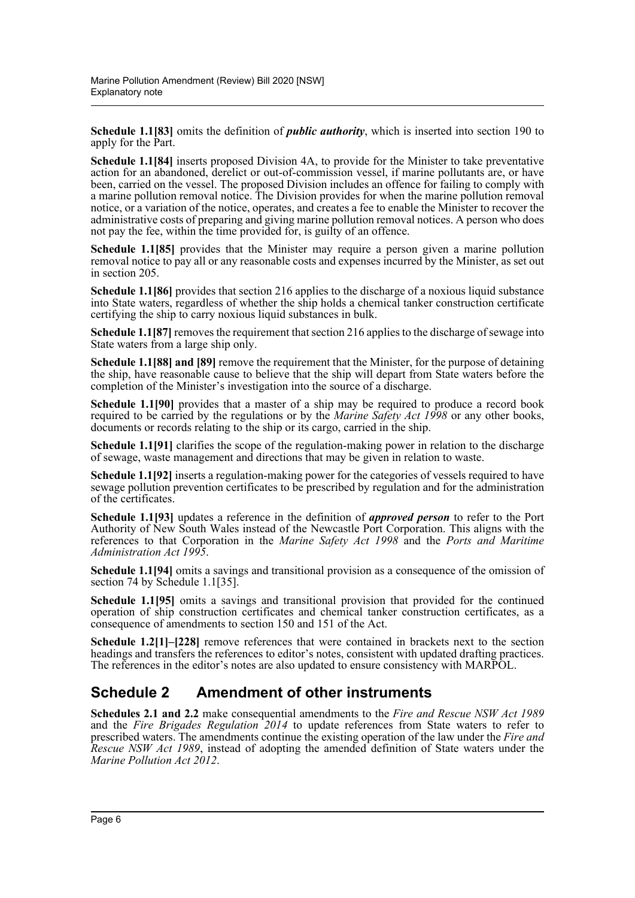**Schedule 1.1[83]** omits the definition of ***public authority***, which is inserted into section 190 to apply for the Part.

**Schedule 1.1[84]** inserts proposed Division 4A, to provide for the Minister to take preventative action for an abandoned, derelict or out-of-commission vessel, if marine pollutants are, or have been, carried on the vessel. The proposed Division includes an offence for failing to comply with a marine pollution removal notice. The Division provides for when the marine pollution removal notice, or a variation of the notice, operates, and creates a fee to enable the Minister to recover the administrative costs of preparing and giving marine pollution removal notices. A person who does not pay the fee, within the time provided for, is guilty of an offence.

**Schedule 1.1[85]** provides that the Minister may require a person given a marine pollution removal notice to pay all or any reasonable costs and expenses incurred by the Minister, as set out in section 205.

**Schedule 1.1[86]** provides that section 216 applies to the discharge of a noxious liquid substance into State waters, regardless of whether the ship holds a chemical tanker construction certificate certifying the ship to carry noxious liquid substances in bulk.

**Schedule 1.1[87]** removes the requirement that section 216 applies to the discharge of sewage into State waters from a large ship only.

**Schedule 1.1[88] and [89]** remove the requirement that the Minister, for the purpose of detaining the ship, have reasonable cause to believe that the ship will depart from State waters before the completion of the Minister's investigation into the source of a discharge.

**Schedule 1.1[90]** provides that a master of a ship may be required to produce a record book required to be carried by the regulations or by the *Marine Safety Act 1998* or any other books, documents or records relating to the ship or its cargo, carried in the ship.

**Schedule 1.1[91]** clarifies the scope of the regulation-making power in relation to the discharge of sewage, waste management and directions that may be given in relation to waste.

**Schedule 1.1[92]** inserts a regulation-making power for the categories of vessels required to have sewage pollution prevention certificates to be prescribed by regulation and for the administration of the certificates.

**Schedule 1.1[93]** updates a reference in the definition of ***approved person*** to refer to the Port Authority of New South Wales instead of the Newcastle Port Corporation. This aligns with the references to that Corporation in the *Marine Safety Act 1998* and the *Ports and Maritime Administration Act 1995*.

**Schedule 1.1[94]** omits a savings and transitional provision as a consequence of the omission of section 74 by Schedule 1.1[35].

**Schedule 1.1[95]** omits a savings and transitional provision that provided for the continued operation of ship construction certificates and chemical tanker construction certificates, as a consequence of amendments to section 150 and 151 of the Act.

**Schedule 1.2[1]–[228]** remove references that were contained in brackets next to the section headings and transfers the references to editor's notes, consistent with updated drafting practices. The references in the editor's notes are also updated to ensure consistency with MARPOL.

## Schedule 2 Amendment of other instruments

**Schedules 2.1 and 2.2** make consequential amendments to the *Fire and Rescue NSW Act 1989* and the *Fire Brigades Regulation 2014* to update references from State waters to refer to prescribed waters. The amendments continue the existing operation of the law under the *Fire and Rescue NSW Act 1989*, instead of adopting the amended definition of State waters under the *Marine Pollution Act 2012*.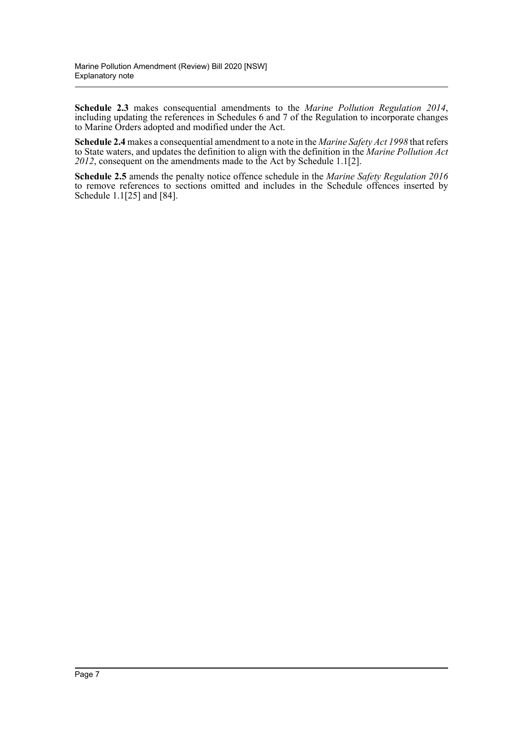**Schedule 2.3** makes consequential amendments to the *Marine Pollution Regulation 2014*, including updating the references in Schedules 6 and 7 of the Regulation to incorporate changes to Marine Orders adopted and modified under the Act.

**Schedule 2.4** makes a consequential amendment to a note in the *Marine Safety Act 1998* that refers to State waters, and updates the definition to align with the definition in the *Marine Pollution Act 2012*, consequent on the amendments made to the Act by Schedule 1.1[2].

**Schedule 2.5** amends the penalty notice offence schedule in the *Marine Safety Regulation 2016* to remove references to sections omitted and includes in the Schedule offences inserted by Schedule 1.1[25] and [84].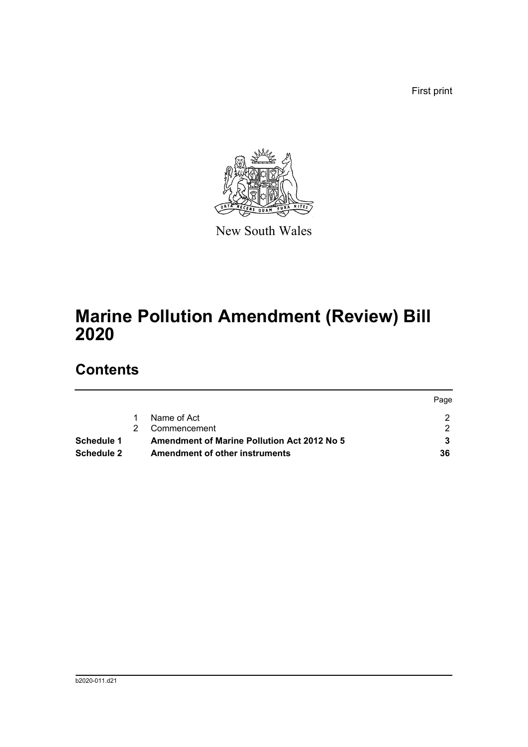First print

New South Wales

# Marine Pollution Amendment (Review) Bill 2020

## Contents

| | | | Page |
|---|---|---|---|
| | 1 | Name of Act | 2 |
| | 2 | Commencement | 2 |
| **Schedule 1** | | **Amendment of Marine Pollution Act 2012 No 5** | **3** |
| **Schedule 2** | | **Amendment of other instruments** | **36** |

b2020-011.d21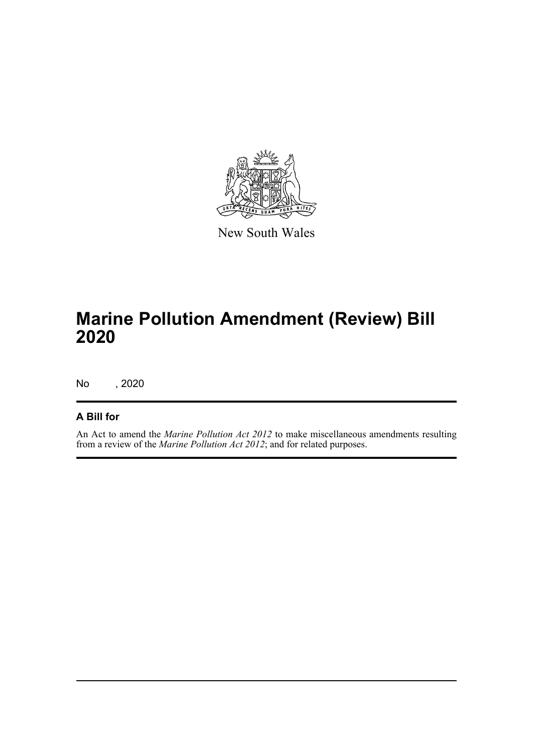New South Wales

# Marine Pollution Amendment (Review) Bill 2020

No , 2020

## A Bill for

An Act to amend the *Marine Pollution Act 2012* to make miscellaneous amendments resulting from a review of the *Marine Pollution Act 2012*; and for related purposes.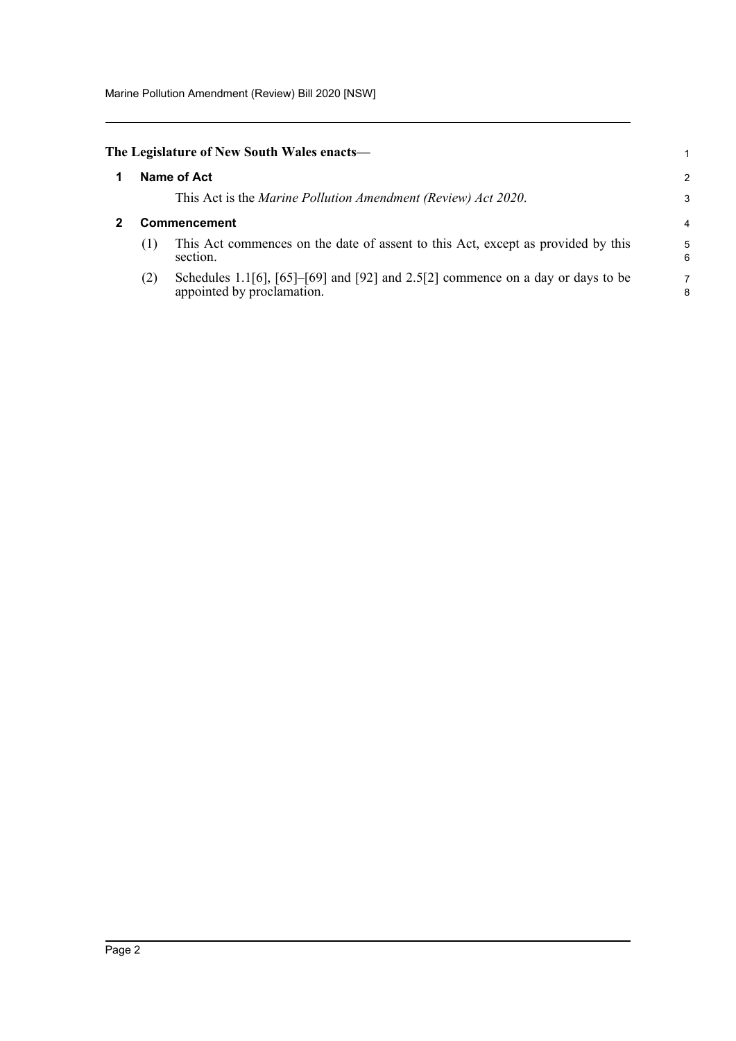**The Legislature of New South Wales enacts—**

## 1 Name of Act

This Act is the *Marine Pollution Amendment (Review) Act 2020*.

## 2 Commencement

(1) This Act commences on the date of assent to this Act, except as provided by this section.

(2) Schedules 1.1[6], [65]–[69] and [92] and 2.5[2] commence on a day or days to be appointed by proclamation.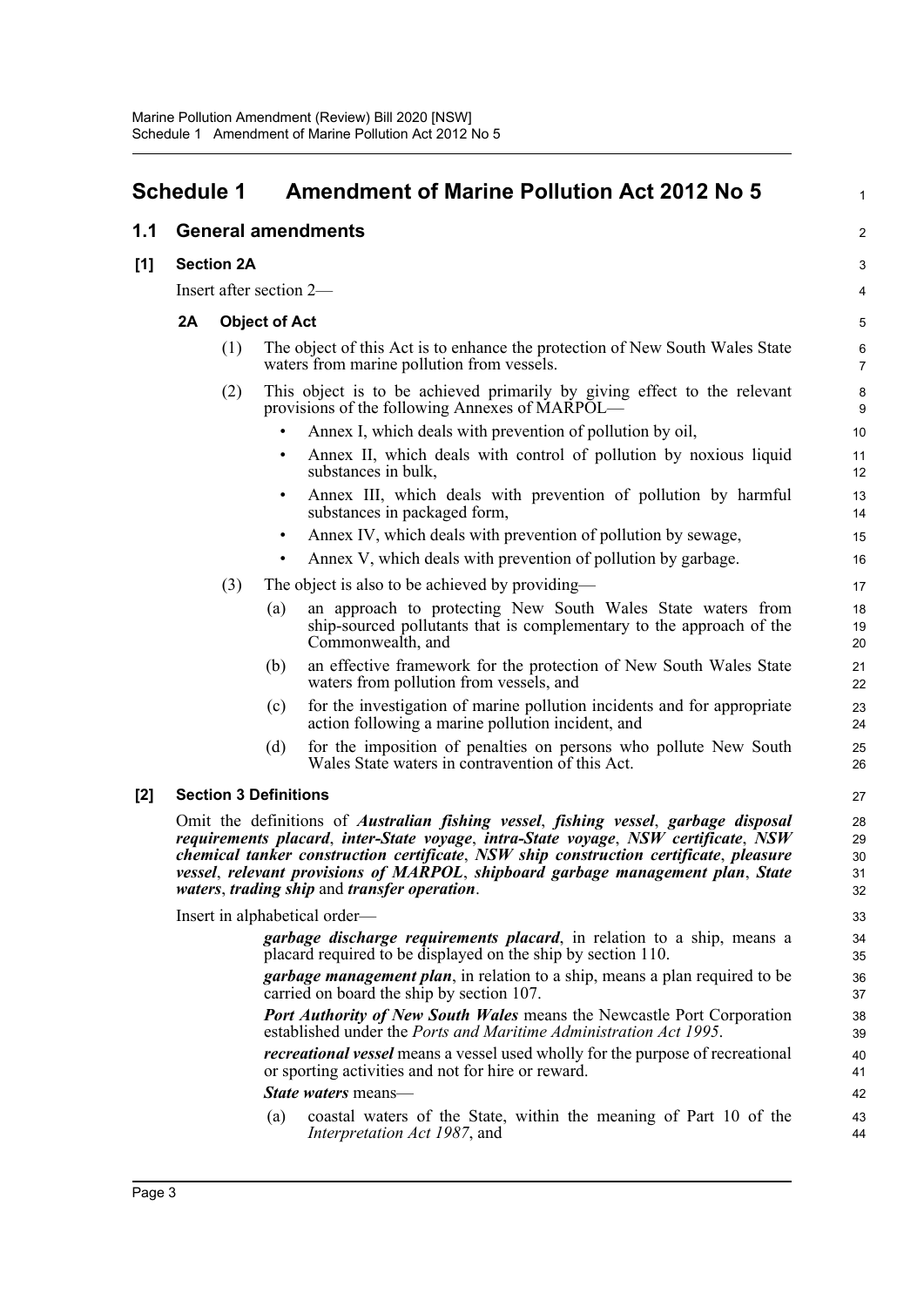# Schedule 1 Amendment of Marine Pollution Act 2012 No 5

## 1.1 General amendments

### [1] Section 2A

Insert after section 2—

#### 2A Object of Act

(1) The object of this Act is to enhance the protection of New South Wales State waters from marine pollution from vessels.

(2) This object is to be achieved primarily by giving effect to the relevant provisions of the following Annexes of MARPOL—

- Annex I, which deals with prevention of pollution by oil,
- Annex II, which deals with control of pollution by noxious liquid substances in bulk,
- Annex III, which deals with prevention of pollution by harmful substances in packaged form,
- Annex IV, which deals with prevention of pollution by sewage,
- Annex V, which deals with prevention of pollution by garbage.

(3) The object is also to be achieved by providing—

(a) an approach to protecting New South Wales State waters from ship-sourced pollutants that is complementary to the approach of the Commonwealth, and

(b) an effective framework for the protection of New South Wales State waters from pollution from vessels, and

(c) for the investigation of marine pollution incidents and for appropriate action following a marine pollution incident, and

(d) for the imposition of penalties on persons who pollute New South Wales State waters in contravention of this Act.

### [2] Section 3 Definitions

Omit the definitions of ***Australian fishing vessel***, ***fishing vessel***, ***garbage disposal requirements placard***, ***inter-State voyage***, ***intra-State voyage***, ***NSW certificate***, ***NSW chemical tanker construction certificate***, ***NSW ship construction certificate***, ***pleasure vessel***, ***relevant provisions of MARPOL***, ***shipboard garbage management plan***, ***State waters***, ***trading ship*** and ***transfer operation***.

Insert in alphabetical order—

***garbage discharge requirements placard***, in relation to a ship, means a placard required to be displayed on the ship by section 110.

***garbage management plan***, in relation to a ship, means a plan required to be carried on board the ship by section 107.

***Port Authority of New South Wales*** means the Newcastle Port Corporation established under the *Ports and Maritime Administration Act 1995*.

***recreational vessel*** means a vessel used wholly for the purpose of recreational or sporting activities and not for hire or reward.

***State waters*** means—

(a) coastal waters of the State, within the meaning of Part 10 of the *Interpretation Act 1987*, and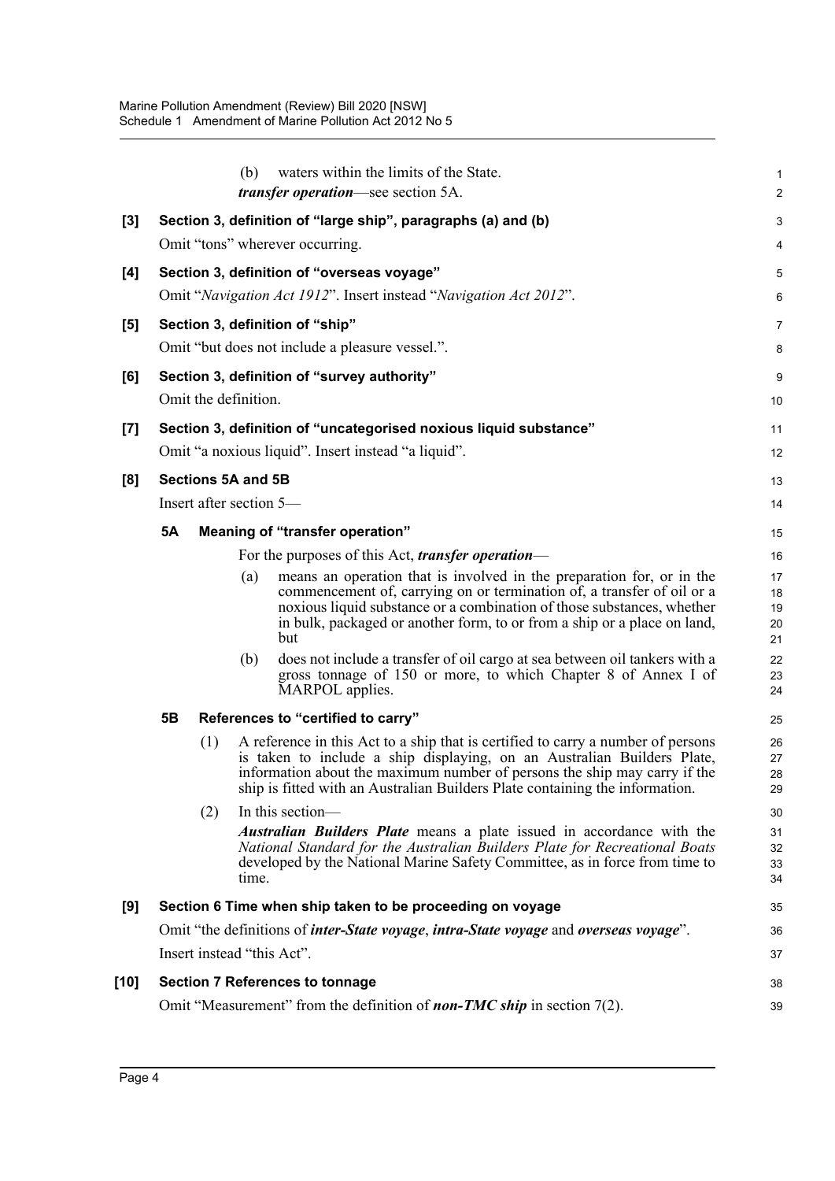(b) waters within the limits of the State.

***transfer operation***—see section 5A.

**[3] Section 3, definition of "large ship", paragraphs (a) and (b)**

Omit "tons" wherever occurring.

**[4] Section 3, definition of "overseas voyage"**

Omit "*Navigation Act 1912*". Insert instead "*Navigation Act 2012*".

**[5] Section 3, definition of "ship"**

Omit "but does not include a pleasure vessel.".

**[6] Section 3, definition of "survey authority"**

Omit the definition.

**[7] Section 3, definition of "uncategorised noxious liquid substance"**

Omit "a noxious liquid". Insert instead "a liquid".

**[8] Sections 5A and 5B**

Insert after section 5—

**5A Meaning of "transfer operation"**

For the purposes of this Act, ***transfer operation***—

(a) means an operation that is involved in the preparation for, or in the commencement of, carrying on or termination of, a transfer of oil or a noxious liquid substance or a combination of those substances, whether in bulk, packaged or another form, to or from a ship or a place on land, but

(b) does not include a transfer of oil cargo at sea between oil tankers with a gross tonnage of 150 or more, to which Chapter 8 of Annex I of MARPOL applies.

**5B References to "certified to carry"**

(1) A reference in this Act to a ship that is certified to carry a number of persons is taken to include a ship displaying, on an Australian Builders Plate, information about the maximum number of persons the ship may carry if the ship is fitted with an Australian Builders Plate containing the information.

(2) In this section—

***Australian Builders Plate*** means a plate issued in accordance with the *National Standard for the Australian Builders Plate for Recreational Boats* developed by the National Marine Safety Committee, as in force from time to time.

**[9] Section 6 Time when ship taken to be proceeding on voyage**

Omit "the definitions of ***inter-State voyage***, ***intra-State voyage*** and ***overseas voyage***".

Insert instead "this Act".

**[10] Section 7 References to tonnage**

Omit "Measurement" from the definition of ***non-TMC ship*** in section 7(2).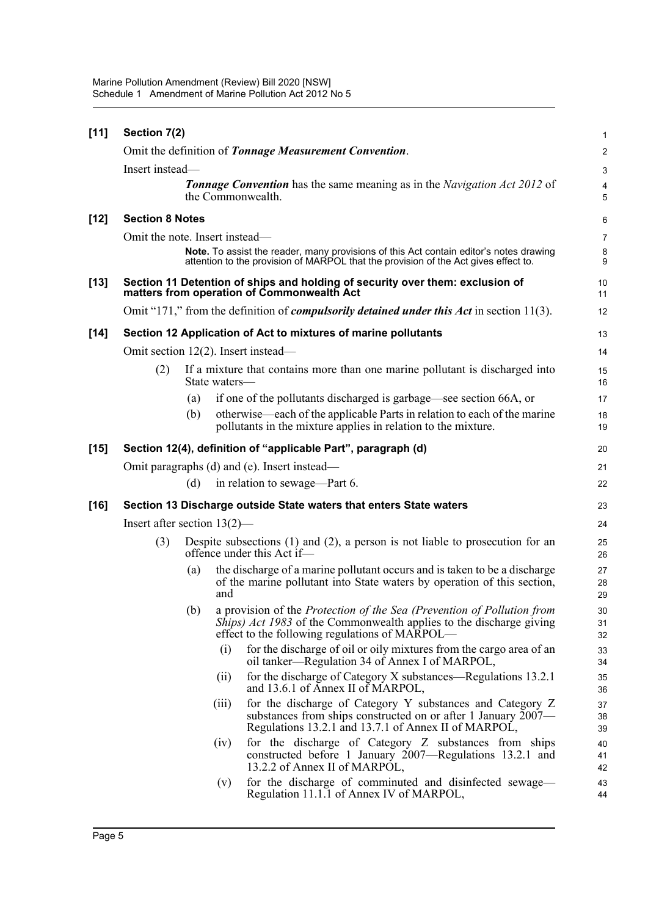**[11] Section 7(2)**

Omit the definition of ***Tonnage Measurement Convention***.

Insert instead—

> ***Tonnage Convention*** has the same meaning as in the *Navigation Act 2012* of the Commonwealth.

**[12] Section 8 Notes**

Omit the note. Insert instead—

> **Note.** To assist the reader, many provisions of this Act contain editor's notes drawing attention to the provision of MARPOL that the provision of the Act gives effect to.

**[13] Section 11 Detention of ships and holding of security over them: exclusion of matters from operation of Commonwealth Act**

Omit "171," from the definition of ***compulsorily detained under this Act*** in section 11(3).

**[14] Section 12 Application of Act to mixtures of marine pollutants**

Omit section 12(2). Insert instead—

> (2) If a mixture that contains more than one marine pollutant is discharged into State waters—
>
> (a) if one of the pollutants discharged is garbage—see section 66A, or
>
> (b) otherwise—each of the applicable Parts in relation to each of the marine pollutants in the mixture applies in relation to the mixture.

**[15] Section 12(4), definition of "applicable Part", paragraph (d)**

Omit paragraphs (d) and (e). Insert instead—

> (d) in relation to sewage—Part 6.

**[16] Section 13 Discharge outside State waters that enters State waters**

Insert after section 13(2)—

> (3) Despite subsections (1) and (2), a person is not liable to prosecution for an offence under this Act if—
>
> (a) the discharge of a marine pollutant occurs and is taken to be a discharge of the marine pollutant into State waters by operation of this section, and
>
> (b) a provision of the *Protection of the Sea (Prevention of Pollution from Ships) Act 1983* of the Commonwealth applies to the discharge giving effect to the following regulations of MARPOL—
>
> (i) for the discharge of oil or oily mixtures from the cargo area of an oil tanker—Regulation 34 of Annex I of MARPOL,
>
> (ii) for the discharge of Category X substances—Regulations 13.2.1 and 13.6.1 of Annex II of MARPOL,
>
> (iii) for the discharge of Category Y substances and Category Z substances from ships constructed on or after 1 January 2007—Regulations 13.2.1 and 13.7.1 of Annex II of MARPOL,
>
> (iv) for the discharge of Category Z substances from ships constructed before 1 January 2007—Regulations 13.2.1 and 13.2.2 of Annex II of MARPOL,
>
> (v) for the discharge of comminuted and disinfected sewage—Regulation 11.1.1 of Annex IV of MARPOL,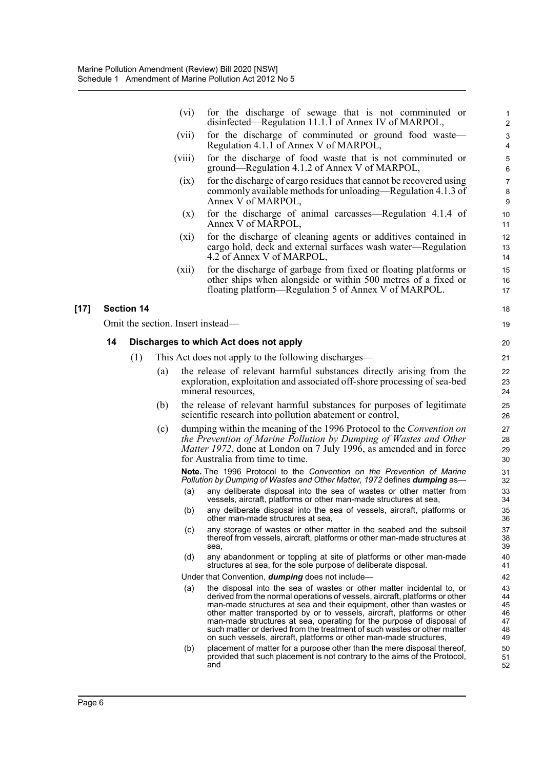(vi) for the discharge of sewage that is not comminuted or disinfected—Regulation 11.1.1 of Annex IV of MARPOL,

(vii) for the discharge of comminuted or ground food waste—Regulation 4.1.1 of Annex V of MARPOL,

(viii) for the discharge of food waste that is not comminuted or ground—Regulation 4.1.2 of Annex V of MARPOL,

(ix) for the discharge of cargo residues that cannot be recovered using commonly available methods for unloading—Regulation 4.1.3 of Annex V of MARPOL,

(x) for the discharge of animal carcasses—Regulation 4.1.4 of Annex V of MARPOL,

(xi) for the discharge of cleaning agents or additives contained in cargo hold, deck and external surfaces wash water—Regulation 4.2 of Annex V of MARPOL,

(xii) for the discharge of garbage from fixed or floating platforms or other ships when alongside or within 500 metres of a fixed or floating platform—Regulation 5 of Annex V of MARPOL.

## [17] Section 14

Omit the section. Insert instead—

### 14 Discharges to which Act does not apply

(1) This Act does not apply to the following discharges—

(a) the release of relevant harmful substances directly arising from the exploration, exploitation and associated off-shore processing of sea-bed mineral resources,

(b) the release of relevant harmful substances for purposes of legitimate scientific research into pollution abatement or control,

(c) dumping within the meaning of the 1996 Protocol to the *Convention on the Prevention of Marine Pollution by Dumping of Wastes and Other Matter 1972*, done at London on 7 July 1996, as amended and in force for Australia from time to time.

**Note.** The 1996 Protocol to the *Convention on the Prevention of Marine Pollution by Dumping of Wastes and Other Matter, 1972* defines ***dumping*** as—

(a) any deliberate disposal into the sea of wastes or other matter from vessels, aircraft, platforms or other man-made structures at sea,

(b) any deliberate disposal into the sea of vessels, aircraft, platforms or other man-made structures at sea,

(c) any storage of wastes or other matter in the seabed and the subsoil thereof from vessels, aircraft, platforms or other man-made structures at sea,

(d) any abandonment or toppling at site of platforms or other man-made structures at sea, for the sole purpose of deliberate disposal.

Under that Convention, ***dumping*** does not include—

(a) the disposal into the sea of wastes or other matter incidental to, or derived from the normal operations of vessels, aircraft, platforms or other man-made structures at sea and their equipment, other than wastes or other matter transported by or to vessels, aircraft, platforms or other man-made structures at sea, operating for the purpose of disposal of such matter or derived from the treatment of such wastes or other matter on such vessels, aircraft, platforms or other man-made structures,

(b) placement of matter for a purpose other than the mere disposal thereof, provided that such placement is not contrary to the aims of the Protocol, and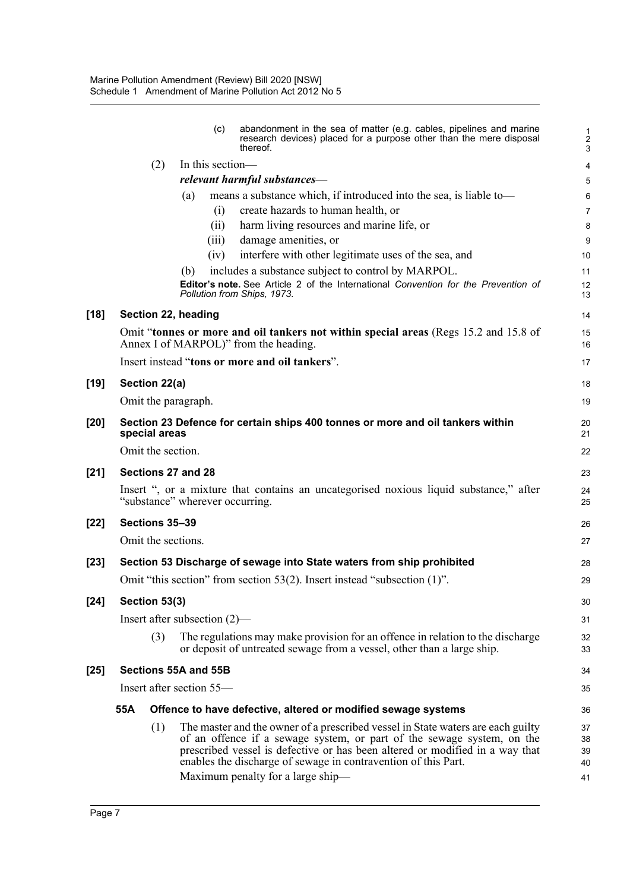(c) abandonment in the sea of matter (e.g. cables, pipelines and marine research devices) placed for a purpose other than the mere disposal thereof.

(2) In this section—

***relevant harmful substances***—

(a) means a substance which, if introduced into the sea, is liable to—

(i) create hazards to human health, or

(ii) harm living resources and marine life, or

(iii) damage amenities, or

(iv) interfere with other legitimate uses of the sea, and

(b) includes a substance subject to control by MARPOL.

**Editor's note.** See Article 2 of the International *Convention for the Prevention of Pollution from Ships, 1973.*

**[18] Section 22, heading**

Omit "**tonnes or more and oil tankers not within special areas** (Regs 15.2 and 15.8 of Annex I of MARPOL)" from the heading.

Insert instead "**tons or more and oil tankers**".

**[19] Section 22(a)**

Omit the paragraph.

**[20] Section 23 Defence for certain ships 400 tonnes or more and oil tankers within special areas**

Omit the section.

**[21] Sections 27 and 28**

Insert ", or a mixture that contains an uncategorised noxious liquid substance," after "substance" wherever occurring.

**[22] Sections 35–39**

Omit the sections.

**[23] Section 53 Discharge of sewage into State waters from ship prohibited**

Omit "this section" from section 53(2). Insert instead "subsection (1)".

**[24] Section 53(3)**

Insert after subsection (2)—

(3) The regulations may make provision for an offence in relation to the discharge or deposit of untreated sewage from a vessel, other than a large ship.

**[25] Sections 55A and 55B**

Insert after section 55—

**55A Offence to have defective, altered or modified sewage systems**

(1) The master and the owner of a prescribed vessel in State waters are each guilty of an offence if a sewage system, or part of the sewage system, on the prescribed vessel is defective or has been altered or modified in a way that enables the discharge of sewage in contravention of this Part.

Maximum penalty for a large ship—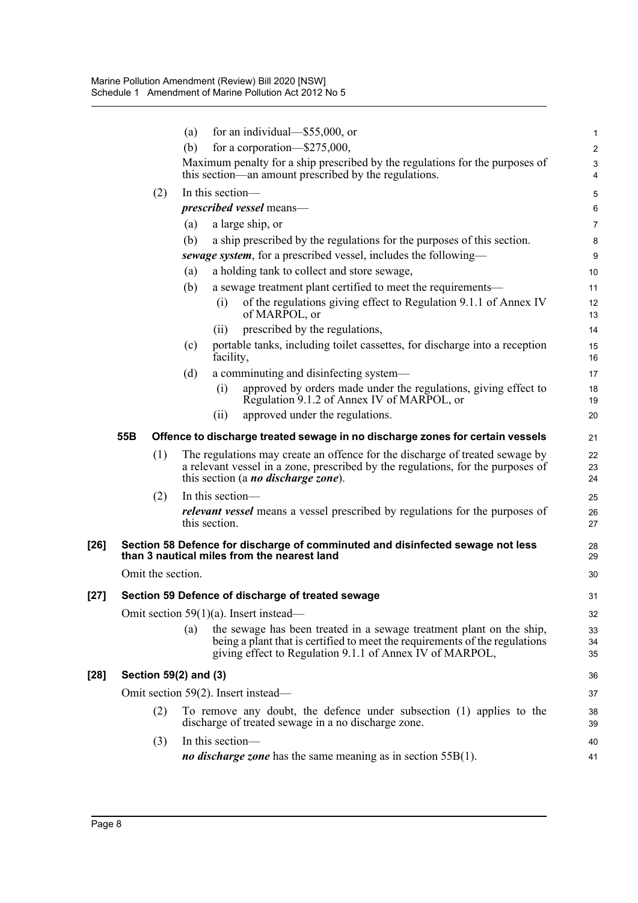(a) for an individual—$55,000, or

(b) for a corporation—$275,000,

Maximum penalty for a ship prescribed by the regulations for the purposes of this section—an amount prescribed by the regulations.

(2) In this section—

***prescribed vessel*** means—

(a) a large ship, or

(b) a ship prescribed by the regulations for the purposes of this section.

***sewage system***, for a prescribed vessel, includes the following—

(a) a holding tank to collect and store sewage,

(b) a sewage treatment plant certified to meet the requirements—

(i) of the regulations giving effect to Regulation 9.1.1 of Annex IV of MARPOL, or

(ii) prescribed by the regulations,

(c) portable tanks, including toilet cassettes, for discharge into a reception facility,

(d) a comminuting and disinfecting system—

(i) approved by orders made under the regulations, giving effect to Regulation 9.1.2 of Annex IV of MARPOL, or

(ii) approved under the regulations.

**55B Offence to discharge treated sewage in no discharge zones for certain vessels**

(1) The regulations may create an offence for the discharge of treated sewage by a relevant vessel in a zone, prescribed by the regulations, for the purposes of this section (a ***no discharge zone***).

(2) In this section—

***relevant vessel*** means a vessel prescribed by regulations for the purposes of this section.

**[26] Section 58 Defence for discharge of comminuted and disinfected sewage not less than 3 nautical miles from the nearest land**

Omit the section.

**[27] Section 59 Defence of discharge of treated sewage**

Omit section 59(1)(a). Insert instead—

(a) the sewage has been treated in a sewage treatment plant on the ship, being a plant that is certified to meet the requirements of the regulations giving effect to Regulation 9.1.1 of Annex IV of MARPOL,

**[28] Section 59(2) and (3)**

Omit section 59(2). Insert instead—

(2) To remove any doubt, the defence under subsection (1) applies to the discharge of treated sewage in a no discharge zone.

(3) In this section—

***no discharge zone*** has the same meaning as in section 55B(1).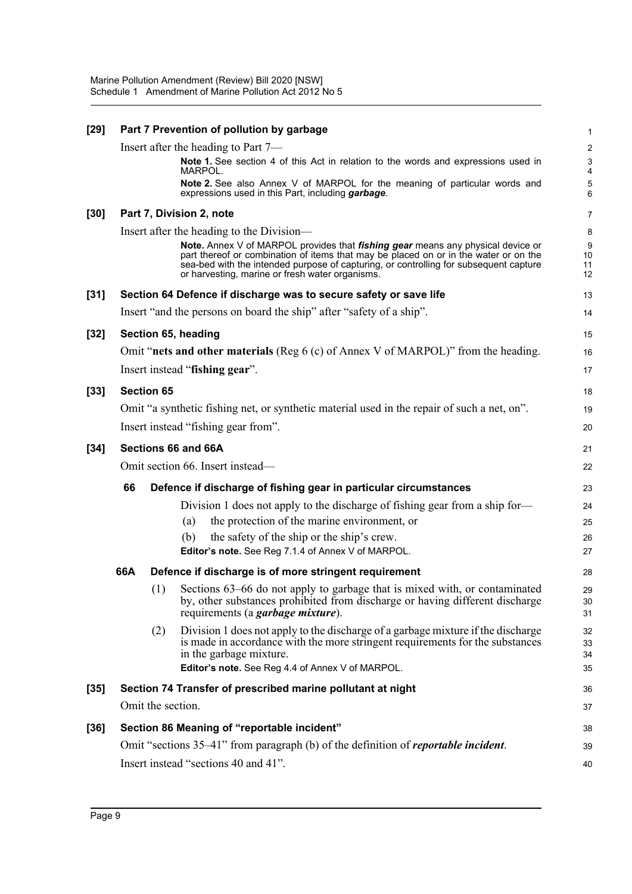**[29] Part 7 Prevention of pollution by garbage**

Insert after the heading to Part 7—

> **Note 1.** See section 4 of this Act in relation to the words and expressions used in MARPOL.
>
> **Note 2.** See also Annex V of MARPOL for the meaning of particular words and expressions used in this Part, including ***garbage***.

**[30] Part 7, Division 2, note**

Insert after the heading to the Division—

> **Note.** Annex V of MARPOL provides that ***fishing gear*** means any physical device or part thereof or combination of items that may be placed on or in the water or on the sea-bed with the intended purpose of capturing, or controlling for subsequent capture or harvesting, marine or fresh water organisms.

**[31] Section 64 Defence if discharge was to secure safety or save life**

Insert "and the persons on board the ship" after "safety of a ship".

**[32] Section 65, heading**

Omit "**nets and other materials** (Reg 6 (c) of Annex V of MARPOL)" from the heading.

Insert instead "**fishing gear**".

**[33] Section 65**

Omit "a synthetic fishing net, or synthetic material used in the repair of such a net, on".

Insert instead "fishing gear from".

**[34] Sections 66 and 66A**

Omit section 66. Insert instead—

**66 Defence if discharge of fishing gear in particular circumstances**

Division 1 does not apply to the discharge of fishing gear from a ship for—

(a) the protection of the marine environment, or

(b) the safety of the ship or the ship's crew.

**Editor's note.** See Reg 7.1.4 of Annex V of MARPOL.

**66A Defence if discharge is of more stringent requirement**

(1) Sections 63–66 do not apply to garbage that is mixed with, or contaminated by, other substances prohibited from discharge or having different discharge requirements (a ***garbage mixture***).

(2) Division 1 does not apply to the discharge of a garbage mixture if the discharge is made in accordance with the more stringent requirements for the substances in the garbage mixture.

**Editor's note.** See Reg 4.4 of Annex V of MARPOL.

**[35] Section 74 Transfer of prescribed marine pollutant at night**

Omit the section.

**[36] Section 86 Meaning of "reportable incident"**

Omit "sections 35–41" from paragraph (b) of the definition of ***reportable incident***.

Insert instead "sections 40 and 41".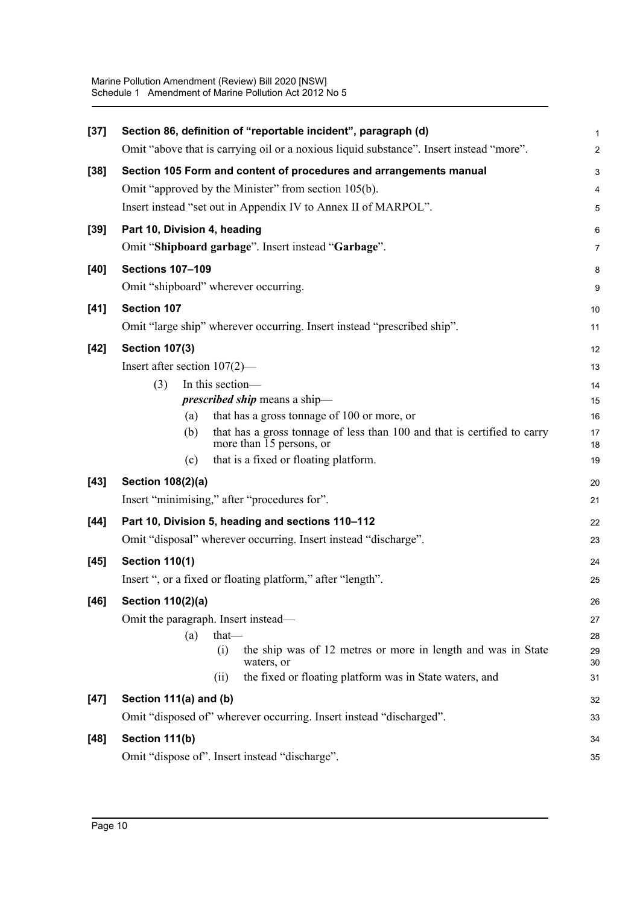**[37] Section 86, definition of "reportable incident", paragraph (d)**

Omit "above that is carrying oil or a noxious liquid substance". Insert instead "more".

**[38] Section 105 Form and content of procedures and arrangements manual**

Omit "approved by the Minister" from section 105(b).

Insert instead "set out in Appendix IV to Annex II of MARPOL".

**[39] Part 10, Division 4, heading**

Omit "**Shipboard garbage**". Insert instead "**Garbage**".

**[40] Sections 107–109**

Omit "shipboard" wherever occurring.

**[41] Section 107**

Omit "large ship" wherever occurring. Insert instead "prescribed ship".

**[42] Section 107(3)**

Insert after section 107(2)—

(3) In this section—

***prescribed ship*** means a ship—

(a) that has a gross tonnage of 100 or more, or

(b) that has a gross tonnage of less than 100 and that is certified to carry more than 15 persons, or

(c) that is a fixed or floating platform.

**[43] Section 108(2)(a)**

Insert "minimising," after "procedures for".

**[44] Part 10, Division 5, heading and sections 110–112**

Omit "disposal" wherever occurring. Insert instead "discharge".

**[45] Section 110(1)**

Insert ", or a fixed or floating platform," after "length".

**[46] Section 110(2)(a)**

Omit the paragraph. Insert instead—

(a) that—

(i) the ship was of 12 metres or more in length and was in State waters, or

(ii) the fixed or floating platform was in State waters, and

**[47] Section 111(a) and (b)**

Omit "disposed of" wherever occurring. Insert instead "discharged".

**[48] Section 111(b)**

Omit "dispose of". Insert instead "discharge".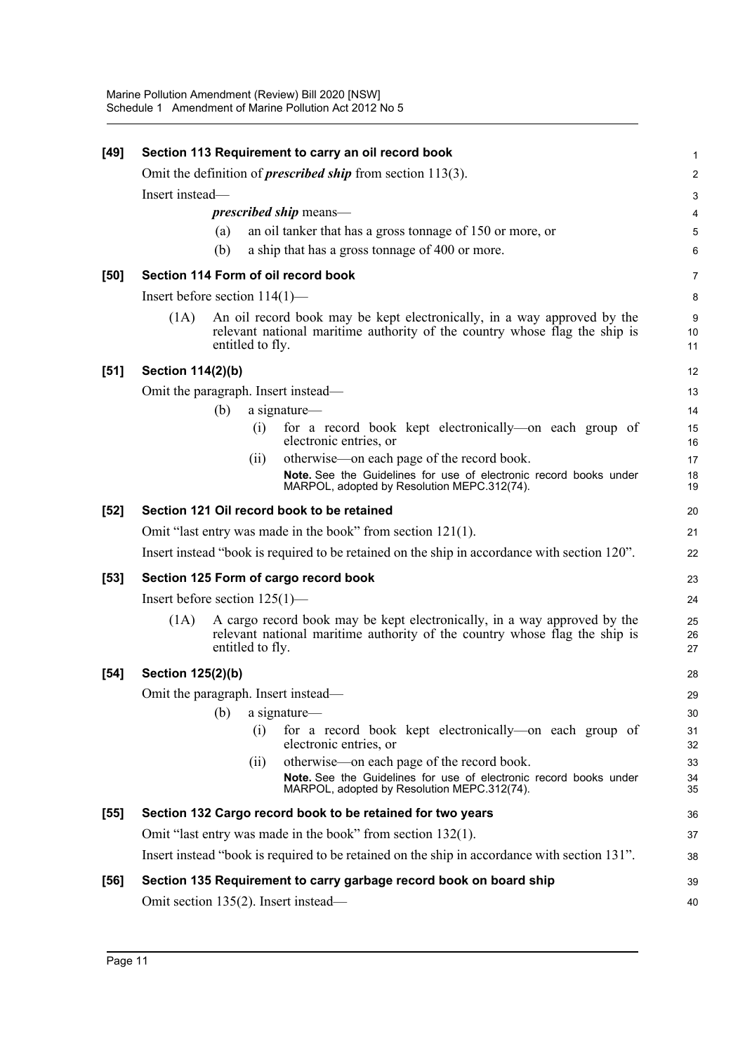**[49] Section 113 Requirement to carry an oil record book**

Omit the definition of ***prescribed ship*** from section 113(3).

Insert instead—

***prescribed ship*** means—

(a) an oil tanker that has a gross tonnage of 150 or more, or

(b) a ship that has a gross tonnage of 400 or more.

**[50] Section 114 Form of oil record book**

Insert before section 114(1)—

(1A) An oil record book may be kept electronically, in a way approved by the relevant national maritime authority of the country whose flag the ship is entitled to fly.

**[51] Section 114(2)(b)**

Omit the paragraph. Insert instead—

(b) a signature—

(i) for a record book kept electronically—on each group of electronic entries, or

(ii) otherwise—on each page of the record book.

**Note.** See the Guidelines for use of electronic record books under MARPOL, adopted by Resolution MEPC.312(74).

**[52] Section 121 Oil record book to be retained**

Omit "last entry was made in the book" from section 121(1).

Insert instead "book is required to be retained on the ship in accordance with section 120".

**[53] Section 125 Form of cargo record book**

Insert before section 125(1)—

(1A) A cargo record book may be kept electronically, in a way approved by the relevant national maritime authority of the country whose flag the ship is entitled to fly.

**[54] Section 125(2)(b)**

Omit the paragraph. Insert instead—

(b) a signature—

(i) for a record book kept electronically—on each group of electronic entries, or

(ii) otherwise—on each page of the record book.

**Note.** See the Guidelines for use of electronic record books under MARPOL, adopted by Resolution MEPC.312(74).

**[55] Section 132 Cargo record book to be retained for two years**

Omit "last entry was made in the book" from section 132(1).

Insert instead "book is required to be retained on the ship in accordance with section 131".

**[56] Section 135 Requirement to carry garbage record book on board ship**

Omit section 135(2). Insert instead—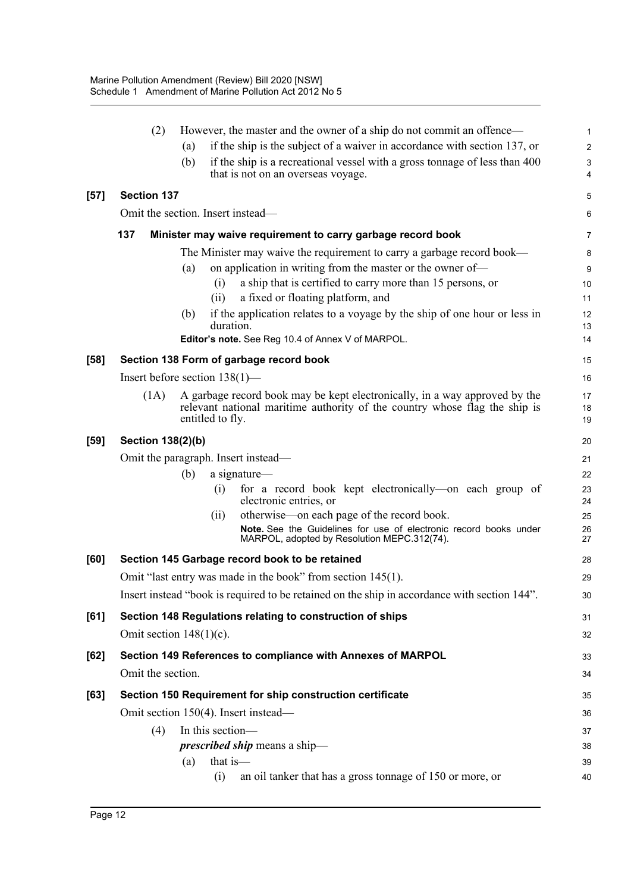(2) However, the master and the owner of a ship do not commit an offence—

(a) if the ship is the subject of a waiver in accordance with section 137, or

(b) if the ship is a recreational vessel with a gross tonnage of less than 400 that is not on an overseas voyage.

**[57] Section 137**

Omit the section. Insert instead—

**137 Minister may waive requirement to carry garbage record book**

The Minister may waive the requirement to carry a garbage record book—

(a) on application in writing from the master or the owner of—

(i) a ship that is certified to carry more than 15 persons, or

(ii) a fixed or floating platform, and

(b) if the application relates to a voyage by the ship of one hour or less in duration.

**Editor's note.** See Reg 10.4 of Annex V of MARPOL.

**[58] Section 138 Form of garbage record book**

Insert before section 138(1)—

(1A) A garbage record book may be kept electronically, in a way approved by the relevant national maritime authority of the country whose flag the ship is entitled to fly.

**[59] Section 138(2)(b)**

Omit the paragraph. Insert instead—

(b) a signature—

(i) for a record book kept electronically—on each group of electronic entries, or

(ii) otherwise—on each page of the record book.

**Note.** See the Guidelines for use of electronic record books under MARPOL, adopted by Resolution MEPC.312(74).

**[60] Section 145 Garbage record book to be retained**

Omit "last entry was made in the book" from section 145(1).

Insert instead "book is required to be retained on the ship in accordance with section 144".

**[61] Section 148 Regulations relating to construction of ships**

Omit section 148(1)(c).

**[62] Section 149 References to compliance with Annexes of MARPOL**

Omit the section.

**[63] Section 150 Requirement for ship construction certificate**

Omit section 150(4). Insert instead—

(4) In this section—

***prescribed ship*** means a ship—

(a) that is—

(i) an oil tanker that has a gross tonnage of 150 or more, or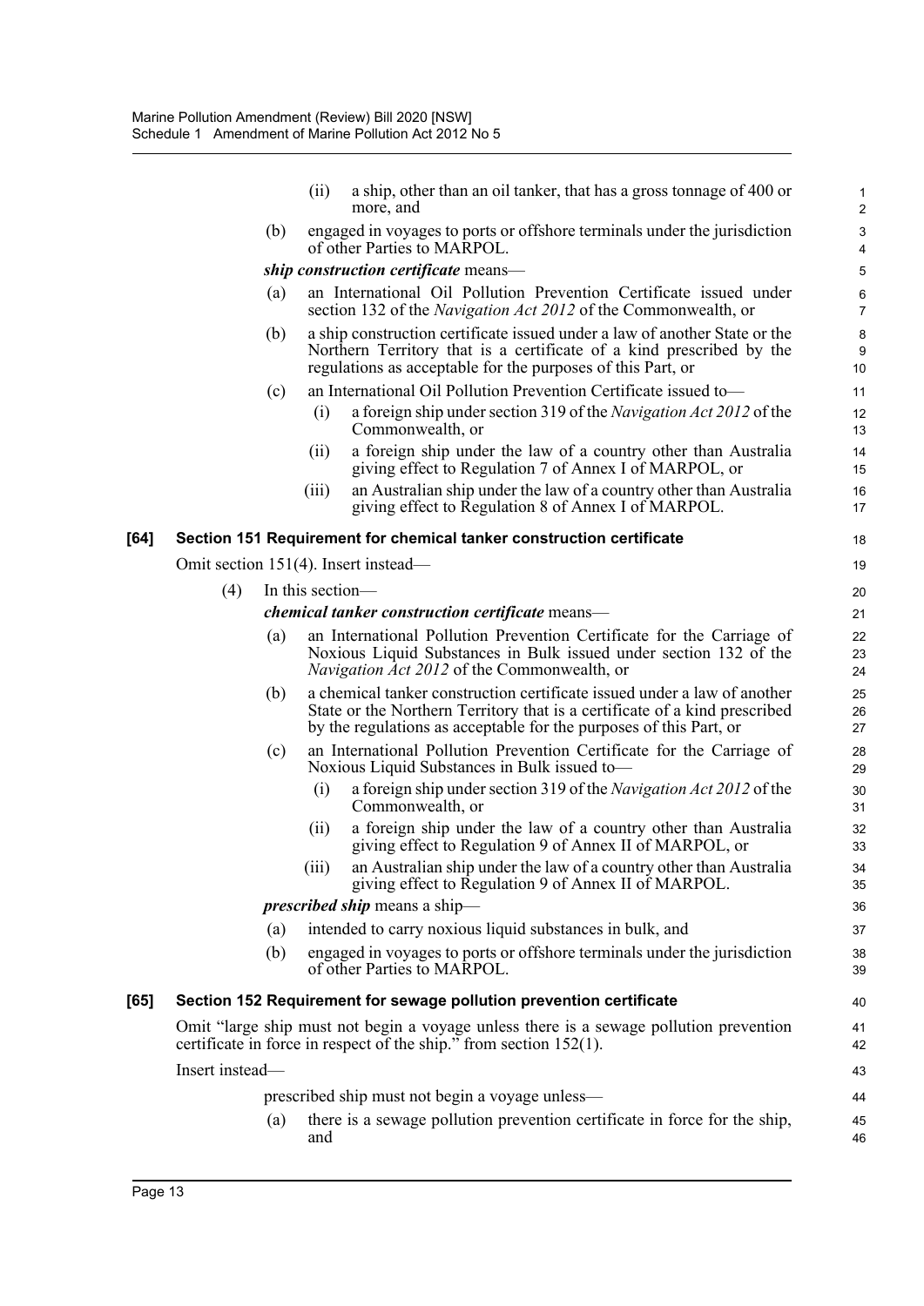(ii) a ship, other than an oil tanker, that has a gross tonnage of 400 or more, and

(b) engaged in voyages to ports or offshore terminals under the jurisdiction of other Parties to MARPOL.

***ship construction certificate*** means—

(a) an International Oil Pollution Prevention Certificate issued under section 132 of the *Navigation Act 2012* of the Commonwealth, or

(b) a ship construction certificate issued under a law of another State or the Northern Territory that is a certificate of a kind prescribed by the regulations as acceptable for the purposes of this Part, or

(c) an International Oil Pollution Prevention Certificate issued to—

(i) a foreign ship under section 319 of the *Navigation Act 2012* of the Commonwealth, or

(ii) a foreign ship under the law of a country other than Australia giving effect to Regulation 7 of Annex I of MARPOL, or

(iii) an Australian ship under the law of a country other than Australia giving effect to Regulation 8 of Annex I of MARPOL.

**[64] Section 151 Requirement for chemical tanker construction certificate**

Omit section 151(4). Insert instead—

(4) In this section—

***chemical tanker construction certificate*** means—

(a) an International Pollution Prevention Certificate for the Carriage of Noxious Liquid Substances in Bulk issued under section 132 of the *Navigation Act 2012* of the Commonwealth, or

(b) a chemical tanker construction certificate issued under a law of another State or the Northern Territory that is a certificate of a kind prescribed by the regulations as acceptable for the purposes of this Part, or

(c) an International Pollution Prevention Certificate for the Carriage of Noxious Liquid Substances in Bulk issued to—

(i) a foreign ship under section 319 of the *Navigation Act 2012* of the Commonwealth, or

(ii) a foreign ship under the law of a country other than Australia giving effect to Regulation 9 of Annex II of MARPOL, or

(iii) an Australian ship under the law of a country other than Australia giving effect to Regulation 9 of Annex II of MARPOL.

***prescribed ship*** means a ship—

(a) intended to carry noxious liquid substances in bulk, and

(b) engaged in voyages to ports or offshore terminals under the jurisdiction of other Parties to MARPOL.

**[65] Section 152 Requirement for sewage pollution prevention certificate**

Omit "large ship must not begin a voyage unless there is a sewage pollution prevention certificate in force in respect of the ship." from section 152(1).

Insert instead—

prescribed ship must not begin a voyage unless—

(a) there is a sewage pollution prevention certificate in force for the ship, and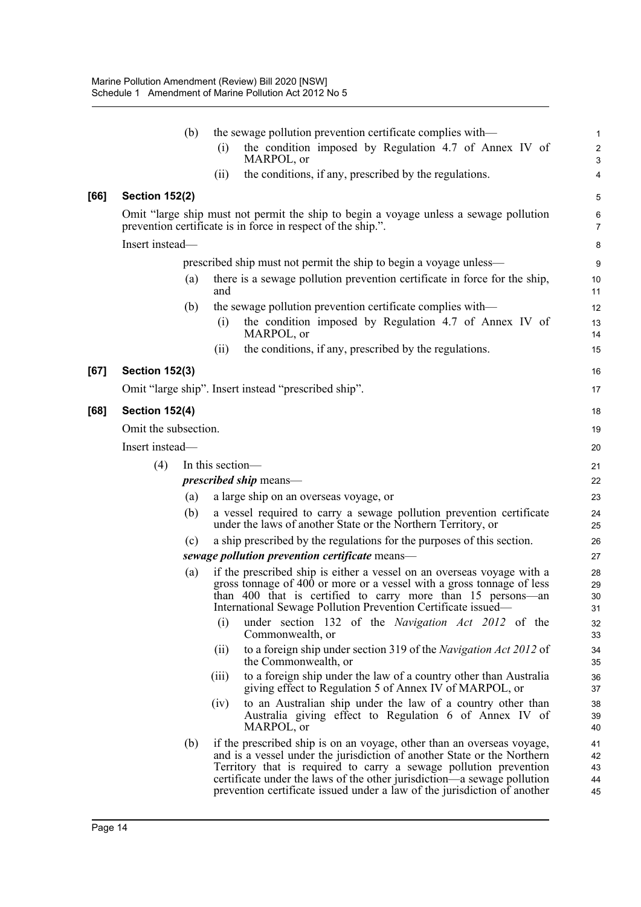(b) the sewage pollution prevention certificate complies with—

(i) the condition imposed by Regulation 4.7 of Annex IV of MARPOL, or

(ii) the conditions, if any, prescribed by the regulations.

**[66] Section 152(2)**

Omit "large ship must not permit the ship to begin a voyage unless a sewage pollution prevention certificate is in force in respect of the ship.".

Insert instead—

prescribed ship must not permit the ship to begin a voyage unless—

(a) there is a sewage pollution prevention certificate in force for the ship, and

(b) the sewage pollution prevention certificate complies with—

(i) the condition imposed by Regulation 4.7 of Annex IV of MARPOL, or

(ii) the conditions, if any, prescribed by the regulations.

**[67] Section 152(3)**

Omit "large ship". Insert instead "prescribed ship".

**[68] Section 152(4)**

Omit the subsection.

Insert instead—

(4) In this section—

***prescribed ship*** means—

(a) a large ship on an overseas voyage, or

(b) a vessel required to carry a sewage pollution prevention certificate under the laws of another State or the Northern Territory, or

(c) a ship prescribed by the regulations for the purposes of this section.

***sewage pollution prevention certificate*** means—

(a) if the prescribed ship is either a vessel on an overseas voyage with a gross tonnage of 400 or more or a vessel with a gross tonnage of less than 400 that is certified to carry more than 15 persons—an International Sewage Pollution Prevention Certificate issued—

(i) under section 132 of the *Navigation Act 2012* of the Commonwealth, or

(ii) to a foreign ship under section 319 of the *Navigation Act 2012* of the Commonwealth, or

(iii) to a foreign ship under the law of a country other than Australia giving effect to Regulation 5 of Annex IV of MARPOL, or

(iv) to an Australian ship under the law of a country other than Australia giving effect to Regulation 6 of Annex IV of MARPOL, or

(b) if the prescribed ship is on an voyage, other than an overseas voyage, and is a vessel under the jurisdiction of another State or the Northern Territory that is required to carry a sewage pollution prevention certificate under the laws of the other jurisdiction—a sewage pollution prevention certificate issued under a law of the jurisdiction of another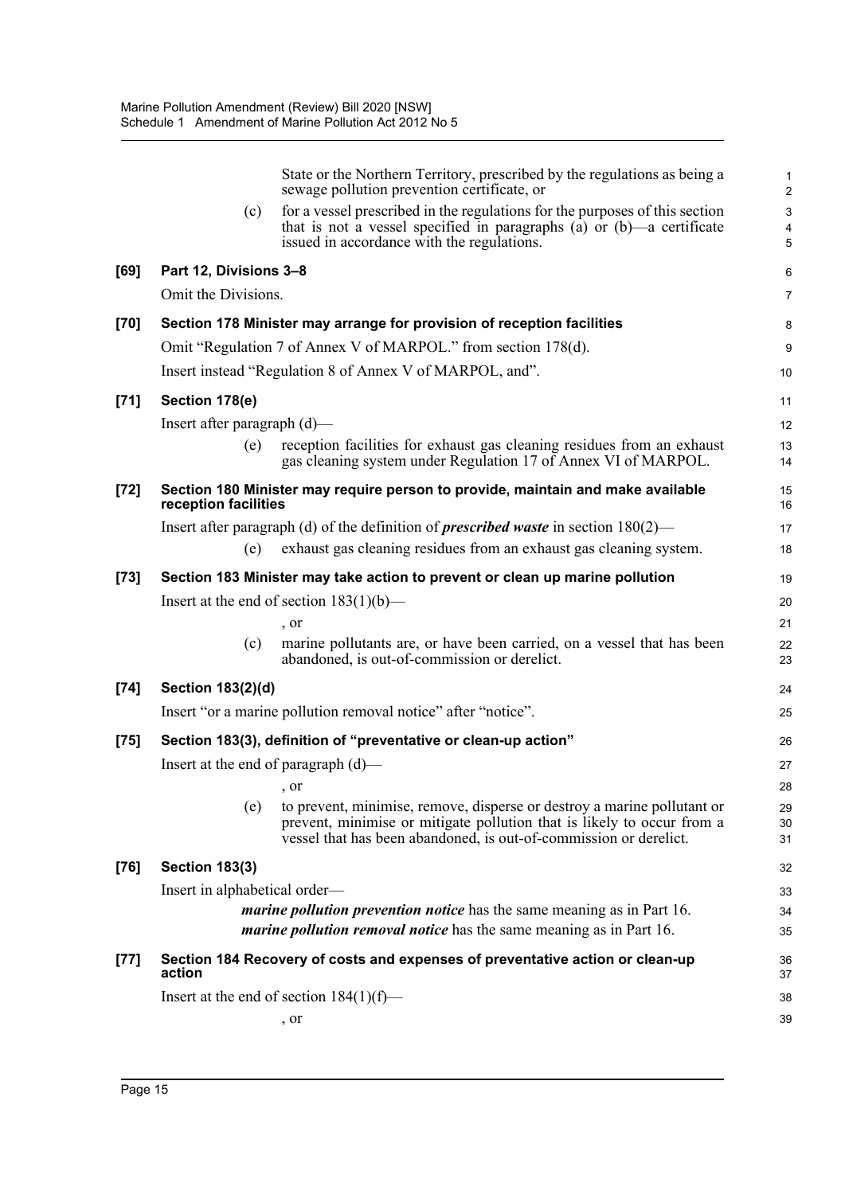State or the Northern Territory, prescribed by the regulations as being a sewage pollution prevention certificate, or

(c) for a vessel prescribed in the regulations for the purposes of this section that is not a vessel specified in paragraphs (a) or (b)—a certificate issued in accordance with the regulations.

**[69] Part 12, Divisions 3–8**

Omit the Divisions.

**[70] Section 178 Minister may arrange for provision of reception facilities**

Omit "Regulation 7 of Annex V of MARPOL." from section 178(d).

Insert instead "Regulation 8 of Annex V of MARPOL, and".

**[71] Section 178(e)**

Insert after paragraph (d)—

(e) reception facilities for exhaust gas cleaning residues from an exhaust gas cleaning system under Regulation 17 of Annex VI of MARPOL.

**[72] Section 180 Minister may require person to provide, maintain and make available reception facilities**

Insert after paragraph (d) of the definition of ***prescribed waste*** in section 180(2)—

(e) exhaust gas cleaning residues from an exhaust gas cleaning system.

**[73] Section 183 Minister may take action to prevent or clean up marine pollution**

Insert at the end of section 183(1)(b)—

, or

(c) marine pollutants are, or have been carried, on a vessel that has been abandoned, is out-of-commission or derelict.

**[74] Section 183(2)(d)**

Insert "or a marine pollution removal notice" after "notice".

**[75] Section 183(3), definition of "preventative or clean-up action"**

Insert at the end of paragraph (d)—

, or

(e) to prevent, minimise, remove, disperse or destroy a marine pollutant or prevent, minimise or mitigate pollution that is likely to occur from a vessel that has been abandoned, is out-of-commission or derelict.

**[76] Section 183(3)**

Insert in alphabetical order—

***marine pollution prevention notice*** has the same meaning as in Part 16.

***marine pollution removal notice*** has the same meaning as in Part 16.

**[77] Section 184 Recovery of costs and expenses of preventative action or clean-up action**

Insert at the end of section 184(1)(f)—

, or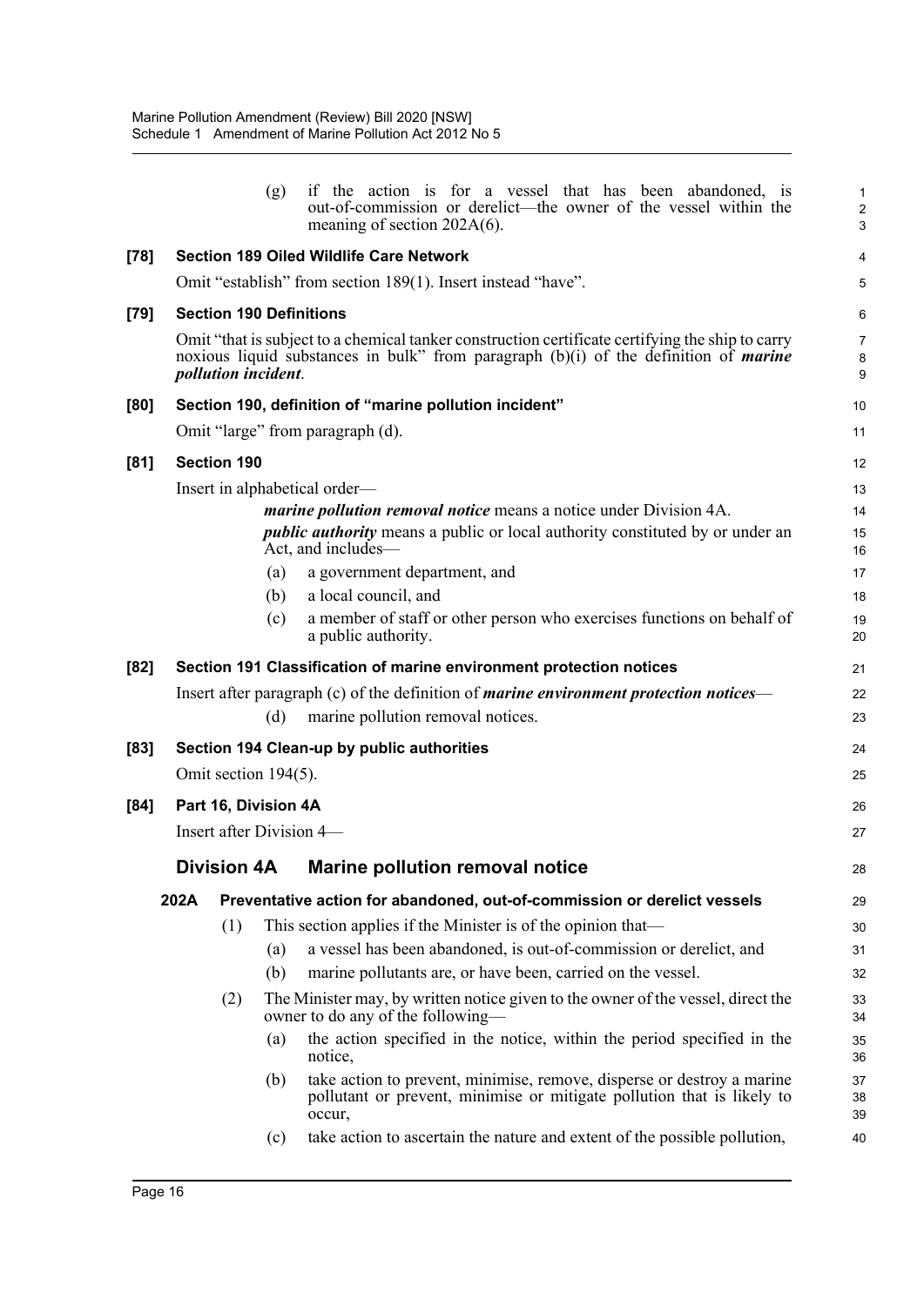(g) if the action is for a vessel that has been abandoned, is out-of-commission or derelict—the owner of the vessel within the meaning of section 202A(6).

**[78] Section 189 Oiled Wildlife Care Network**

Omit "establish" from section 189(1). Insert instead "have".

**[79] Section 190 Definitions**

Omit "that is subject to a chemical tanker construction certificate certifying the ship to carry noxious liquid substances in bulk" from paragraph (b)(i) of the definition of ***marine pollution incident***.

**[80] Section 190, definition of "marine pollution incident"**

Omit "large" from paragraph (d).

**[81] Section 190**

Insert in alphabetical order—

***marine pollution removal notice*** means a notice under Division 4A.

***public authority*** means a public or local authority constituted by or under an Act, and includes—

(a) a government department, and

(b) a local council, and

(c) a member of staff or other person who exercises functions on behalf of a public authority.

**[82] Section 191 Classification of marine environment protection notices**

Insert after paragraph (c) of the definition of ***marine environment protection notices***—

(d) marine pollution removal notices.

**[83] Section 194 Clean-up by public authorities**

Omit section 194(5).

**[84] Part 16, Division 4A**

Insert after Division 4—

## Division 4A Marine pollution removal notice

**202A Preventative action for abandoned, out-of-commission or derelict vessels**

(1) This section applies if the Minister is of the opinion that—

(a) a vessel has been abandoned, is out-of-commission or derelict, and

(b) marine pollutants are, or have been, carried on the vessel.

(2) The Minister may, by written notice given to the owner of the vessel, direct the owner to do any of the following—

(a) the action specified in the notice, within the period specified in the notice,

(b) take action to prevent, minimise, remove, disperse or destroy a marine pollutant or prevent, minimise or mitigate pollution that is likely to occur,

(c) take action to ascertain the nature and extent of the possible pollution,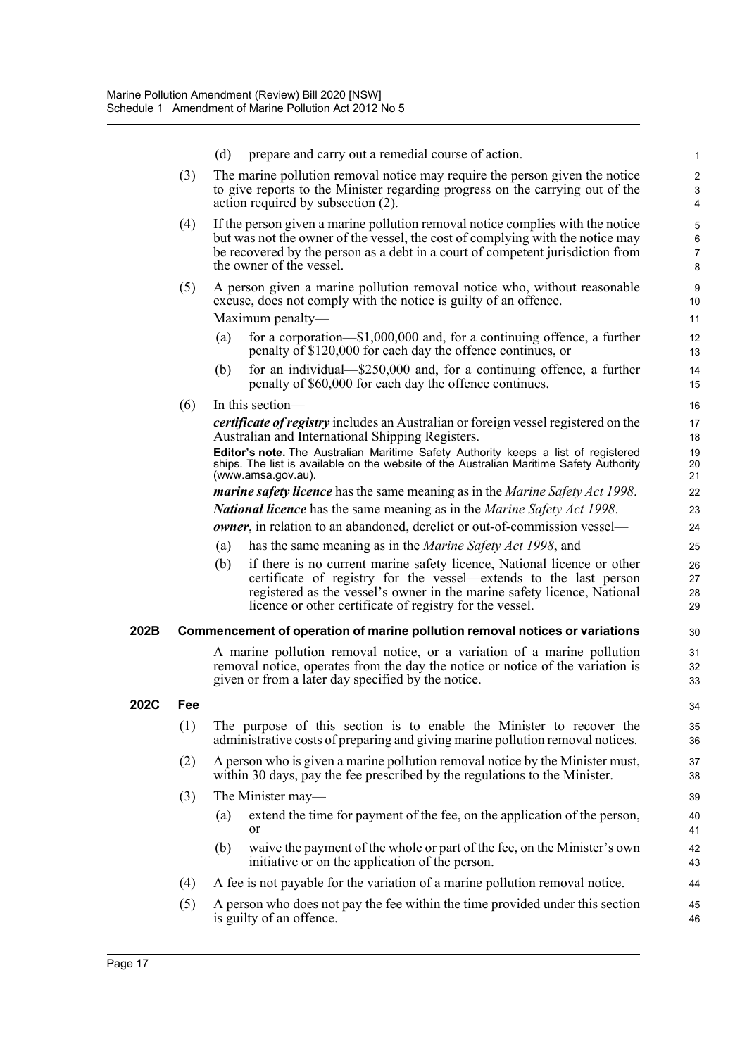(d) prepare and carry out a remedial course of action.

(3) The marine pollution removal notice may require the person given the notice to give reports to the Minister regarding progress on the carrying out of the action required by subsection (2).

(4) If the person given a marine pollution removal notice complies with the notice but was not the owner of the vessel, the cost of complying with the notice may be recovered by the person as a debt in a court of competent jurisdiction from the owner of the vessel.

(5) A person given a marine pollution removal notice who, without reasonable excuse, does not comply with the notice is guilty of an offence.

Maximum penalty—

(a) for a corporation—$1,000,000 and, for a continuing offence, a further penalty of $120,000 for each day the offence continues, or

(b) for an individual—$250,000 and, for a continuing offence, a further penalty of $60,000 for each day the offence continues.

(6) In this section—

***certificate of registry*** includes an Australian or foreign vessel registered on the Australian and International Shipping Registers.

**Editor's note.** The Australian Maritime Safety Authority keeps a list of registered ships. The list is available on the website of the Australian Maritime Safety Authority (www.amsa.gov.au).

***marine safety licence*** has the same meaning as in the *Marine Safety Act 1998*.

***National licence*** has the same meaning as in the *Marine Safety Act 1998*.

***owner***, in relation to an abandoned, derelict or out-of-commission vessel—

(a) has the same meaning as in the *Marine Safety Act 1998*, and

(b) if there is no current marine safety licence, National licence or other certificate of registry for the vessel—extends to the last person registered as the vessel's owner in the marine safety licence, National licence or other certificate of registry for the vessel.

**202B Commencement of operation of marine pollution removal notices or variations**

A marine pollution removal notice, or a variation of a marine pollution removal notice, operates from the day the notice or notice of the variation is given or from a later day specified by the notice.

**202C Fee**

(1) The purpose of this section is to enable the Minister to recover the administrative costs of preparing and giving marine pollution removal notices.

(2) A person who is given a marine pollution removal notice by the Minister must, within 30 days, pay the fee prescribed by the regulations to the Minister.

(3) The Minister may—

(a) extend the time for payment of the fee, on the application of the person, or

(b) waive the payment of the whole or part of the fee, on the Minister's own initiative or on the application of the person.

(4) A fee is not payable for the variation of a marine pollution removal notice.

(5) A person who does not pay the fee within the time provided under this section is guilty of an offence.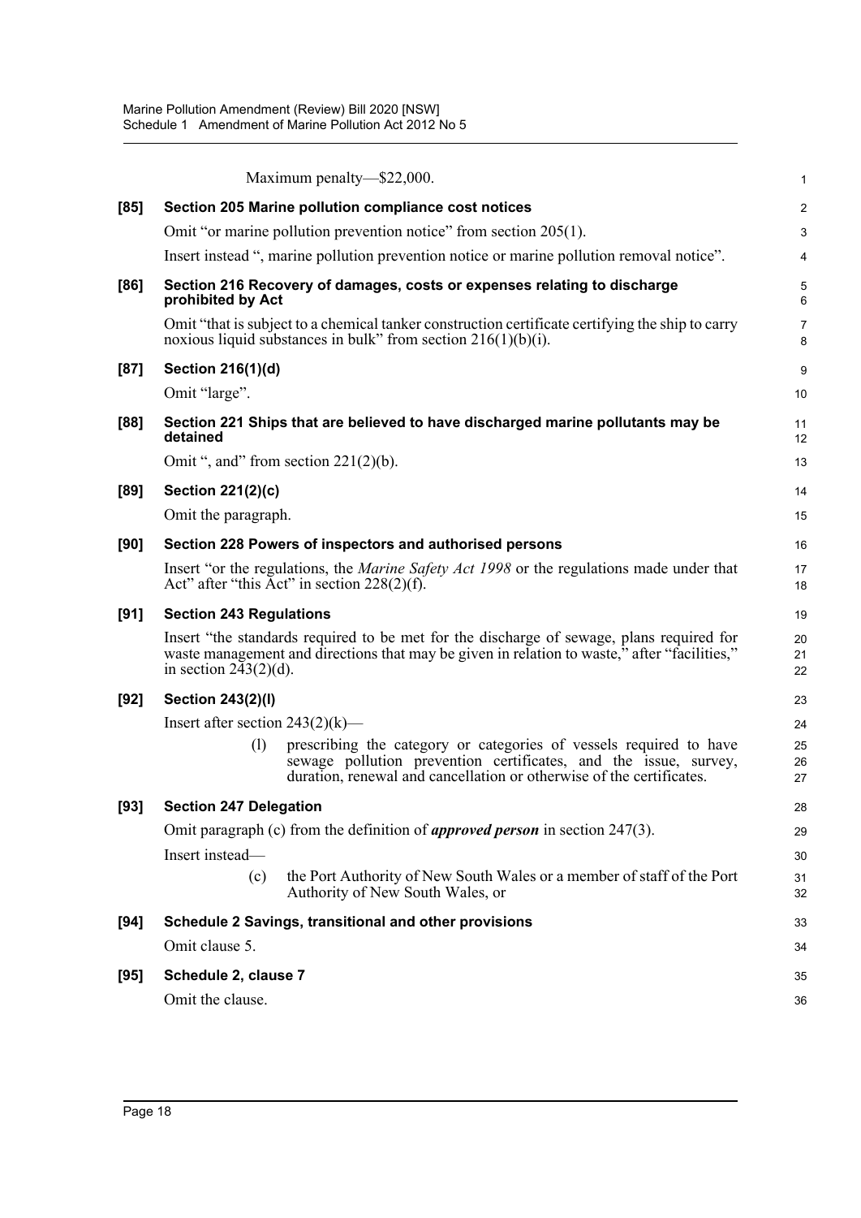Maximum penalty—$22,000.

**[85] Section 205 Marine pollution compliance cost notices**

Omit "or marine pollution prevention notice" from section 205(1).

Insert instead ", marine pollution prevention notice or marine pollution removal notice".

**[86] Section 216 Recovery of damages, costs or expenses relating to discharge prohibited by Act**

Omit "that is subject to a chemical tanker construction certificate certifying the ship to carry noxious liquid substances in bulk" from section 216(1)(b)(i).

**[87] Section 216(1)(d)**

Omit "large".

**[88] Section 221 Ships that are believed to have discharged marine pollutants may be detained**

Omit ", and" from section 221(2)(b).

**[89] Section 221(2)(c)**

Omit the paragraph.

**[90] Section 228 Powers of inspectors and authorised persons**

Insert "or the regulations, the *Marine Safety Act 1998* or the regulations made under that Act" after "this Act" in section 228(2)(f).

**[91] Section 243 Regulations**

Insert "the standards required to be met for the discharge of sewage, plans required for waste management and directions that may be given in relation to waste," after "facilities," in section 243(2)(d).

**[92] Section 243(2)(l)**

Insert after section 243(2)(k)—

(l) prescribing the category or categories of vessels required to have sewage pollution prevention certificates, and the issue, survey, duration, renewal and cancellation or otherwise of the certificates.

**[93] Section 247 Delegation**

Omit paragraph (c) from the definition of ***approved person*** in section 247(3).

Insert instead—

(c) the Port Authority of New South Wales or a member of staff of the Port Authority of New South Wales, or

**[94] Schedule 2 Savings, transitional and other provisions**

Omit clause 5.

**[95] Schedule 2, clause 7**

Omit the clause.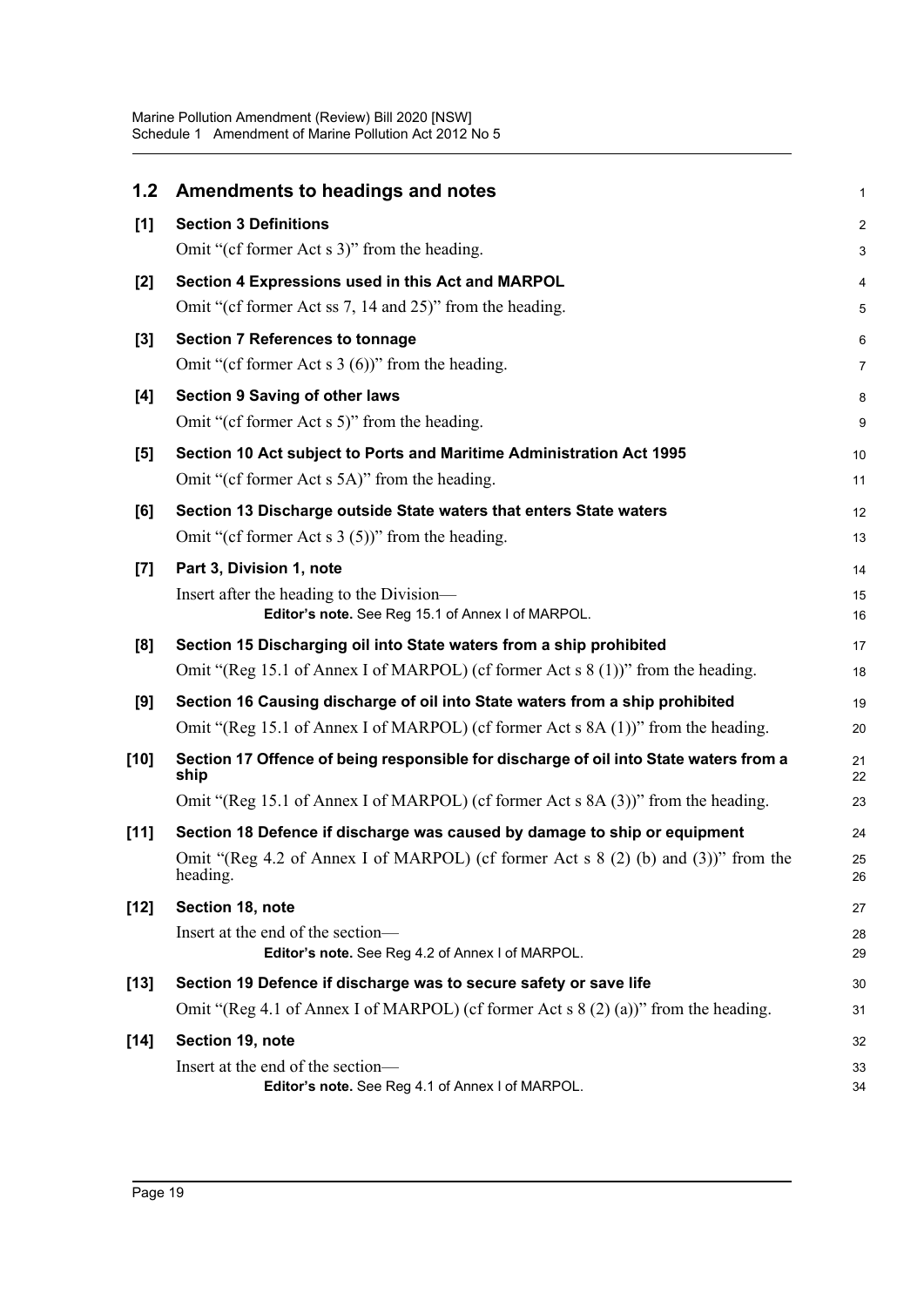## 1.2 Amendments to headings and notes

**[1] Section 3 Definitions**

Omit "(cf former Act s 3)" from the heading.

**[2] Section 4 Expressions used in this Act and MARPOL**

Omit "(cf former Act ss 7, 14 and 25)" from the heading.

**[3] Section 7 References to tonnage**

Omit "(cf former Act s 3 (6))" from the heading.

**[4] Section 9 Saving of other laws**

Omit "(cf former Act s 5)" from the heading.

**[5] Section 10 Act subject to Ports and Maritime Administration Act 1995**

Omit "(cf former Act s 5A)" from the heading.

**[6] Section 13 Discharge outside State waters that enters State waters**

Omit "(cf former Act s 3 (5))" from the heading.

**[7] Part 3, Division 1, note**

Insert after the heading to the Division—

> **Editor's note.** See Reg 15.1 of Annex I of MARPOL.

**[8] Section 15 Discharging oil into State waters from a ship prohibited**

Omit "(Reg 15.1 of Annex I of MARPOL) (cf former Act s 8 (1))" from the heading.

**[9] Section 16 Causing discharge of oil into State waters from a ship prohibited**

Omit "(Reg 15.1 of Annex I of MARPOL) (cf former Act s 8A (1))" from the heading.

**[10] Section 17 Offence of being responsible for discharge of oil into State waters from a ship**

Omit "(Reg 15.1 of Annex I of MARPOL) (cf former Act s 8A (3))" from the heading.

**[11] Section 18 Defence if discharge was caused by damage to ship or equipment**

Omit "(Reg 4.2 of Annex I of MARPOL) (cf former Act s 8 (2) (b) and (3))" from the heading.

**[12] Section 18, note**

Insert at the end of the section—

> **Editor's note.** See Reg 4.2 of Annex I of MARPOL.

**[13] Section 19 Defence if discharge was to secure safety or save life**

Omit "(Reg 4.1 of Annex I of MARPOL) (cf former Act s 8 (2) (a))" from the heading.

**[14] Section 19, note**

Insert at the end of the section—

> **Editor's note.** See Reg 4.1 of Annex I of MARPOL.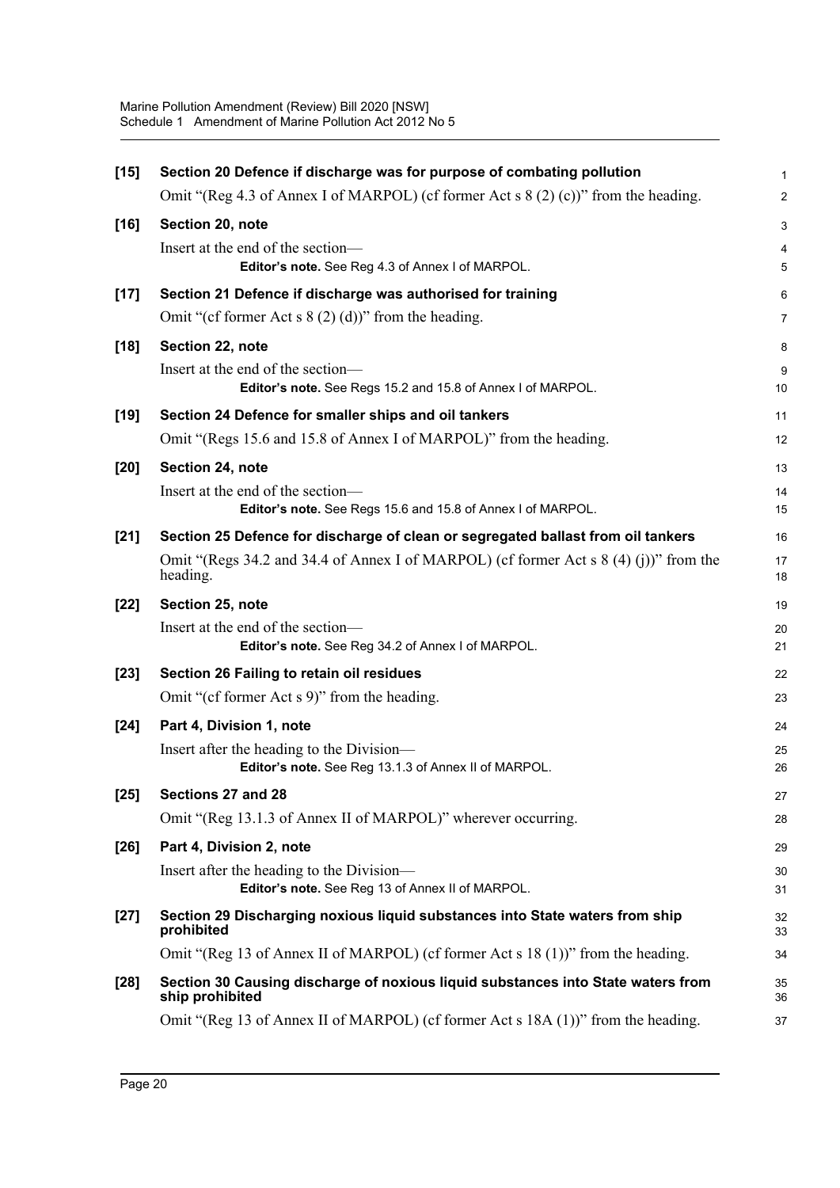**[15] Section 20 Defence if discharge was for purpose of combating pollution**

Omit "(Reg 4.3 of Annex I of MARPOL) (cf former Act s 8 (2) (c))" from the heading.

**[16] Section 20, note**

Insert at the end of the section—

> **Editor's note.** See Reg 4.3 of Annex I of MARPOL.

**[17] Section 21 Defence if discharge was authorised for training**

Omit "(cf former Act s 8 (2) (d))" from the heading.

**[18] Section 22, note**

Insert at the end of the section—

> **Editor's note.** See Regs 15.2 and 15.8 of Annex I of MARPOL.

**[19] Section 24 Defence for smaller ships and oil tankers**

Omit "(Regs 15.6 and 15.8 of Annex I of MARPOL)" from the heading.

**[20] Section 24, note**

Insert at the end of the section—

> **Editor's note.** See Regs 15.6 and 15.8 of Annex I of MARPOL.

**[21] Section 25 Defence for discharge of clean or segregated ballast from oil tankers**

Omit "(Regs 34.2 and 34.4 of Annex I of MARPOL) (cf former Act s 8 (4) (j))" from the heading.

**[22] Section 25, note**

Insert at the end of the section—

> **Editor's note.** See Reg 34.2 of Annex I of MARPOL.

**[23] Section 26 Failing to retain oil residues**

Omit "(cf former Act s 9)" from the heading.

**[24] Part 4, Division 1, note**

Insert after the heading to the Division—

> **Editor's note.** See Reg 13.1.3 of Annex II of MARPOL.

**[25] Sections 27 and 28**

Omit "(Reg 13.1.3 of Annex II of MARPOL)" wherever occurring.

**[26] Part 4, Division 2, note**

Insert after the heading to the Division—

> **Editor's note.** See Reg 13 of Annex II of MARPOL.

**[27] Section 29 Discharging noxious liquid substances into State waters from ship prohibited**

Omit "(Reg 13 of Annex II of MARPOL) (cf former Act s 18 (1))" from the heading.

**[28] Section 30 Causing discharge of noxious liquid substances into State waters from ship prohibited**

Omit "(Reg 13 of Annex II of MARPOL) (cf former Act s 18A (1))" from the heading.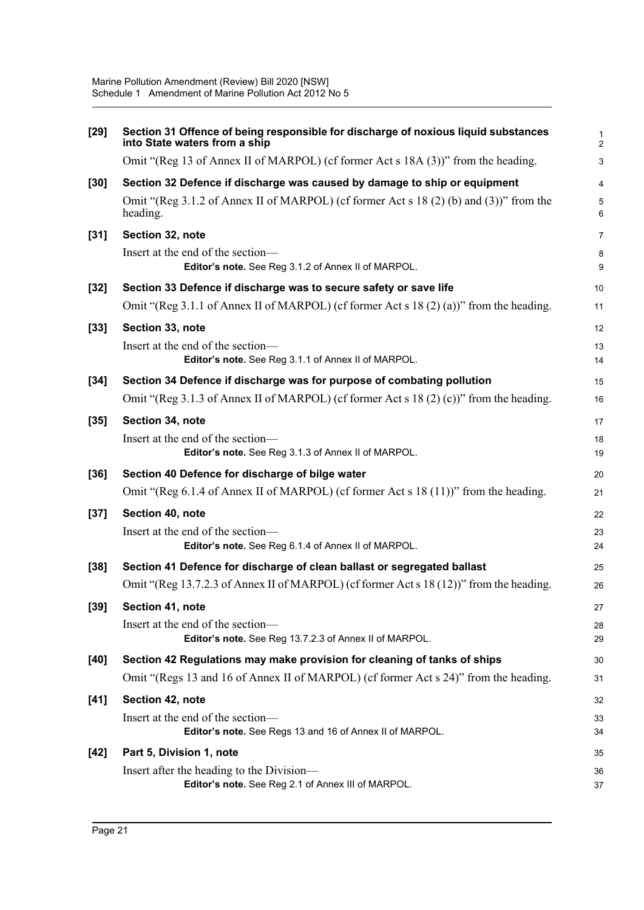**[29] Section 31 Offence of being responsible for discharge of noxious liquid substances into State waters from a ship**

Omit "(Reg 13 of Annex II of MARPOL) (cf former Act s 18A (3))" from the heading.

**[30] Section 32 Defence if discharge was caused by damage to ship or equipment**

Omit "(Reg 3.1.2 of Annex II of MARPOL) (cf former Act s 18 (2) (b) and (3))" from the heading.

**[31] Section 32, note**

Insert at the end of the section—

> **Editor's note.** See Reg 3.1.2 of Annex II of MARPOL.

**[32] Section 33 Defence if discharge was to secure safety or save life**

Omit "(Reg 3.1.1 of Annex II of MARPOL) (cf former Act s 18 (2) (a))" from the heading.

**[33] Section 33, note**

Insert at the end of the section—

> **Editor's note.** See Reg 3.1.1 of Annex II of MARPOL.

**[34] Section 34 Defence if discharge was for purpose of combating pollution**

Omit "(Reg 3.1.3 of Annex II of MARPOL) (cf former Act s 18 (2) (c))" from the heading.

**[35] Section 34, note**

Insert at the end of the section—

> **Editor's note.** See Reg 3.1.3 of Annex II of MARPOL.

**[36] Section 40 Defence for discharge of bilge water**

Omit "(Reg 6.1.4 of Annex II of MARPOL) (cf former Act s 18 (11))" from the heading.

**[37] Section 40, note**

Insert at the end of the section—

> **Editor's note.** See Reg 6.1.4 of Annex II of MARPOL.

**[38] Section 41 Defence for discharge of clean ballast or segregated ballast**

Omit "(Reg 13.7.2.3 of Annex II of MARPOL) (cf former Act s 18 (12))" from the heading.

**[39] Section 41, note**

Insert at the end of the section—

> **Editor's note.** See Reg 13.7.2.3 of Annex II of MARPOL.

**[40] Section 42 Regulations may make provision for cleaning of tanks of ships**

Omit "(Regs 13 and 16 of Annex II of MARPOL) (cf former Act s 24)" from the heading.

**[41] Section 42, note**

Insert at the end of the section—

> **Editor's note.** See Regs 13 and 16 of Annex II of MARPOL.

**[42] Part 5, Division 1, note**

Insert after the heading to the Division—

> **Editor's note.** See Reg 2.1 of Annex III of MARPOL.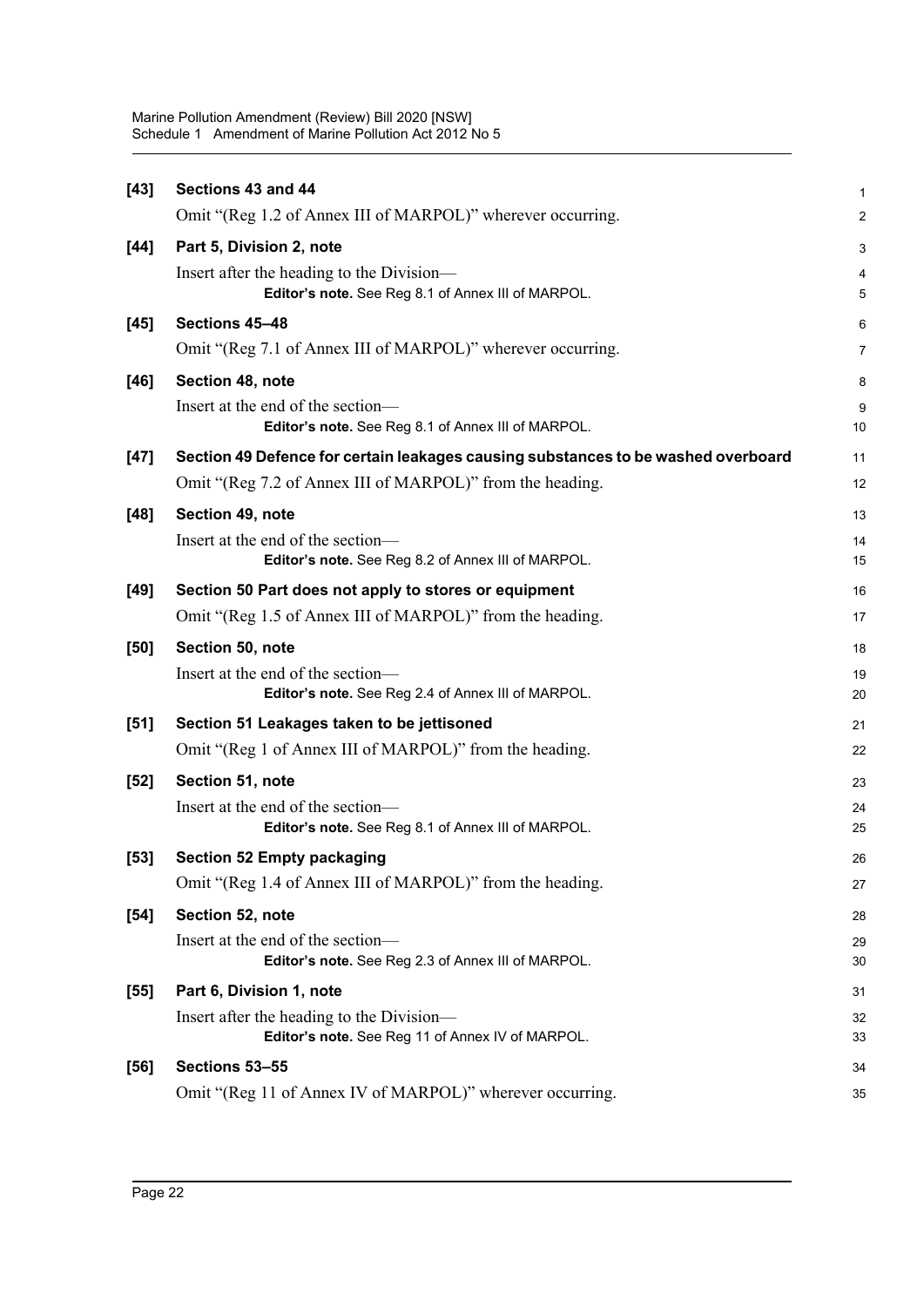**[43] Sections 43 and 44**

Omit "(Reg 1.2 of Annex III of MARPOL)" wherever occurring.

**[44] Part 5, Division 2, note**

Insert after the heading to the Division—

> **Editor's note.** See Reg 8.1 of Annex III of MARPOL.

**[45] Sections 45–48**

Omit "(Reg 7.1 of Annex III of MARPOL)" wherever occurring.

**[46] Section 48, note**

Insert at the end of the section—

> **Editor's note.** See Reg 8.1 of Annex III of MARPOL.

**[47] Section 49 Defence for certain leakages causing substances to be washed overboard**

Omit "(Reg 7.2 of Annex III of MARPOL)" from the heading.

**[48] Section 49, note**

Insert at the end of the section—

> **Editor's note.** See Reg 8.2 of Annex III of MARPOL.

**[49] Section 50 Part does not apply to stores or equipment**

Omit "(Reg 1.5 of Annex III of MARPOL)" from the heading.

**[50] Section 50, note**

Insert at the end of the section—

> **Editor's note.** See Reg 2.4 of Annex III of MARPOL.

**[51] Section 51 Leakages taken to be jettisoned**

Omit "(Reg 1 of Annex III of MARPOL)" from the heading.

**[52] Section 51, note**

Insert at the end of the section—

> **Editor's note.** See Reg 8.1 of Annex III of MARPOL.

**[53] Section 52 Empty packaging**

Omit "(Reg 1.4 of Annex III of MARPOL)" from the heading.

**[54] Section 52, note**

Insert at the end of the section—

> **Editor's note.** See Reg 2.3 of Annex III of MARPOL.

**[55] Part 6, Division 1, note**

Insert after the heading to the Division—

> **Editor's note.** See Reg 11 of Annex IV of MARPOL.

**[56] Sections 53–55**

Omit "(Reg 11 of Annex IV of MARPOL)" wherever occurring.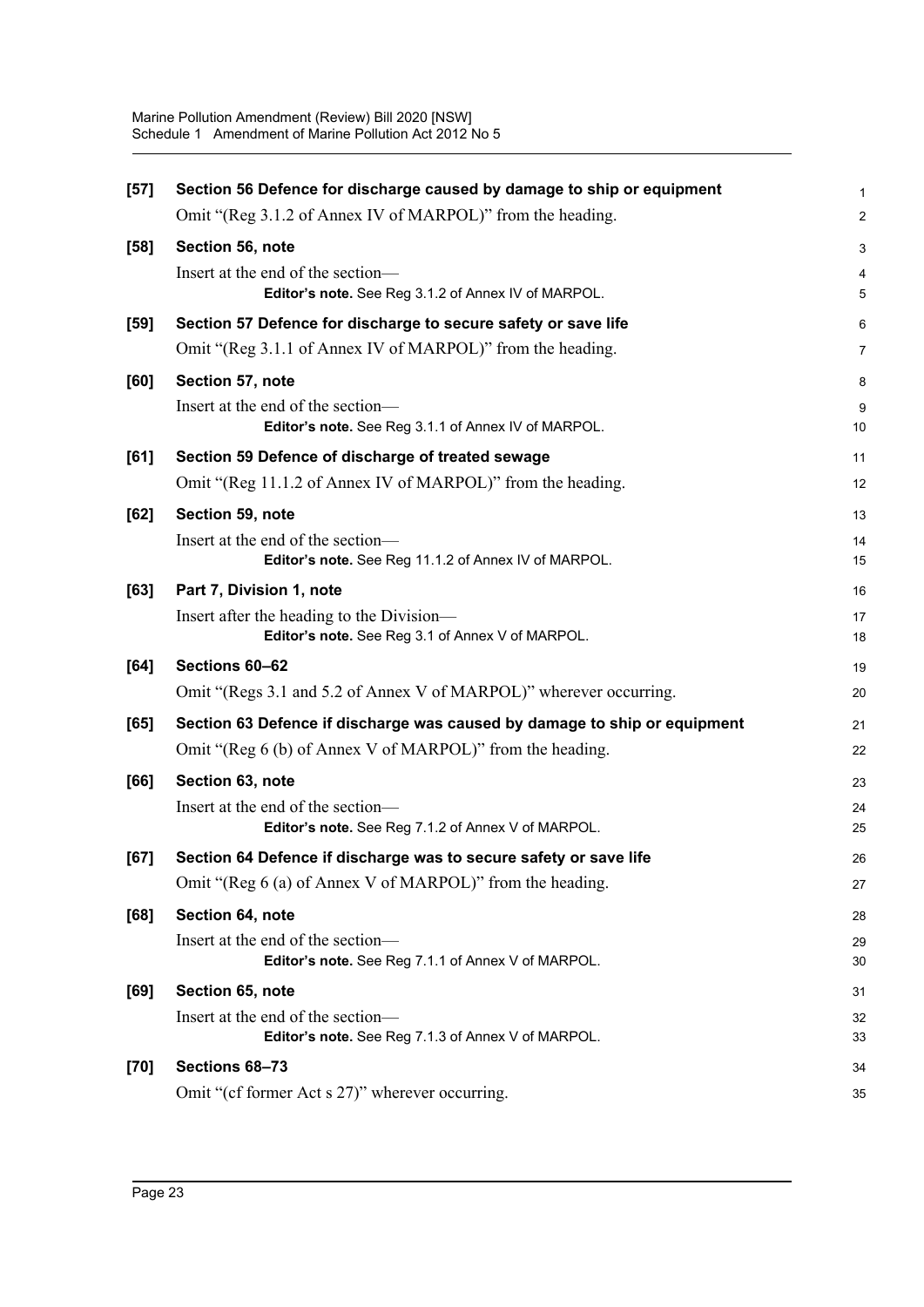**[57] Section 56 Defence for discharge caused by damage to ship or equipment**

Omit "(Reg 3.1.2 of Annex IV of MARPOL)" from the heading.

**[58] Section 56, note**

Insert at the end of the section—

> **Editor's note.** See Reg 3.1.2 of Annex IV of MARPOL.

**[59] Section 57 Defence for discharge to secure safety or save life**

Omit "(Reg 3.1.1 of Annex IV of MARPOL)" from the heading.

**[60] Section 57, note**

Insert at the end of the section—

> **Editor's note.** See Reg 3.1.1 of Annex IV of MARPOL.

**[61] Section 59 Defence of discharge of treated sewage**

Omit "(Reg 11.1.2 of Annex IV of MARPOL)" from the heading.

**[62] Section 59, note**

Insert at the end of the section—

> **Editor's note.** See Reg 11.1.2 of Annex IV of MARPOL.

**[63] Part 7, Division 1, note**

Insert after the heading to the Division—

> **Editor's note.** See Reg 3.1 of Annex V of MARPOL.

**[64] Sections 60–62**

Omit "(Regs 3.1 and 5.2 of Annex V of MARPOL)" wherever occurring.

**[65] Section 63 Defence if discharge was caused by damage to ship or equipment**

Omit "(Reg 6 (b) of Annex V of MARPOL)" from the heading.

**[66] Section 63, note**

Insert at the end of the section—

> **Editor's note.** See Reg 7.1.2 of Annex V of MARPOL.

**[67] Section 64 Defence if discharge was to secure safety or save life**

Omit "(Reg 6 (a) of Annex V of MARPOL)" from the heading.

**[68] Section 64, note**

Insert at the end of the section—

> **Editor's note.** See Reg 7.1.1 of Annex V of MARPOL.

**[69] Section 65, note**

Insert at the end of the section—

> **Editor's note.** See Reg 7.1.3 of Annex V of MARPOL.

**[70] Sections 68–73**

Omit "(cf former Act s 27)" wherever occurring.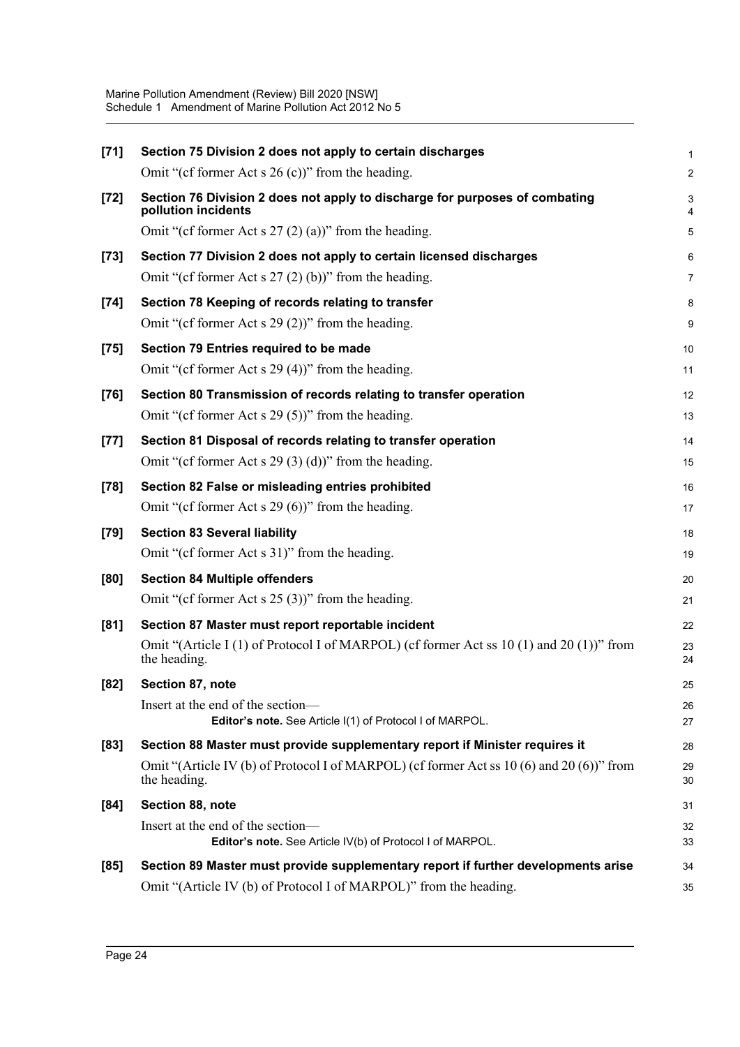**[71] Section 75 Division 2 does not apply to certain discharges**

Omit "(cf former Act s 26 (c))" from the heading.

**[72] Section 76 Division 2 does not apply to discharge for purposes of combating pollution incidents**

Omit "(cf former Act s 27 (2) (a))" from the heading.

**[73] Section 77 Division 2 does not apply to certain licensed discharges**

Omit "(cf former Act s 27 (2) (b))" from the heading.

**[74] Section 78 Keeping of records relating to transfer**

Omit "(cf former Act s 29 (2))" from the heading.

**[75] Section 79 Entries required to be made**

Omit "(cf former Act s 29 (4))" from the heading.

**[76] Section 80 Transmission of records relating to transfer operation**

Omit "(cf former Act s 29 (5))" from the heading.

**[77] Section 81 Disposal of records relating to transfer operation**

Omit "(cf former Act s 29 (3) (d))" from the heading.

**[78] Section 82 False or misleading entries prohibited**

Omit "(cf former Act s 29 (6))" from the heading.

**[79] Section 83 Several liability**

Omit "(cf former Act s 31)" from the heading.

**[80] Section 84 Multiple offenders**

Omit "(cf former Act s 25 (3))" from the heading.

**[81] Section 87 Master must report reportable incident**

Omit "(Article I (1) of Protocol I of MARPOL) (cf former Act ss 10 (1) and 20 (1))" from the heading.

**[82] Section 87, note**

Insert at the end of the section—

> **Editor's note.** See Article I(1) of Protocol I of MARPOL.

**[83] Section 88 Master must provide supplementary report if Minister requires it**

Omit "(Article IV (b) of Protocol I of MARPOL) (cf former Act ss 10 (6) and 20 (6))" from the heading.

**[84] Section 88, note**

Insert at the end of the section—

> **Editor's note.** See Article IV(b) of Protocol I of MARPOL.

**[85] Section 89 Master must provide supplementary report if further developments arise**

Omit "(Article IV (b) of Protocol I of MARPOL)" from the heading.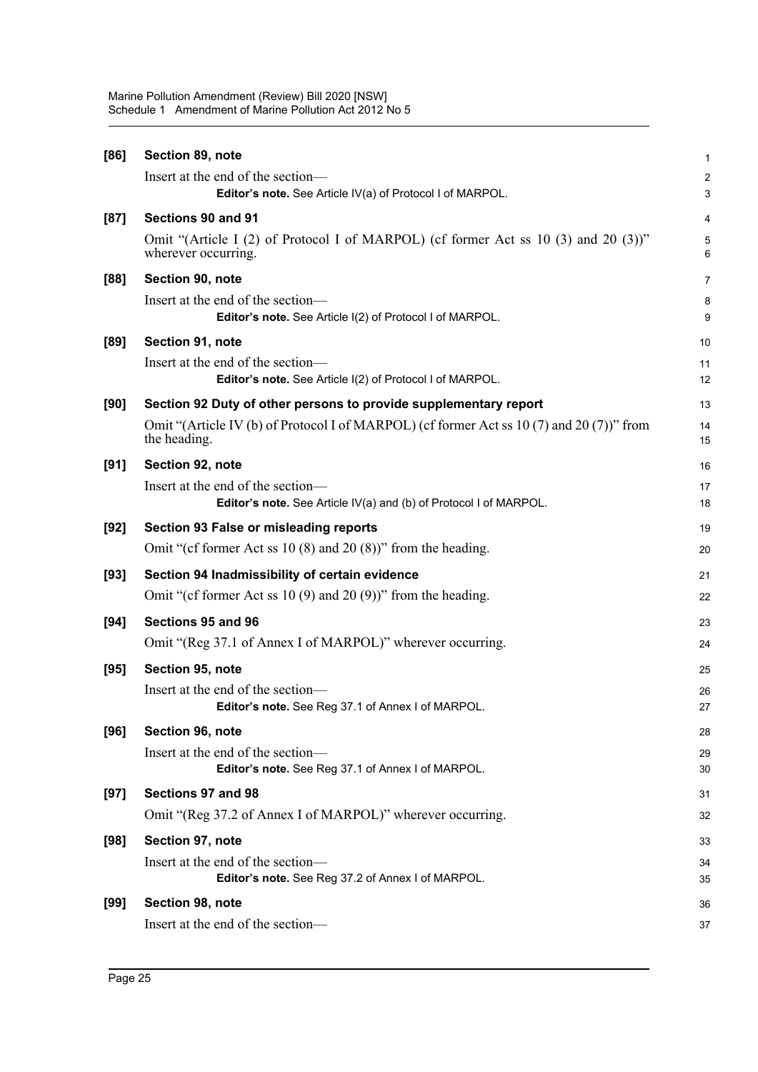**[86] Section 89, note**

Insert at the end of the section—

> **Editor's note.** See Article IV(a) of Protocol I of MARPOL.

**[87] Sections 90 and 91**

Omit "(Article I (2) of Protocol I of MARPOL) (cf former Act ss 10 (3) and 20 (3))" wherever occurring.

**[88] Section 90, note**

Insert at the end of the section—

> **Editor's note.** See Article I(2) of Protocol I of MARPOL.

**[89] Section 91, note**

Insert at the end of the section—

> **Editor's note.** See Article I(2) of Protocol I of MARPOL.

**[90] Section 92 Duty of other persons to provide supplementary report**

Omit "(Article IV (b) of Protocol I of MARPOL) (cf former Act ss 10 (7) and 20 (7))" from the heading.

**[91] Section 92, note**

Insert at the end of the section—

> **Editor's note.** See Article IV(a) and (b) of Protocol I of MARPOL.

**[92] Section 93 False or misleading reports**

Omit "(cf former Act ss 10 (8) and 20 (8))" from the heading.

**[93] Section 94 Inadmissibility of certain evidence**

Omit "(cf former Act ss 10 (9) and 20 (9))" from the heading.

**[94] Sections 95 and 96**

Omit "(Reg 37.1 of Annex I of MARPOL)" wherever occurring.

**[95] Section 95, note**

Insert at the end of the section—

> **Editor's note.** See Reg 37.1 of Annex I of MARPOL.

**[96] Section 96, note**

Insert at the end of the section—

> **Editor's note.** See Reg 37.1 of Annex I of MARPOL.

**[97] Sections 97 and 98**

Omit "(Reg 37.2 of Annex I of MARPOL)" wherever occurring.

**[98] Section 97, note**

Insert at the end of the section—

> **Editor's note.** See Reg 37.2 of Annex I of MARPOL.

**[99] Section 98, note**

Insert at the end of the section—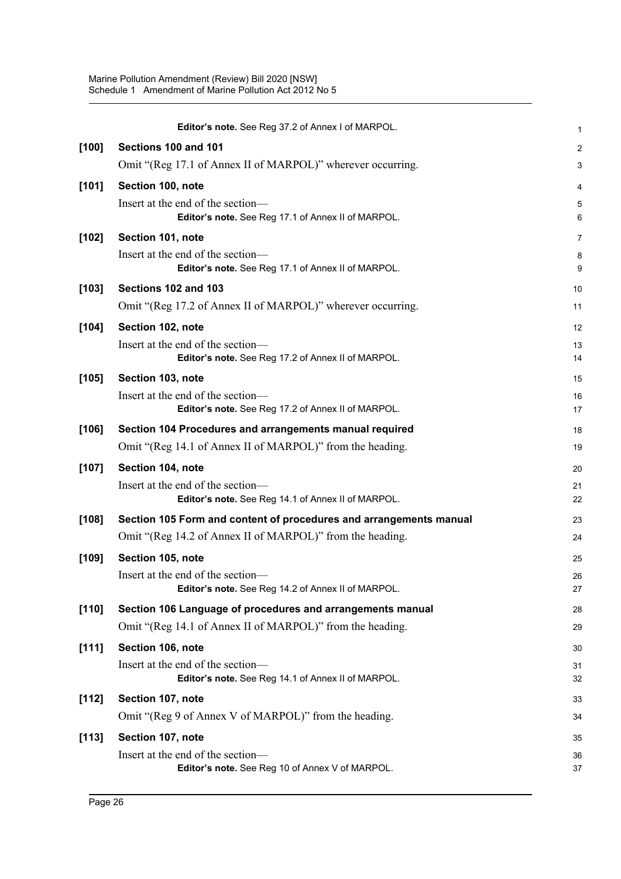**Editor's note.** See Reg 37.2 of Annex I of MARPOL.

**[100] Sections 100 and 101**

Omit "(Reg 17.1 of Annex II of MARPOL)" wherever occurring.

**[101] Section 100, note**

Insert at the end of the section—

> **Editor's note.** See Reg 17.1 of Annex II of MARPOL.

**[102] Section 101, note**

Insert at the end of the section—

> **Editor's note.** See Reg 17.1 of Annex II of MARPOL.

**[103] Sections 102 and 103**

Omit "(Reg 17.2 of Annex II of MARPOL)" wherever occurring.

**[104] Section 102, note**

Insert at the end of the section—

> **Editor's note.** See Reg 17.2 of Annex II of MARPOL.

**[105] Section 103, note**

Insert at the end of the section—

> **Editor's note.** See Reg 17.2 of Annex II of MARPOL.

**[106] Section 104 Procedures and arrangements manual required**

Omit "(Reg 14.1 of Annex II of MARPOL)" from the heading.

**[107] Section 104, note**

Insert at the end of the section—

> **Editor's note.** See Reg 14.1 of Annex II of MARPOL.

**[108] Section 105 Form and content of procedures and arrangements manual**

Omit "(Reg 14.2 of Annex II of MARPOL)" from the heading.

**[109] Section 105, note**

Insert at the end of the section—

> **Editor's note.** See Reg 14.2 of Annex II of MARPOL.

**[110] Section 106 Language of procedures and arrangements manual**

Omit "(Reg 14.1 of Annex II of MARPOL)" from the heading.

**[111] Section 106, note**

Insert at the end of the section—

> **Editor's note.** See Reg 14.1 of Annex II of MARPOL.

**[112] Section 107, note**

Omit "(Reg 9 of Annex V of MARPOL)" from the heading.

**[113] Section 107, note**

Insert at the end of the section—

> **Editor's note.** See Reg 10 of Annex V of MARPOL.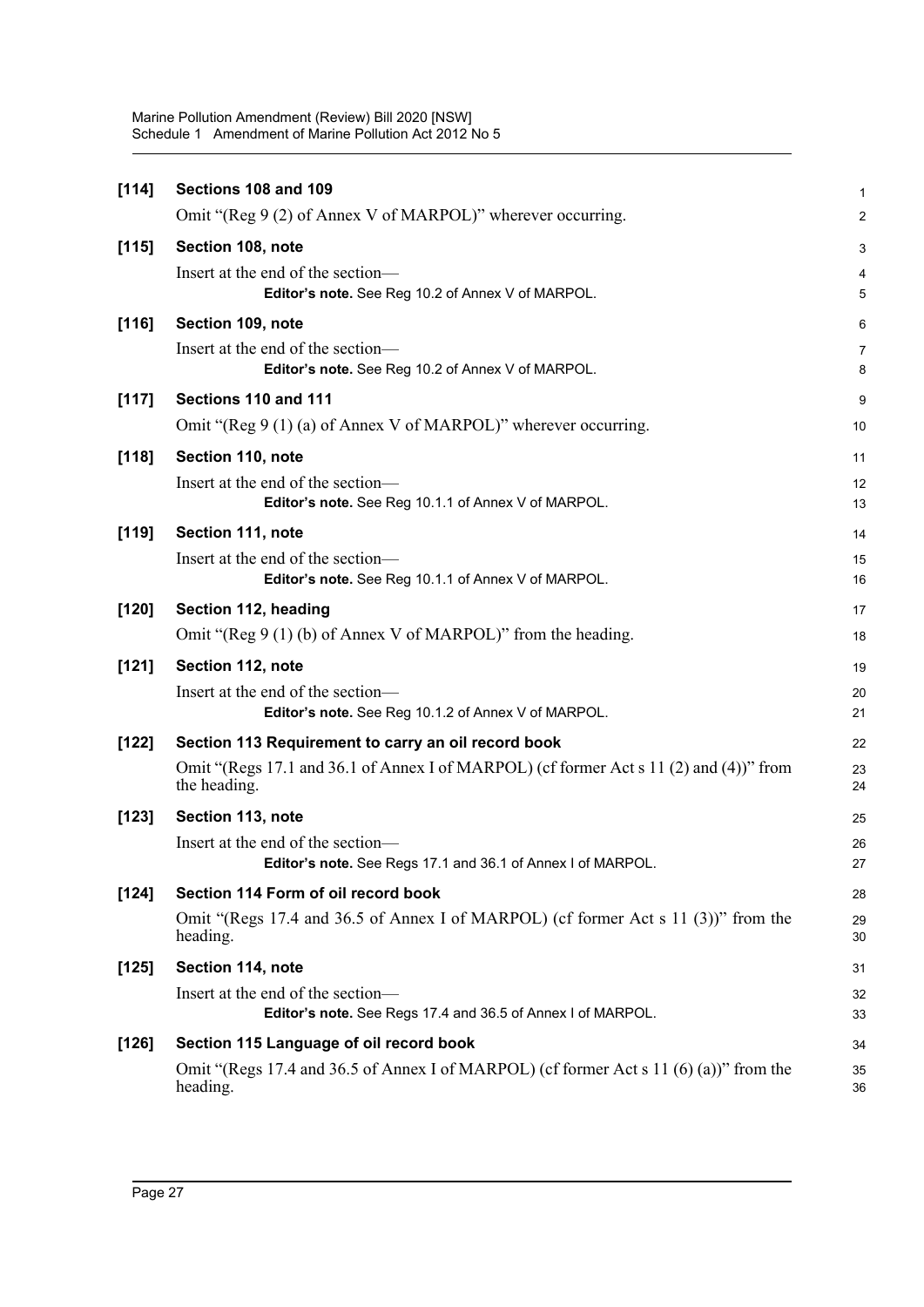**[114] Sections 108 and 109**

Omit "(Reg 9 (2) of Annex V of MARPOL)" wherever occurring.

**[115] Section 108, note**

Insert at the end of the section—

> **Editor's note.** See Reg 10.2 of Annex V of MARPOL.

**[116] Section 109, note**

Insert at the end of the section—

> **Editor's note.** See Reg 10.2 of Annex V of MARPOL.

**[117] Sections 110 and 111**

Omit "(Reg 9 (1) (a) of Annex V of MARPOL)" wherever occurring.

**[118] Section 110, note**

Insert at the end of the section—

> **Editor's note.** See Reg 10.1.1 of Annex V of MARPOL.

**[119] Section 111, note**

Insert at the end of the section—

> **Editor's note.** See Reg 10.1.1 of Annex V of MARPOL.

**[120] Section 112, heading**

Omit "(Reg 9 (1) (b) of Annex V of MARPOL)" from the heading.

**[121] Section 112, note**

Insert at the end of the section—

> **Editor's note.** See Reg 10.1.2 of Annex V of MARPOL.

**[122] Section 113 Requirement to carry an oil record book**

Omit "(Regs 17.1 and 36.1 of Annex I of MARPOL) (cf former Act s 11 (2) and (4))" from the heading.

**[123] Section 113, note**

Insert at the end of the section—

> **Editor's note.** See Regs 17.1 and 36.1 of Annex I of MARPOL.

**[124] Section 114 Form of oil record book**

Omit "(Regs 17.4 and 36.5 of Annex I of MARPOL) (cf former Act s 11 (3))" from the heading.

**[125] Section 114, note**

Insert at the end of the section—

> **Editor's note.** See Regs 17.4 and 36.5 of Annex I of MARPOL.

**[126] Section 115 Language of oil record book**

Omit "(Regs 17.4 and 36.5 of Annex I of MARPOL) (cf former Act s 11 (6) (a))" from the heading.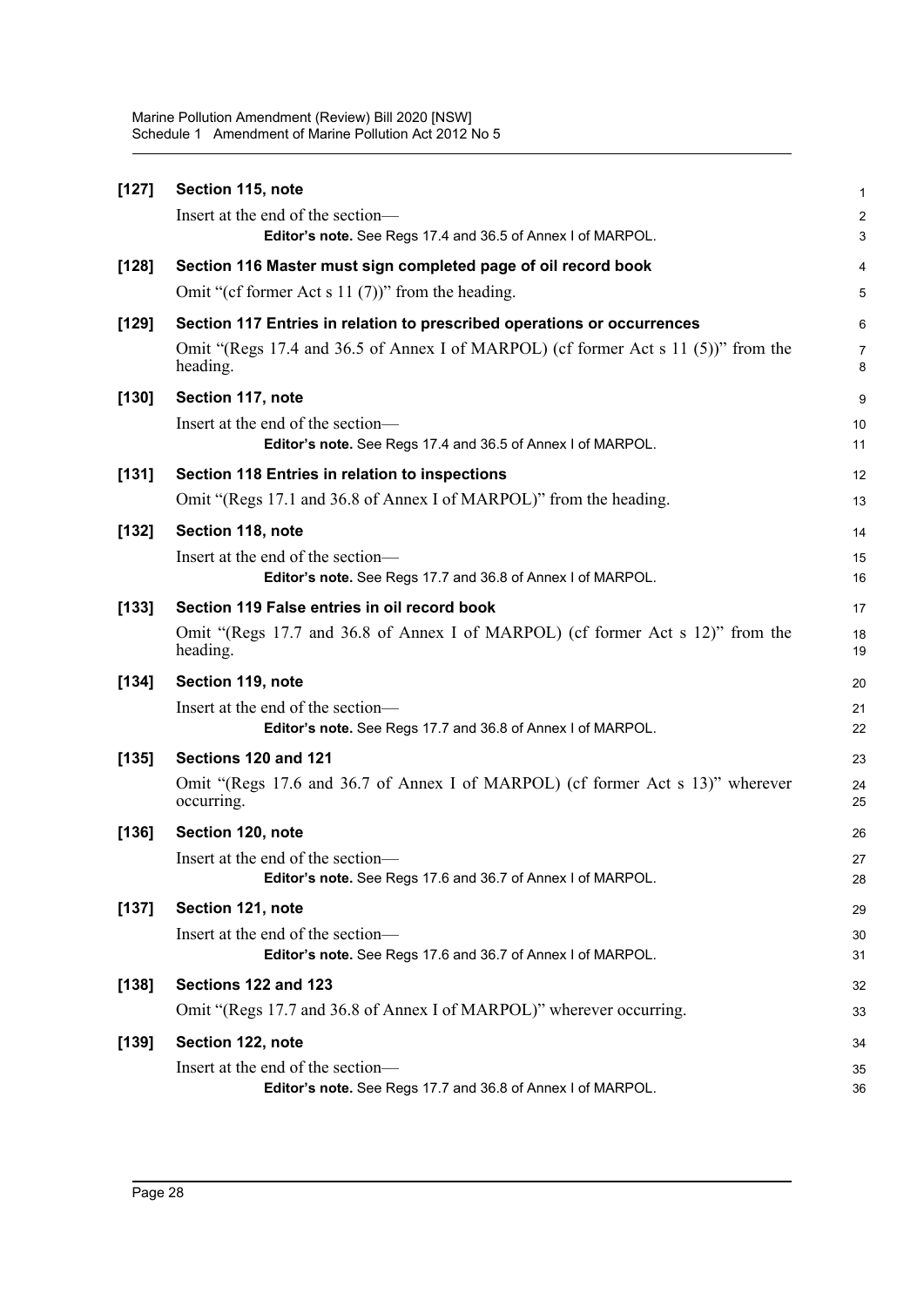**[127] Section 115, note**

Insert at the end of the section—

**Editor's note.** See Regs 17.4 and 36.5 of Annex I of MARPOL.

**[128] Section 116 Master must sign completed page of oil record book**

Omit "(cf former Act s 11 (7))" from the heading.

**[129] Section 117 Entries in relation to prescribed operations or occurrences**

Omit "(Regs 17.4 and 36.5 of Annex I of MARPOL) (cf former Act s 11 (5))" from the heading.

**[130] Section 117, note**

Insert at the end of the section—

**Editor's note.** See Regs 17.4 and 36.5 of Annex I of MARPOL.

**[131] Section 118 Entries in relation to inspections**

Omit "(Regs 17.1 and 36.8 of Annex I of MARPOL)" from the heading.

**[132] Section 118, note**

Insert at the end of the section—

**Editor's note.** See Regs 17.7 and 36.8 of Annex I of MARPOL.

**[133] Section 119 False entries in oil record book**

Omit "(Regs 17.7 and 36.8 of Annex I of MARPOL) (cf former Act s 12)" from the heading.

**[134] Section 119, note**

Insert at the end of the section—

**Editor's note.** See Regs 17.7 and 36.8 of Annex I of MARPOL.

**[135] Sections 120 and 121**

Omit "(Regs 17.6 and 36.7 of Annex I of MARPOL) (cf former Act s 13)" wherever occurring.

**[136] Section 120, note**

Insert at the end of the section—

**Editor's note.** See Regs 17.6 and 36.7 of Annex I of MARPOL.

**[137] Section 121, note**

Insert at the end of the section—

**Editor's note.** See Regs 17.6 and 36.7 of Annex I of MARPOL.

**[138] Sections 122 and 123**

Omit "(Regs 17.7 and 36.8 of Annex I of MARPOL)" wherever occurring.

**[139] Section 122, note**

Insert at the end of the section—

**Editor's note.** See Regs 17.7 and 36.8 of Annex I of MARPOL.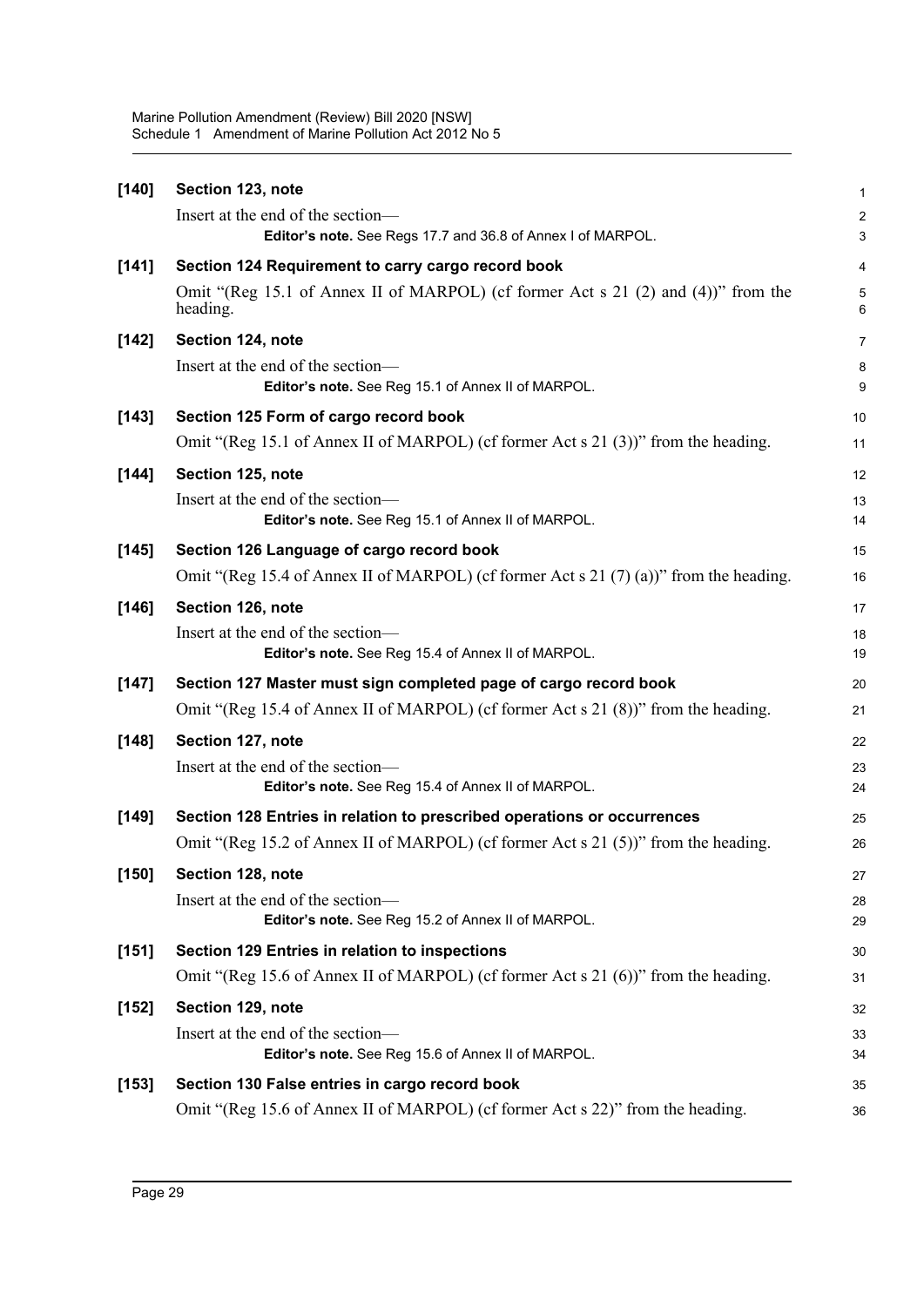**[140] Section 123, note**

Insert at the end of the section—

> **Editor's note.** See Regs 17.7 and 36.8 of Annex I of MARPOL.

**[141] Section 124 Requirement to carry cargo record book**

Omit "(Reg 15.1 of Annex II of MARPOL) (cf former Act s 21 (2) and (4))" from the heading.

**[142] Section 124, note**

Insert at the end of the section—

> **Editor's note.** See Reg 15.1 of Annex II of MARPOL.

**[143] Section 125 Form of cargo record book**

Omit "(Reg 15.1 of Annex II of MARPOL) (cf former Act s 21 (3))" from the heading.

**[144] Section 125, note**

Insert at the end of the section—

> **Editor's note.** See Reg 15.1 of Annex II of MARPOL.

**[145] Section 126 Language of cargo record book**

Omit "(Reg 15.4 of Annex II of MARPOL) (cf former Act s 21 (7) (a))" from the heading.

**[146] Section 126, note**

Insert at the end of the section—

> **Editor's note.** See Reg 15.4 of Annex II of MARPOL.

**[147] Section 127 Master must sign completed page of cargo record book**

Omit "(Reg 15.4 of Annex II of MARPOL) (cf former Act s 21 (8))" from the heading.

**[148] Section 127, note**

Insert at the end of the section—

> **Editor's note.** See Reg 15.4 of Annex II of MARPOL.

**[149] Section 128 Entries in relation to prescribed operations or occurrences**

Omit "(Reg 15.2 of Annex II of MARPOL) (cf former Act s 21 (5))" from the heading.

**[150] Section 128, note**

Insert at the end of the section—

> **Editor's note.** See Reg 15.2 of Annex II of MARPOL.

**[151] Section 129 Entries in relation to inspections**

Omit "(Reg 15.6 of Annex II of MARPOL) (cf former Act s 21 (6))" from the heading.

**[152] Section 129, note**

Insert at the end of the section—

> **Editor's note.** See Reg 15.6 of Annex II of MARPOL.

**[153] Section 130 False entries in cargo record book**

Omit "(Reg 15.6 of Annex II of MARPOL) (cf former Act s 22)" from the heading.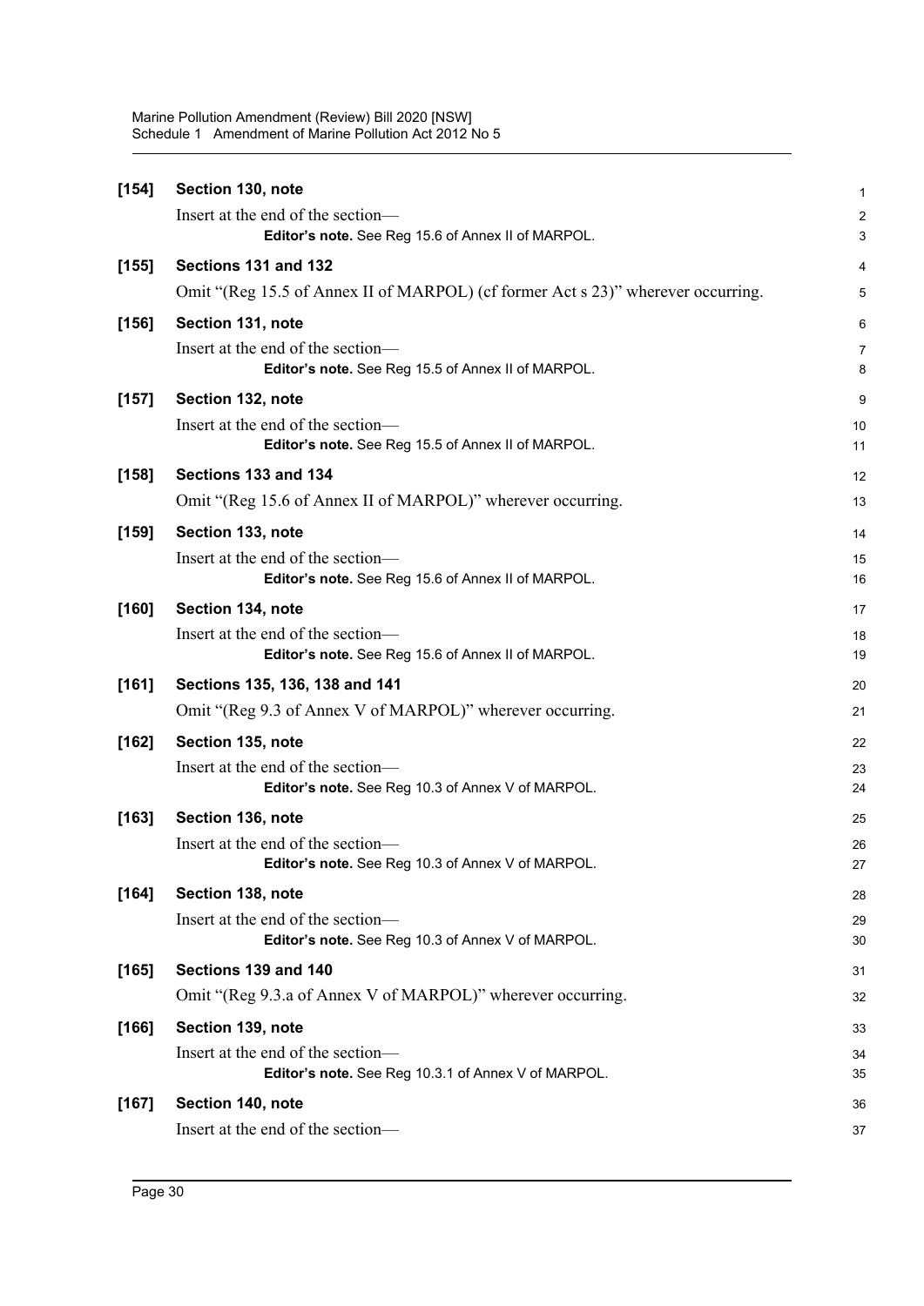**[154] Section 130, note**

Insert at the end of the section—

> **Editor's note.** See Reg 15.6 of Annex II of MARPOL.

**[155] Sections 131 and 132**

Omit "(Reg 15.5 of Annex II of MARPOL) (cf former Act s 23)" wherever occurring.

**[156] Section 131, note**

Insert at the end of the section—

> **Editor's note.** See Reg 15.5 of Annex II of MARPOL.

**[157] Section 132, note**

Insert at the end of the section—

> **Editor's note.** See Reg 15.5 of Annex II of MARPOL.

**[158] Sections 133 and 134**

Omit "(Reg 15.6 of Annex II of MARPOL)" wherever occurring.

**[159] Section 133, note**

Insert at the end of the section—

> **Editor's note.** See Reg 15.6 of Annex II of MARPOL.

**[160] Section 134, note**

Insert at the end of the section—

> **Editor's note.** See Reg 15.6 of Annex II of MARPOL.

**[161] Sections 135, 136, 138 and 141**

Omit "(Reg 9.3 of Annex V of MARPOL)" wherever occurring.

**[162] Section 135, note**

Insert at the end of the section—

> **Editor's note.** See Reg 10.3 of Annex V of MARPOL.

**[163] Section 136, note**

Insert at the end of the section—

> **Editor's note.** See Reg 10.3 of Annex V of MARPOL.

**[164] Section 138, note**

Insert at the end of the section—

> **Editor's note.** See Reg 10.3 of Annex V of MARPOL.

**[165] Sections 139 and 140**

Omit "(Reg 9.3.a of Annex V of MARPOL)" wherever occurring.

**[166] Section 139, note**

Insert at the end of the section—

> **Editor's note.** See Reg 10.3.1 of Annex V of MARPOL.

**[167] Section 140, note**

Insert at the end of the section—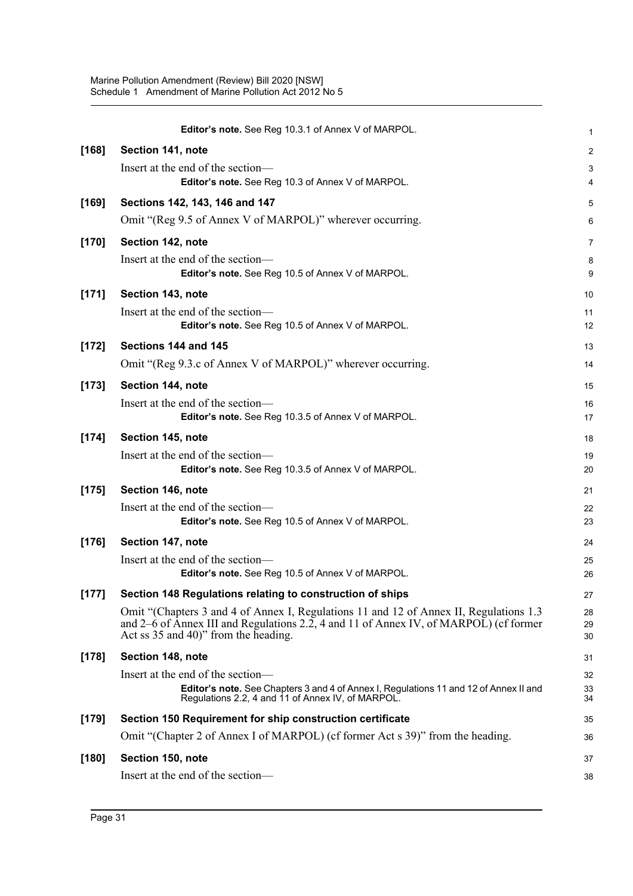**Editor's note.** See Reg 10.3.1 of Annex V of MARPOL.

**[168] Section 141, note**

Insert at the end of the section—

**Editor's note.** See Reg 10.3 of Annex V of MARPOL.

**[169] Sections 142, 143, 146 and 147**

Omit "(Reg 9.5 of Annex V of MARPOL)" wherever occurring.

**[170] Section 142, note**

Insert at the end of the section—

**Editor's note.** See Reg 10.5 of Annex V of MARPOL.

**[171] Section 143, note**

Insert at the end of the section—

**Editor's note.** See Reg 10.5 of Annex V of MARPOL.

**[172] Sections 144 and 145**

Omit "(Reg 9.3.c of Annex V of MARPOL)" wherever occurring.

**[173] Section 144, note**

Insert at the end of the section—

**Editor's note.** See Reg 10.3.5 of Annex V of MARPOL.

**[174] Section 145, note**

Insert at the end of the section—

**Editor's note.** See Reg 10.3.5 of Annex V of MARPOL.

**[175] Section 146, note**

Insert at the end of the section—

**Editor's note.** See Reg 10.5 of Annex V of MARPOL.

**[176] Section 147, note**

Insert at the end of the section—

**Editor's note.** See Reg 10.5 of Annex V of MARPOL.

**[177] Section 148 Regulations relating to construction of ships**

Omit "(Chapters 3 and 4 of Annex I, Regulations 11 and 12 of Annex II, Regulations 1.3 and 2–6 of Annex III and Regulations 2.2, 4 and 11 of Annex IV, of MARPOL) (cf former Act ss 35 and 40)" from the heading.

**[178] Section 148, note**

Insert at the end of the section—

**Editor's note.** See Chapters 3 and 4 of Annex I, Regulations 11 and 12 of Annex II and Regulations 2.2, 4 and 11 of Annex IV, of MARPOL.

**[179] Section 150 Requirement for ship construction certificate**

Omit "(Chapter 2 of Annex I of MARPOL) (cf former Act s 39)" from the heading.

**[180] Section 150, note**

Insert at the end of the section—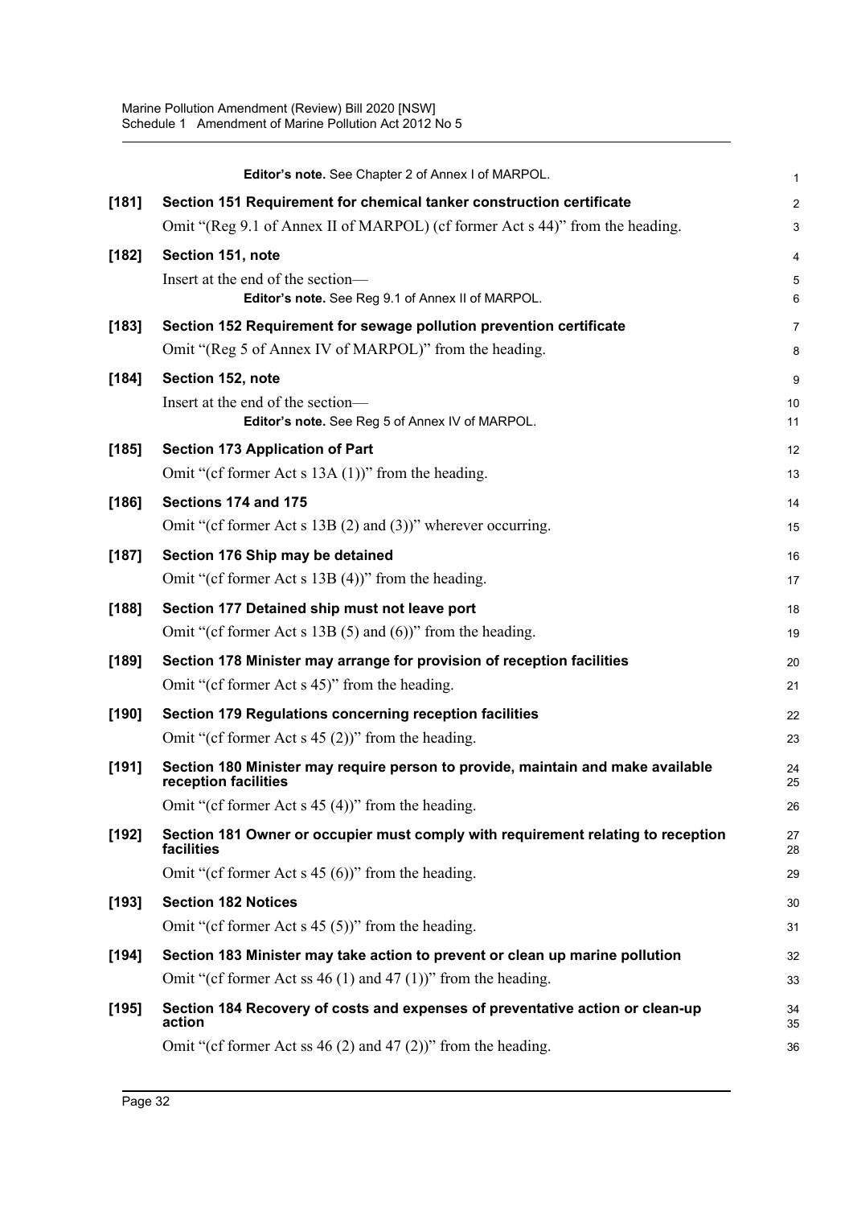**Editor's note.** See Chapter 2 of Annex I of MARPOL.

**[181] Section 151 Requirement for chemical tanker construction certificate**

Omit "(Reg 9.1 of Annex II of MARPOL) (cf former Act s 44)" from the heading.

**[182] Section 151, note**

Insert at the end of the section—

**Editor's note.** See Reg 9.1 of Annex II of MARPOL.

**[183] Section 152 Requirement for sewage pollution prevention certificate**

Omit "(Reg 5 of Annex IV of MARPOL)" from the heading.

**[184] Section 152, note**

Insert at the end of the section—

**Editor's note.** See Reg 5 of Annex IV of MARPOL.

**[185] Section 173 Application of Part**

Omit "(cf former Act s 13A (1))" from the heading.

**[186] Sections 174 and 175**

Omit "(cf former Act s 13B (2) and (3))" wherever occurring.

**[187] Section 176 Ship may be detained**

Omit "(cf former Act s 13B (4))" from the heading.

**[188] Section 177 Detained ship must not leave port**

Omit "(cf former Act s 13B (5) and (6))" from the heading.

**[189] Section 178 Minister may arrange for provision of reception facilities**

Omit "(cf former Act s 45)" from the heading.

**[190] Section 179 Regulations concerning reception facilities**

Omit "(cf former Act s 45 (2))" from the heading.

**[191] Section 180 Minister may require person to provide, maintain and make available reception facilities**

Omit "(cf former Act s 45 (4))" from the heading.

**[192] Section 181 Owner or occupier must comply with requirement relating to reception facilities**

Omit "(cf former Act s 45 (6))" from the heading.

**[193] Section 182 Notices**

Omit "(cf former Act s 45 (5))" from the heading.

**[194] Section 183 Minister may take action to prevent or clean up marine pollution**

Omit "(cf former Act ss 46 (1) and 47 (1))" from the heading.

**[195] Section 184 Recovery of costs and expenses of preventative action or clean-up action**

Omit "(cf former Act ss 46 (2) and 47 (2))" from the heading.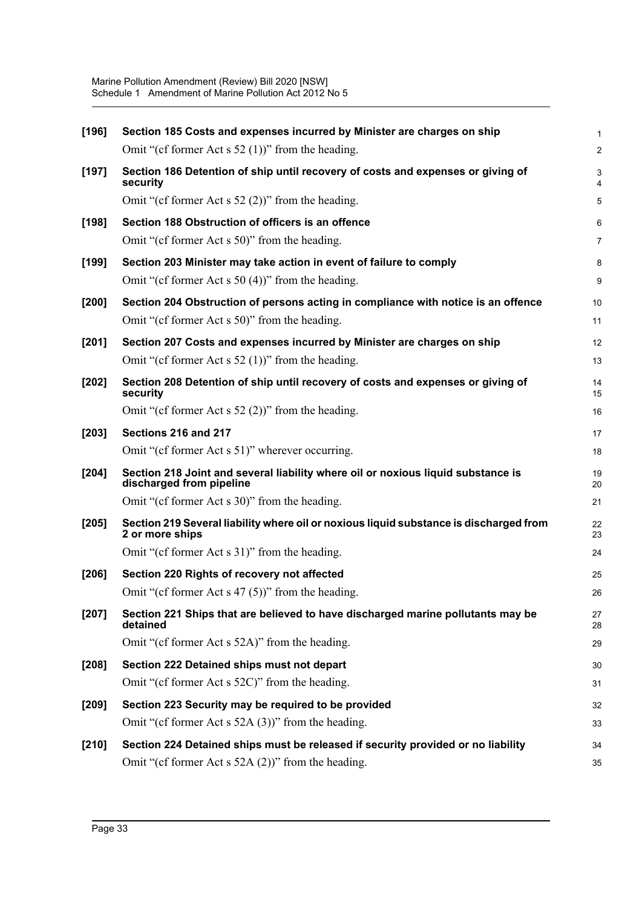**[196] Section 185 Costs and expenses incurred by Minister are charges on ship**

Omit "(cf former Act s 52 (1))" from the heading.

**[197] Section 186 Detention of ship until recovery of costs and expenses or giving of security**

Omit "(cf former Act s 52 (2))" from the heading.

**[198] Section 188 Obstruction of officers is an offence**

Omit "(cf former Act s 50)" from the heading.

**[199] Section 203 Minister may take action in event of failure to comply**

Omit "(cf former Act s 50 (4))" from the heading.

**[200] Section 204 Obstruction of persons acting in compliance with notice is an offence**

Omit "(cf former Act s 50)" from the heading.

**[201] Section 207 Costs and expenses incurred by Minister are charges on ship**

Omit "(cf former Act s 52 (1))" from the heading.

**[202] Section 208 Detention of ship until recovery of costs and expenses or giving of security**

Omit "(cf former Act s 52 (2))" from the heading.

**[203] Sections 216 and 217**

Omit "(cf former Act s 51)" wherever occurring.

**[204] Section 218 Joint and several liability where oil or noxious liquid substance is discharged from pipeline**

Omit "(cf former Act s 30)" from the heading.

**[205] Section 219 Several liability where oil or noxious liquid substance is discharged from 2 or more ships**

Omit "(cf former Act s 31)" from the heading.

**[206] Section 220 Rights of recovery not affected**

Omit "(cf former Act s 47 (5))" from the heading.

**[207] Section 221 Ships that are believed to have discharged marine pollutants may be detained**

Omit "(cf former Act s 52A)" from the heading.

**[208] Section 222 Detained ships must not depart**

Omit "(cf former Act s 52C)" from the heading.

**[209] Section 223 Security may be required to be provided**

Omit "(cf former Act s 52A (3))" from the heading.

**[210] Section 224 Detained ships must be released if security provided or no liability**

Omit "(cf former Act s 52A (2))" from the heading.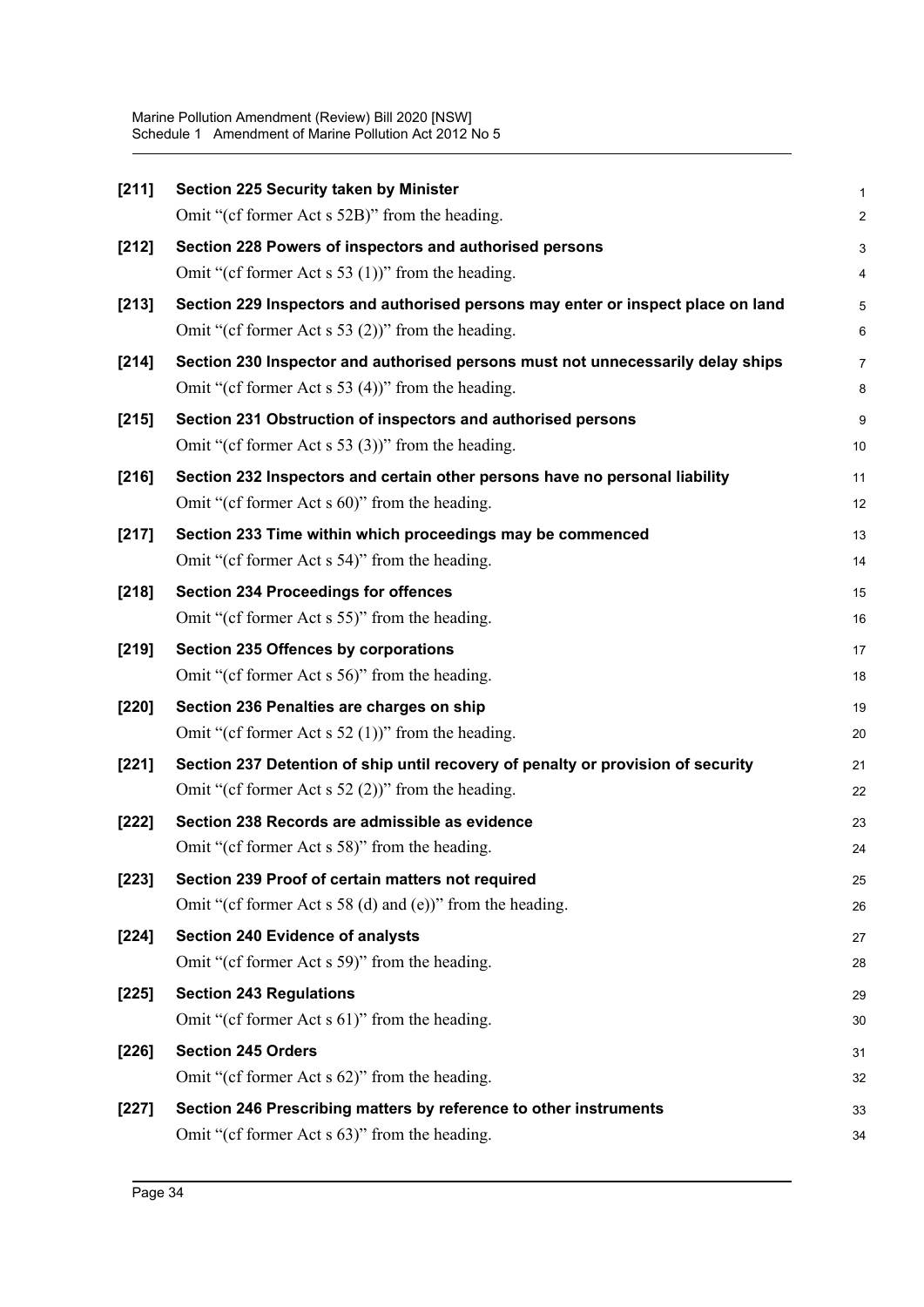**[211] Section 225 Security taken by Minister**

Omit "(cf former Act s 52B)" from the heading.

**[212] Section 228 Powers of inspectors and authorised persons**

Omit "(cf former Act s 53 (1))" from the heading.

**[213] Section 229 Inspectors and authorised persons may enter or inspect place on land**

Omit "(cf former Act s 53 (2))" from the heading.

**[214] Section 230 Inspector and authorised persons must not unnecessarily delay ships**

Omit "(cf former Act s 53 (4))" from the heading.

**[215] Section 231 Obstruction of inspectors and authorised persons**

Omit "(cf former Act s 53 (3))" from the heading.

**[216] Section 232 Inspectors and certain other persons have no personal liability**

Omit "(cf former Act s 60)" from the heading.

**[217] Section 233 Time within which proceedings may be commenced**

Omit "(cf former Act s 54)" from the heading.

**[218] Section 234 Proceedings for offences**

Omit "(cf former Act s 55)" from the heading.

**[219] Section 235 Offences by corporations**

Omit "(cf former Act s 56)" from the heading.

**[220] Section 236 Penalties are charges on ship**

Omit "(cf former Act s 52 (1))" from the heading.

**[221] Section 237 Detention of ship until recovery of penalty or provision of security**

Omit "(cf former Act s 52 (2))" from the heading.

**[222] Section 238 Records are admissible as evidence**

Omit "(cf former Act s 58)" from the heading.

**[223] Section 239 Proof of certain matters not required**

Omit "(cf former Act s 58 (d) and (e))" from the heading.

**[224] Section 240 Evidence of analysts**

Omit "(cf former Act s 59)" from the heading.

**[225] Section 243 Regulations**

Omit "(cf former Act s 61)" from the heading.

**[226] Section 245 Orders**

Omit "(cf former Act s 62)" from the heading.

**[227] Section 246 Prescribing matters by reference to other instruments**

Omit "(cf former Act s 63)" from the heading.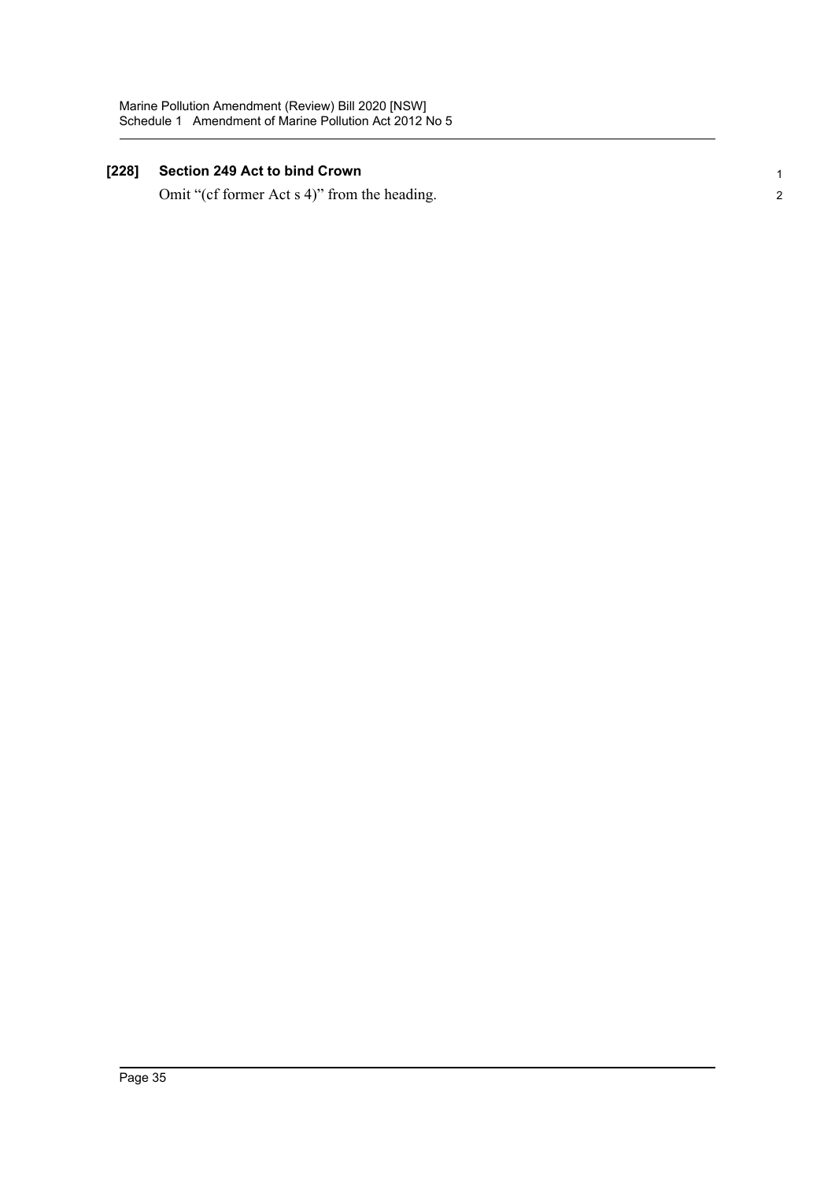**[228] Section 249 Act to bind Crown**

Omit "(cf former Act s 4)" from the heading.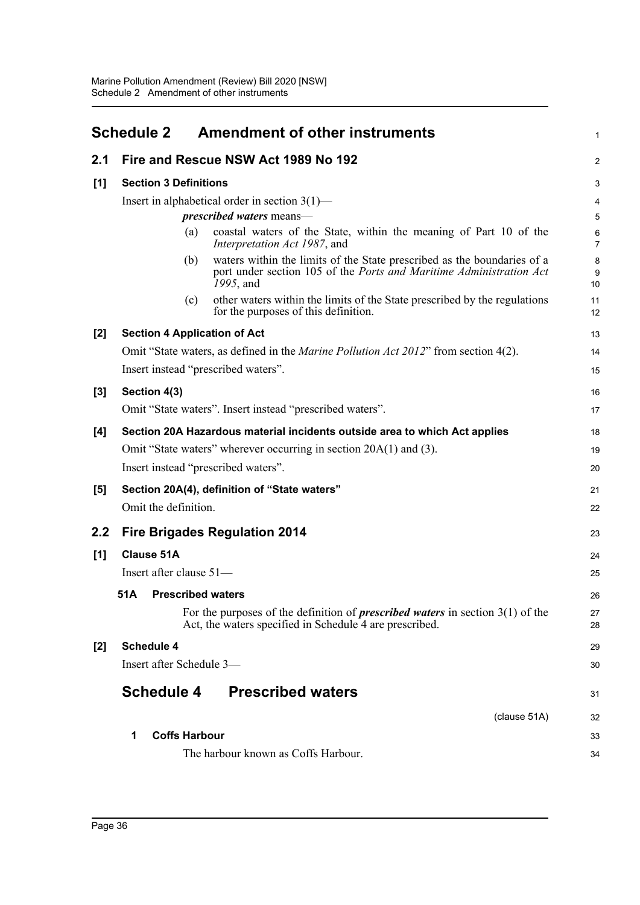# Schedule 2 Amendment of other instruments

## 2.1 Fire and Rescue NSW Act 1989 No 192

### [1] Section 3 Definitions

Insert in alphabetical order in section 3(1)—

***prescribed waters*** means—

(a) coastal waters of the State, within the meaning of Part 10 of the *Interpretation Act 1987*, and

(b) waters within the limits of the State prescribed as the boundaries of a port under section 105 of the *Ports and Maritime Administration Act 1995*, and

(c) other waters within the limits of the State prescribed by the regulations for the purposes of this definition.

### [2] Section 4 Application of Act

Omit "State waters, as defined in the *Marine Pollution Act 2012*" from section 4(2).

Insert instead "prescribed waters".

### [3] Section 4(3)

Omit "State waters". Insert instead "prescribed waters".

### [4] Section 20A Hazardous material incidents outside area to which Act applies

Omit "State waters" wherever occurring in section 20A(1) and (3).

Insert instead "prescribed waters".

### [5] Section 20A(4), definition of "State waters"

Omit the definition.

## 2.2 Fire Brigades Regulation 2014

### [1] Clause 51A

Insert after clause 51—

**51A Prescribed waters**

For the purposes of the definition of ***prescribed waters*** in section 3(1) of the Act, the waters specified in Schedule 4 are prescribed.

### [2] Schedule 4

Insert after Schedule 3—

## Schedule 4 Prescribed waters

(clause 51A)

**1 Coffs Harbour**

The harbour known as Coffs Harbour.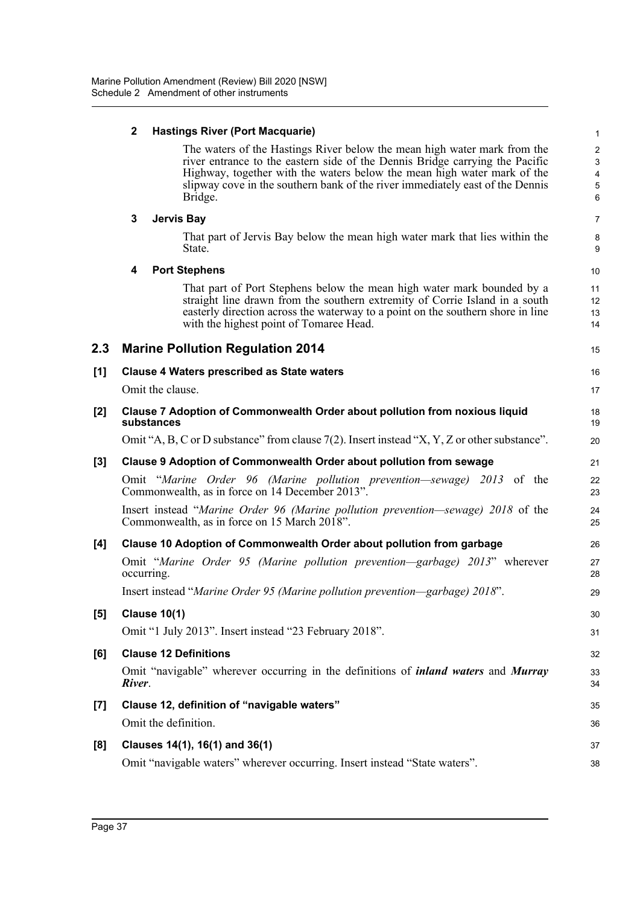**2 Hastings River (Port Macquarie)**

The waters of the Hastings River below the mean high water mark from the river entrance to the eastern side of the Dennis Bridge carrying the Pacific Highway, together with the waters below the mean high water mark of the slipway cove in the southern bank of the river immediately east of the Dennis Bridge.

**3 Jervis Bay**

That part of Jervis Bay below the mean high water mark that lies within the State.

**4 Port Stephens**

That part of Port Stephens below the mean high water mark bounded by a straight line drawn from the southern extremity of Corrie Island in a south easterly direction across the waterway to a point on the southern shore in line with the highest point of Tomaree Head.

## 2.3 Marine Pollution Regulation 2014

**[1] Clause 4 Waters prescribed as State waters**

Omit the clause.

**[2] Clause 7 Adoption of Commonwealth Order about pollution from noxious liquid substances**

Omit "A, B, C or D substance" from clause 7(2). Insert instead "X, Y, Z or other substance".

**[3] Clause 9 Adoption of Commonwealth Order about pollution from sewage**

Omit "*Marine Order 96 (Marine pollution prevention—sewage) 2013* of the Commonwealth, as in force on 14 December 2013".

Insert instead "*Marine Order 96 (Marine pollution prevention—sewage) 2018* of the Commonwealth, as in force on 15 March 2018".

**[4] Clause 10 Adoption of Commonwealth Order about pollution from garbage**

Omit "*Marine Order 95 (Marine pollution prevention—garbage) 2013*" wherever occurring.

Insert instead "*Marine Order 95 (Marine pollution prevention—garbage) 2018*".

**[5] Clause 10(1)**

Omit "1 July 2013". Insert instead "23 February 2018".

**[6] Clause 12 Definitions**

Omit "navigable" wherever occurring in the definitions of ***inland waters*** and ***Murray River***.

**[7] Clause 12, definition of "navigable waters"**

Omit the definition.

**[8] Clauses 14(1), 16(1) and 36(1)**

Omit "navigable waters" wherever occurring. Insert instead "State waters".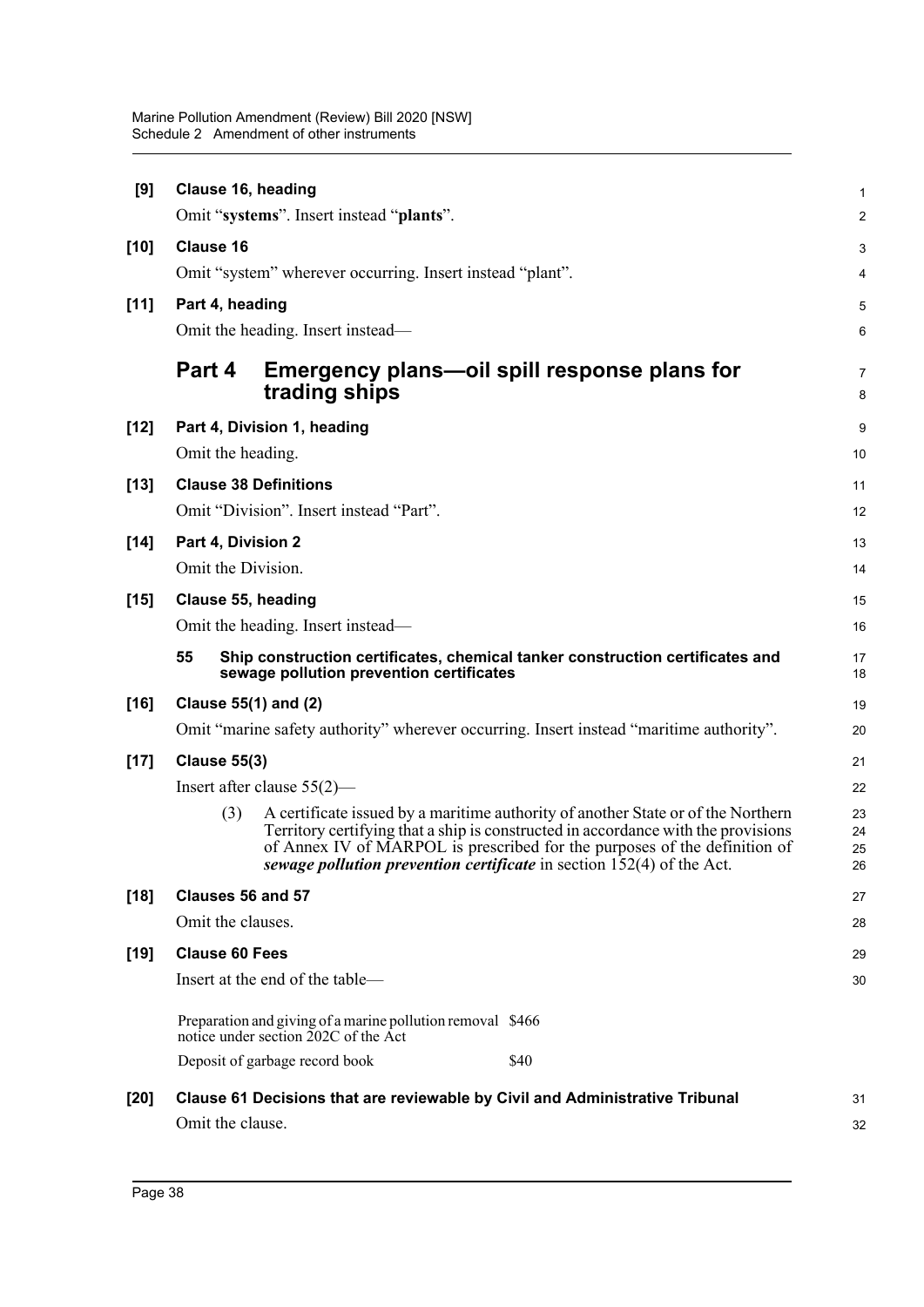**[9] Clause 16, heading**

Omit "**systems**". Insert instead "**plants**".

**[10] Clause 16**

Omit "system" wherever occurring. Insert instead "plant".

**[11] Part 4, heading**

Omit the heading. Insert instead—

## Part 4 Emergency plans—oil spill response plans for trading ships

**[12] Part 4, Division 1, heading**

Omit the heading.

**[13] Clause 38 Definitions**

Omit "Division". Insert instead "Part".

**[14] Part 4, Division 2**

Omit the Division.

**[15] Clause 55, heading**

Omit the heading. Insert instead—

**55 Ship construction certificates, chemical tanker construction certificates and sewage pollution prevention certificates**

**[16] Clause 55(1) and (2)**

Omit "marine safety authority" wherever occurring. Insert instead "maritime authority".

**[17] Clause 55(3)**

Insert after clause 55(2)—

(3) A certificate issued by a maritime authority of another State or of the Northern Territory certifying that a ship is constructed in accordance with the provisions of Annex IV of MARPOL is prescribed for the purposes of the definition of ***sewage pollution prevention certificate*** in section 152(4) of the Act.

**[18] Clauses 56 and 57**

Omit the clauses.

**[19] Clause 60 Fees**

Insert at the end of the table—

| | |
|---|---|
| Preparation and giving of a marine pollution removal notice under section 202C of the Act | \$466 |
| Deposit of garbage record book | \$40 |

**[20] Clause 61 Decisions that are reviewable by Civil and Administrative Tribunal**

Omit the clause.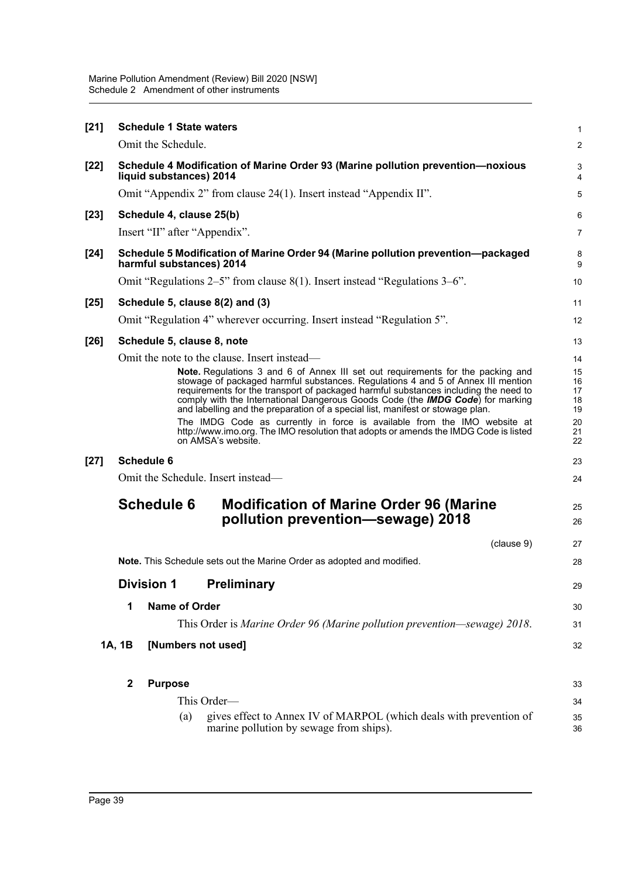**[21] Schedule 1 State waters**

Omit the Schedule.

**[22] Schedule 4 Modification of Marine Order 93 (Marine pollution prevention—noxious liquid substances) 2014**

Omit "Appendix 2" from clause 24(1). Insert instead "Appendix II".

**[23] Schedule 4, clause 25(b)**

Insert "II" after "Appendix".

**[24] Schedule 5 Modification of Marine Order 94 (Marine pollution prevention—packaged harmful substances) 2014**

Omit "Regulations 2–5" from clause 8(1). Insert instead "Regulations 3–6".

**[25] Schedule 5, clause 8(2) and (3)**

Omit "Regulation 4" wherever occurring. Insert instead "Regulation 5".

**[26] Schedule 5, clause 8, note**

Omit the note to the clause. Insert instead—

> **Note.** Regulations 3 and 6 of Annex III set out requirements for the packing and stowage of packaged harmful substances. Regulations 4 and 5 of Annex III mention requirements for the transport of packaged harmful substances including the need to comply with the International Dangerous Goods Code (the ***IMDG Code***) for marking and labelling and the preparation of a special list, manifest or stowage plan.
>
> The IMDG Code as currently in force is available from the IMO website at http://www.imo.org. The IMO resolution that adopts or amends the IMDG Code is listed on AMSA's website.

**[27] Schedule 6**

Omit the Schedule. Insert instead—

# Schedule 6 Modification of Marine Order 96 (Marine pollution prevention—sewage) 2018

(clause 9)

**Note.** This Schedule sets out the Marine Order as adopted and modified.

## Division 1 Preliminary

### 1 Name of Order

This Order is *Marine Order 96 (Marine pollution prevention—sewage) 2018*.

### 1A, 1B [Numbers not used]

### 2 Purpose

This Order—

(a) gives effect to Annex IV of MARPOL (which deals with prevention of marine pollution by sewage from ships).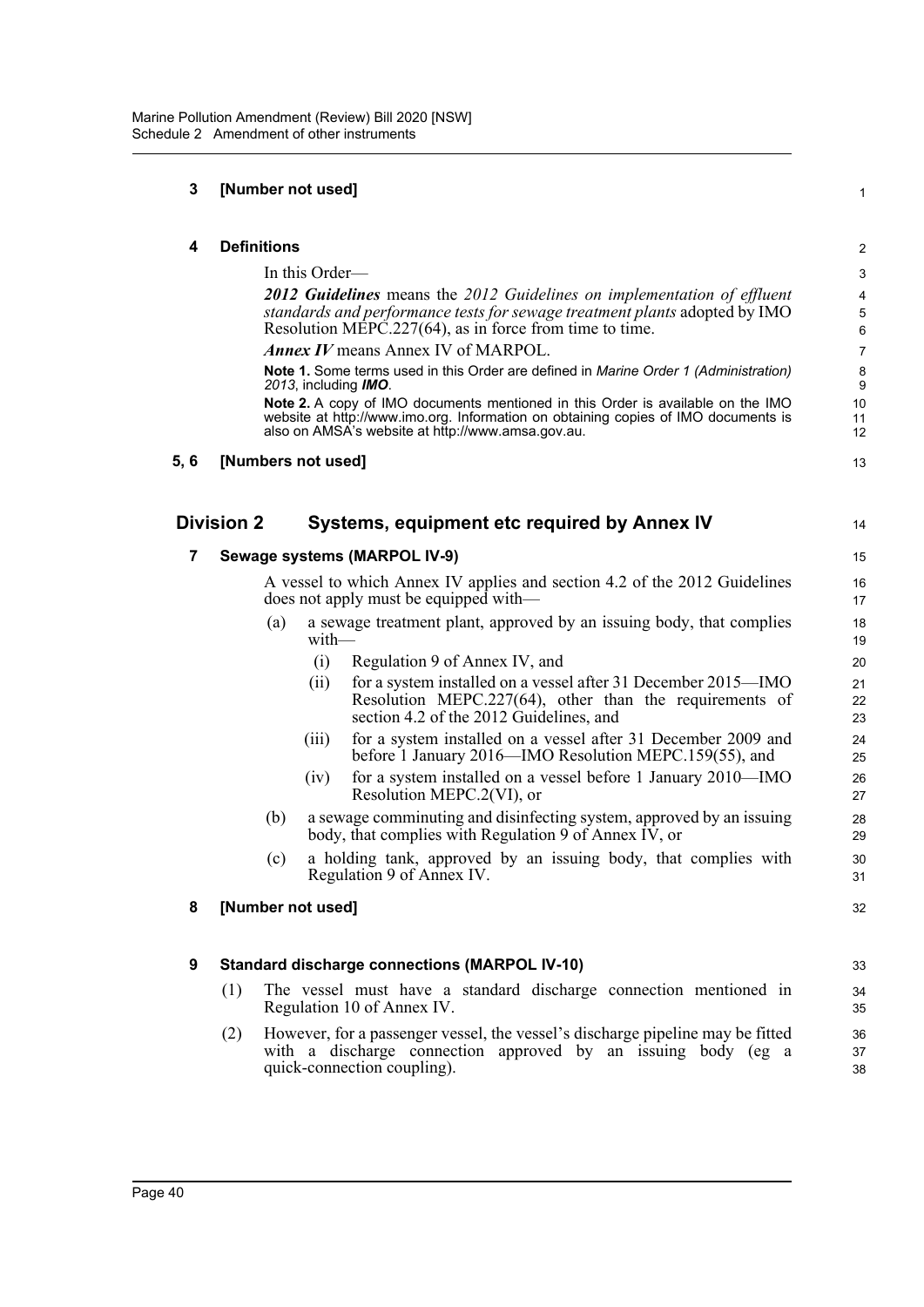**3 [Number not used]**

**4 Definitions**

In this Order—

***2012 Guidelines*** means the *2012 Guidelines on implementation of effluent standards and performance tests for sewage treatment plants* adopted by IMO Resolution MEPC.227(64), as in force from time to time.

***Annex IV*** means Annex IV of MARPOL.

**Note 1.** Some terms used in this Order are defined in *Marine Order 1 (Administration) 2013*, including ***IMO***.

**Note 2.** A copy of IMO documents mentioned in this Order is available on the IMO website at http://www.imo.org. Information on obtaining copies of IMO documents is also on AMSA's website at http://www.amsa.gov.au.

**5, 6 [Numbers not used]**

## Division 2 Systems, equipment etc required by Annex IV

**7 Sewage systems (MARPOL IV-9)**

A vessel to which Annex IV applies and section 4.2 of the 2012 Guidelines does not apply must be equipped with—

(a) a sewage treatment plant, approved by an issuing body, that complies with—

(i) Regulation 9 of Annex IV, and

(ii) for a system installed on a vessel after 31 December 2015—IMO Resolution MEPC.227(64), other than the requirements of section 4.2 of the 2012 Guidelines, and

(iii) for a system installed on a vessel after 31 December 2009 and before 1 January 2016—IMO Resolution MEPC.159(55), and

(iv) for a system installed on a vessel before 1 January 2010—IMO Resolution MEPC.2(VI), or

(b) a sewage comminuting and disinfecting system, approved by an issuing body, that complies with Regulation 9 of Annex IV, or

(c) a holding tank, approved by an issuing body, that complies with Regulation 9 of Annex IV.

**8 [Number not used]**

**9 Standard discharge connections (MARPOL IV-10)**

(1) The vessel must have a standard discharge connection mentioned in Regulation 10 of Annex IV.

(2) However, for a passenger vessel, the vessel's discharge pipeline may be fitted with a discharge connection approved by an issuing body (eg a quick-connection coupling).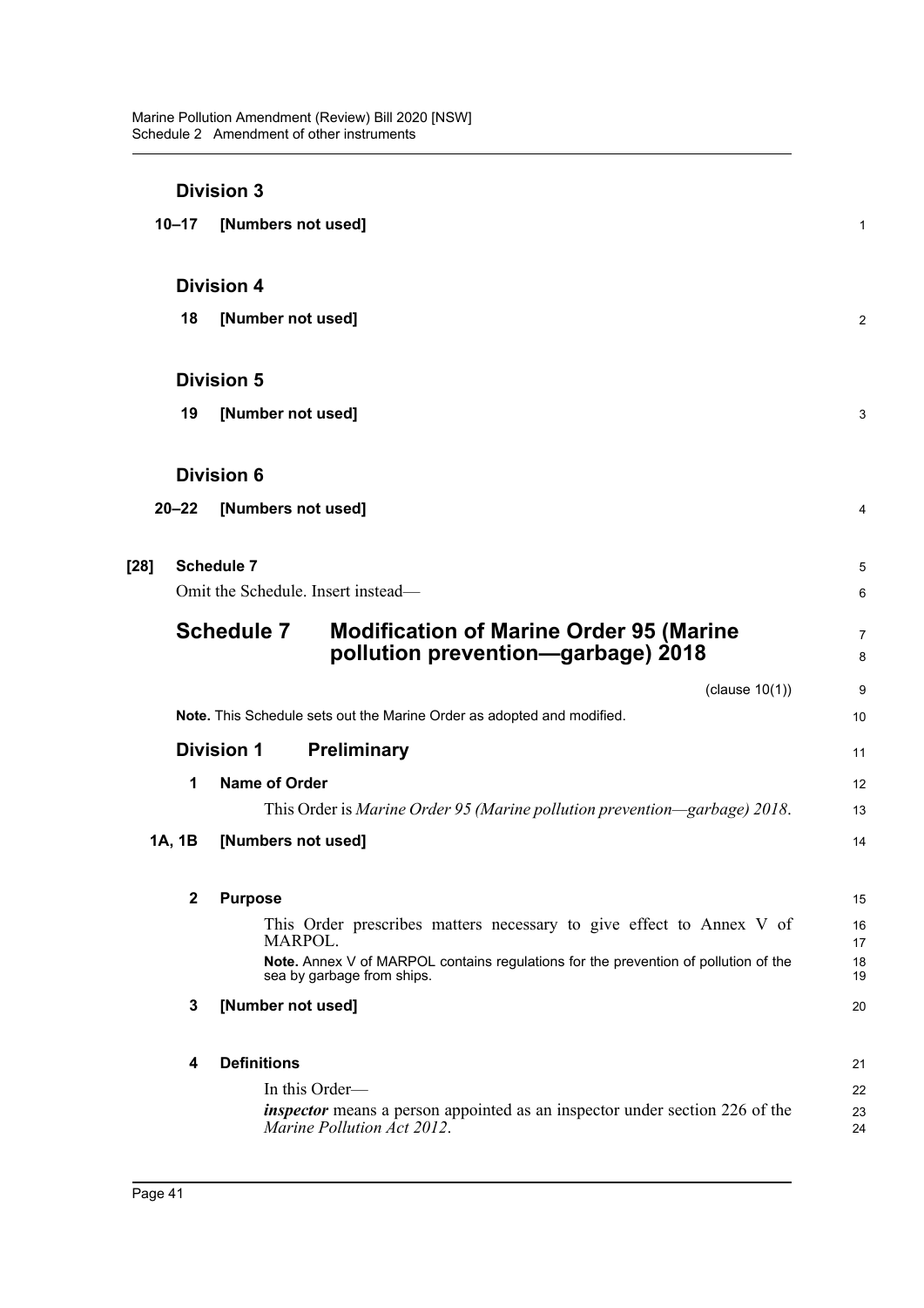### Division 3

**10–17 [Numbers not used]**

### Division 4

**18 [Number not used]**

### Division 5

**19 [Number not used]**

### Division 6

**20–22 [Numbers not used]**

**[28] Schedule 7**

Omit the Schedule. Insert instead—

## Schedule 7 Modification of Marine Order 95 (Marine pollution prevention—garbage) 2018

(clause 10(1))

**Note.** This Schedule sets out the Marine Order as adopted and modified.

### Division 1 Preliminary

**1 Name of Order**

This Order is *Marine Order 95 (Marine pollution prevention—garbage) 2018*.

**1A, 1B [Numbers not used]**

**2 Purpose**

This Order prescribes matters necessary to give effect to Annex V of MARPOL.

**Note.** Annex V of MARPOL contains regulations for the prevention of pollution of the sea by garbage from ships.

**3 [Number not used]**

**4 Definitions**

In this Order—

***inspector*** means a person appointed as an inspector under section 226 of the *Marine Pollution Act 2012*.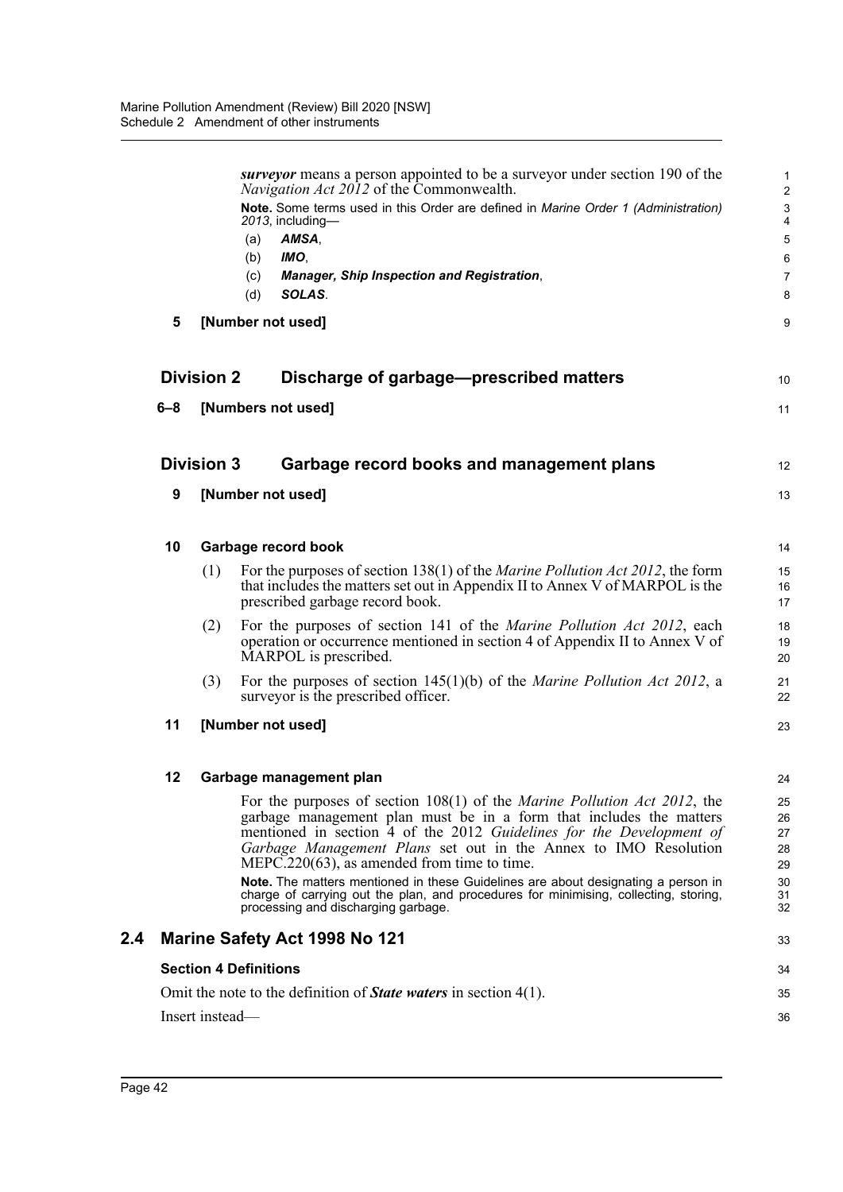***surveyor*** means a person appointed to be a surveyor under section 190 of the *Navigation Act 2012* of the Commonwealth.

**Note.** Some terms used in this Order are defined in *Marine Order 1 (Administration) 2013*, including—

(a) ***AMSA***,

(b) ***IMO***,

(c) ***Manager, Ship Inspection and Registration***,

(d) ***SOLAS***.

**5 [Number not used]**

### Division 2 Discharge of garbage—prescribed matters

**6–8 [Numbers not used]**

### Division 3 Garbage record books and management plans

**9 [Number not used]**

**10 Garbage record book**

(1) For the purposes of section 138(1) of the *Marine Pollution Act 2012*, the form that includes the matters set out in Appendix II to Annex V of MARPOL is the prescribed garbage record book.

(2) For the purposes of section 141 of the *Marine Pollution Act 2012*, each operation or occurrence mentioned in section 4 of Appendix II to Annex V of MARPOL is prescribed.

(3) For the purposes of section 145(1)(b) of the *Marine Pollution Act 2012*, a surveyor is the prescribed officer.

**11 [Number not used]**

**12 Garbage management plan**

For the purposes of section 108(1) of the *Marine Pollution Act 2012*, the garbage management plan must be in a form that includes the matters mentioned in section 4 of the 2012 *Guidelines for the Development of Garbage Management Plans* set out in the Annex to IMO Resolution MEPC.220(63), as amended from time to time.

**Note.** The matters mentioned in these Guidelines are about designating a person in charge of carrying out the plan, and procedures for minimising, collecting, storing, processing and discharging garbage.

## 2.4 Marine Safety Act 1998 No 121

**Section 4 Definitions**

Omit the note to the definition of ***State waters*** in section 4(1).

Insert instead—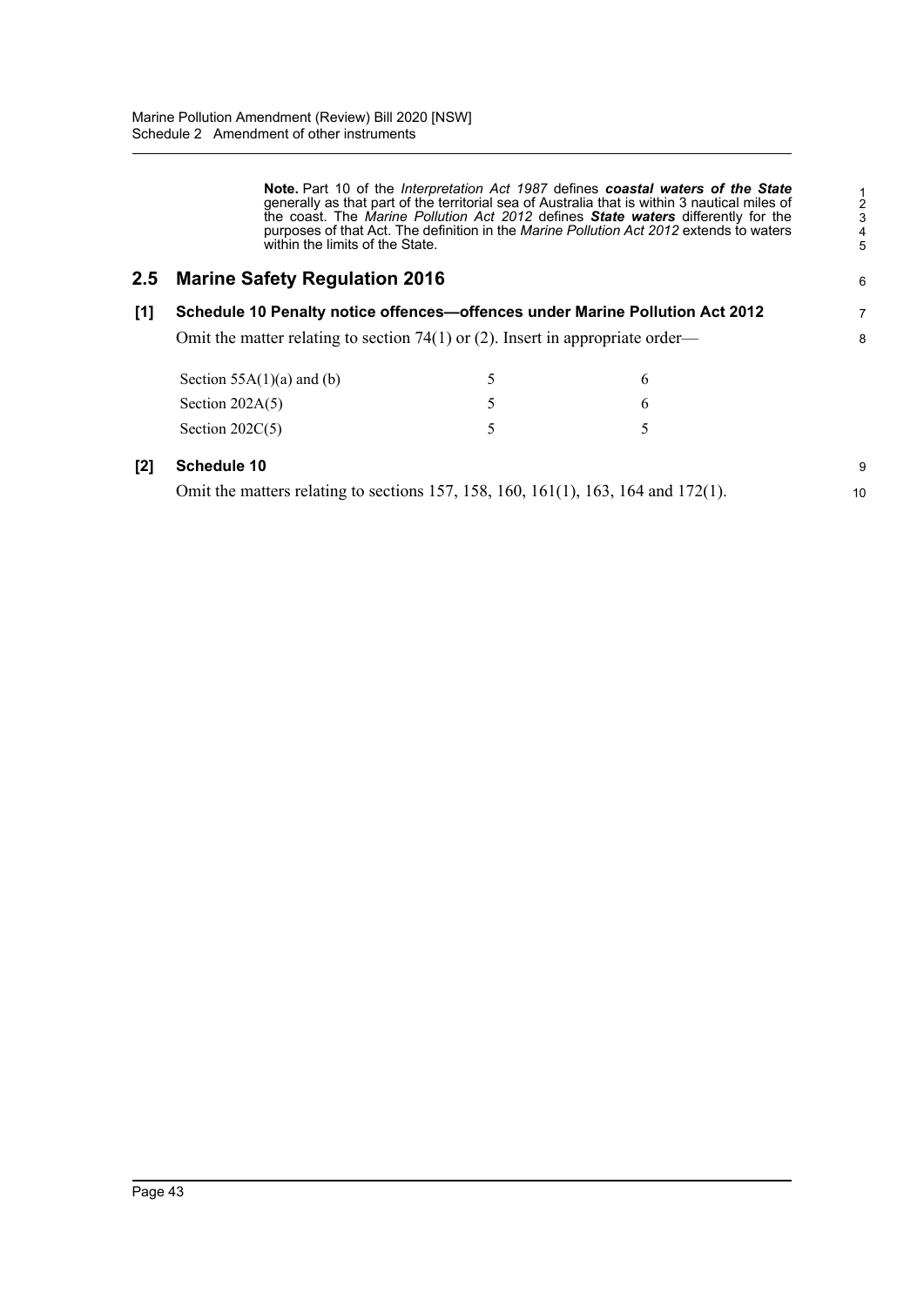**Note.** Part 10 of the *Interpretation Act 1987* defines ***coastal waters of the State*** generally as that part of the territorial sea of Australia that is within 3 nautical miles of the coast. The *Marine Pollution Act 2012* defines ***State waters*** differently for the purposes of that Act. The definition in the *Marine Pollution Act 2012* extends to waters within the limits of the State.

## 2.5 Marine Safety Regulation 2016

### [1] Schedule 10 Penalty notice offences—offences under Marine Pollution Act 2012

Omit the matter relating to section 74(1) or (2). Insert in appropriate order—

| | | |
|---|---|---|
| Section 55A(1)(a) and (b) | 5 | 6 |
| Section 202A(5) | 5 | 6 |
| Section 202C(5) | 5 | 5 |

### [2] Schedule 10

Omit the matters relating to sections 157, 158, 160, 161(1), 163, 164 and 172(1).